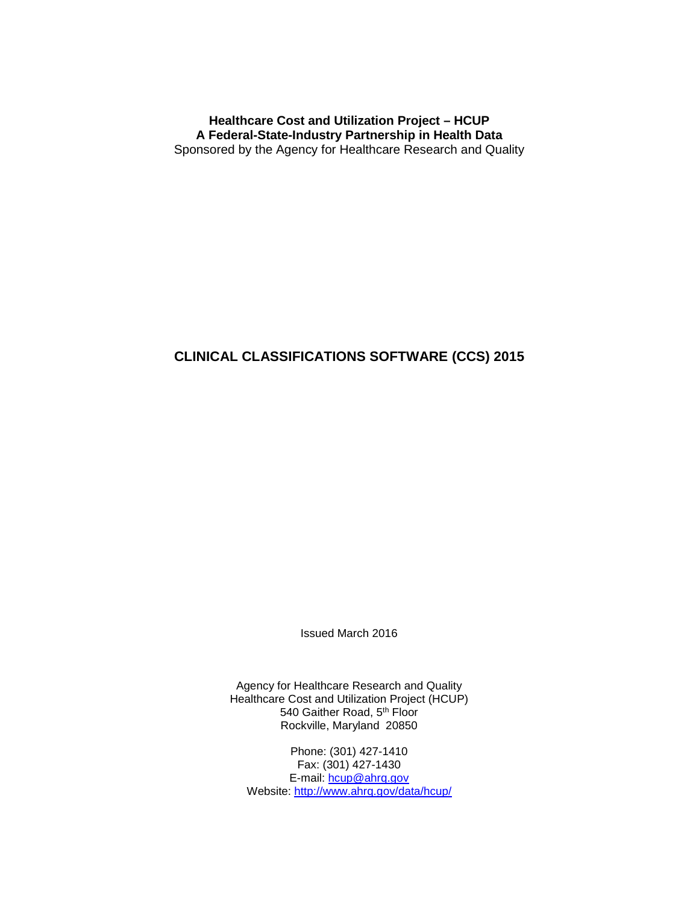**Healthcare Cost and Utilization Project – HCUP**
**A Federal-State-Industry Partnership in Health Data**
Sponsored by the Agency for Healthcare Research and Quality

# CLINICAL CLASSIFICATIONS SOFTWARE (CCS) 2015

Issued March 2016

Agency for Healthcare Research and Quality
Healthcare Cost and Utilization Project (HCUP)
540 Gaither Road, 5th Floor
Rockville, Maryland 20850

Phone: (301) 427-1410
Fax: (301) 427-1430
E-mail: hcup@ahrq.gov
Website: http://www.ahrq.gov/data/hcup/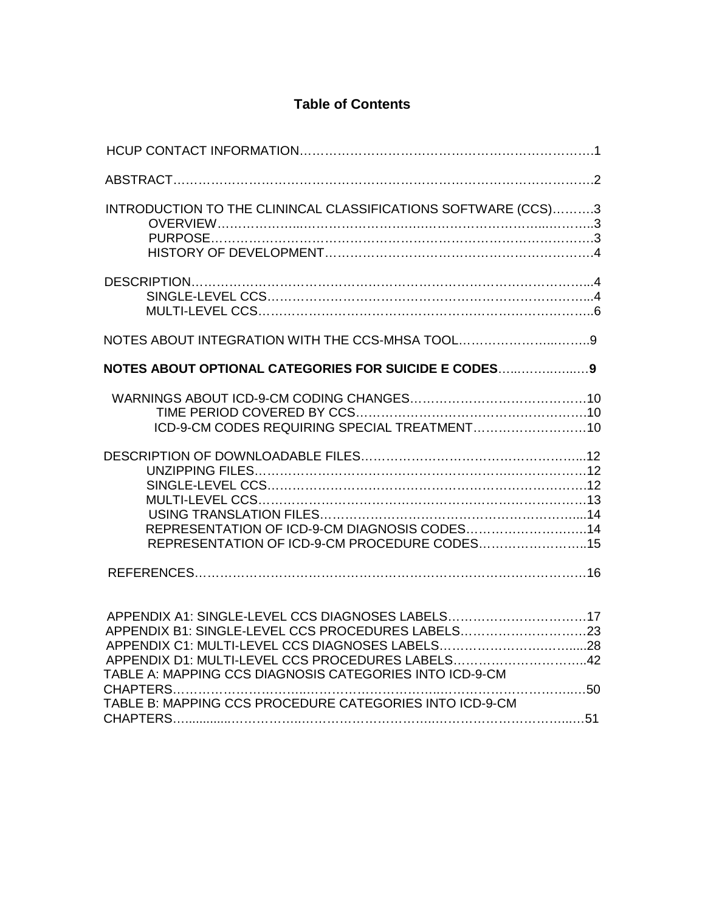# Table of Contents

HCUP CONTACT INFORMATION……………………………………………………………….1

ABSTRACT……………………………………………………………………………………….2

INTRODUCTION TO THE CLININCAL CLASSIFICATIONS SOFTWARE (CCS)……….3
- OVERVIEW……………...………………….……………………….……...………..3
- PURPOSE………………………………………………………………………………3
- HISTORY OF DEVELOPMENT………………………………………………………4

DESCRIPTION………………………………………………………………………………..4
- SINGLE-LEVEL CCS……………………………………………………………………..4
- MULTI-LEVEL CCS………………………………………………………………………..6

NOTES ABOUT INTEGRATION WITH THE CCS-MHSA TOOL……………………...…….9

**NOTES ABOUT OPTIONAL CATEGORIES FOR SUICIDE E CODES**…...……..……9

WARNINGS ABOUT ICD-9-CM CODING CHANGES……………………………………10
- TIME PERIOD COVERED BY CCS………………………………………………10
- ICD-9-CM CODES REQUIRING SPECIAL TREATMENT………………………10

DESCRIPTION OF DOWNLOADABLE FILES……………………………………………...12
- UNZIPPING FILES…………………………………………………………………12
- SINGLE-LEVEL CCS…………………………………………………………………12
- MULTI-LEVEL CCS…………………………………………………………………13
- USING TRANSLATION FILES…………………………………………………….....14
- REPRESENTATION OF ICD-9-CM DIAGNOSIS CODES………………………….14
- REPRESENTATION OF ICD-9-CM PROCEDURE CODES……………………...15

REFERENCES…………………………………………………………………………………16

APPENDIX A1: SINGLE-LEVEL CCS DIAGNOSES LABELS……………………………17
APPENDIX B1: SINGLE-LEVEL CCS PROCEDURES LABELS…………………………23
APPENDIX C1: MULTI-LEVEL CCS DIAGNOSES LABELS……………………………....28
APPENDIX D1: MULTI-LEVEL CCS PROCEDURES LABELS…………………………..42
TABLE A: MAPPING CCS DIAGNOSIS CATEGORIES INTO ICD-9-CM CHAPTERS………………………………………………………………………………50
TABLE B: MAPPING CCS PROCEDURE CATEGORIES INTO ICD-9-CM CHAPTERS………………………………………………………………………………51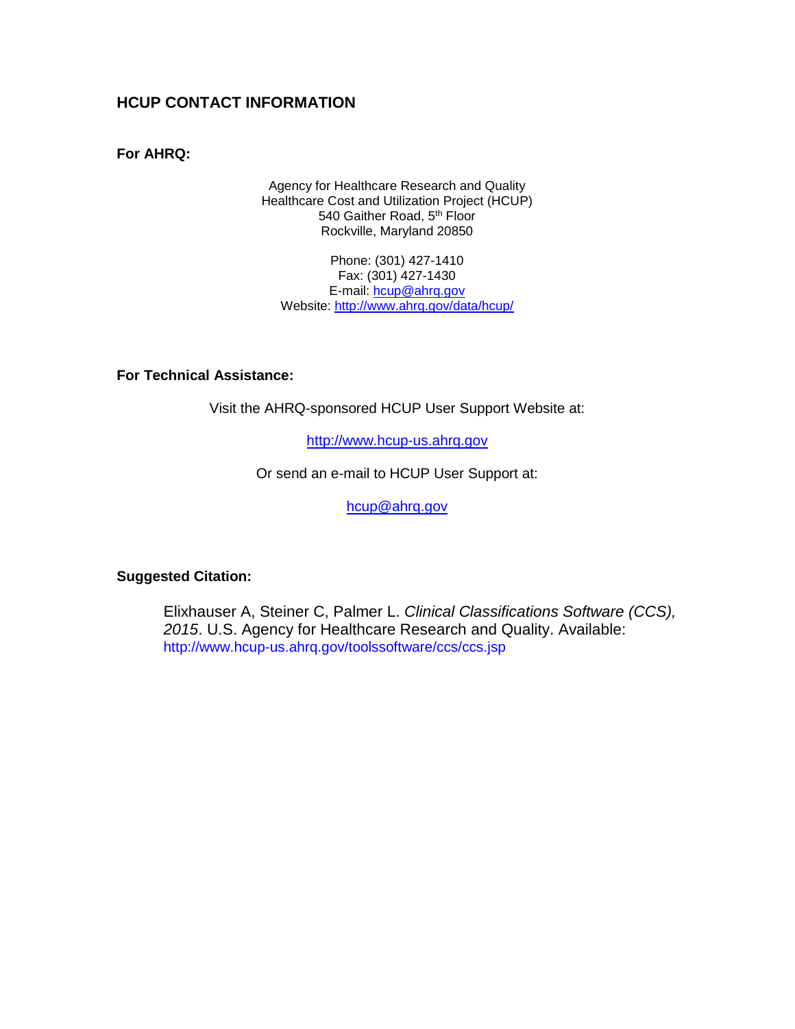## HCUP CONTACT INFORMATION

**For AHRQ:**

Agency for Healthcare Research and Quality
Healthcare Cost and Utilization Project (HCUP)
540 Gaither Road, 5th Floor
Rockville, Maryland 20850

Phone: (301) 427-1410
Fax: (301) 427-1430
E-mail: hcup@ahrq.gov
Website: http://www.ahrq.gov/data/hcup/

**For Technical Assistance:**

Visit the AHRQ-sponsored HCUP User Support Website at:

http://www.hcup-us.ahrq.gov

Or send an e-mail to HCUP User Support at:

hcup@ahrq.gov

**Suggested Citation:**

Elixhauser A, Steiner C, Palmer L. *Clinical Classifications Software (CCS), 2015*. U.S. Agency for Healthcare Research and Quality. Available: http://www.hcup-us.ahrq.gov/toolssoftware/ccs/ccs.jsp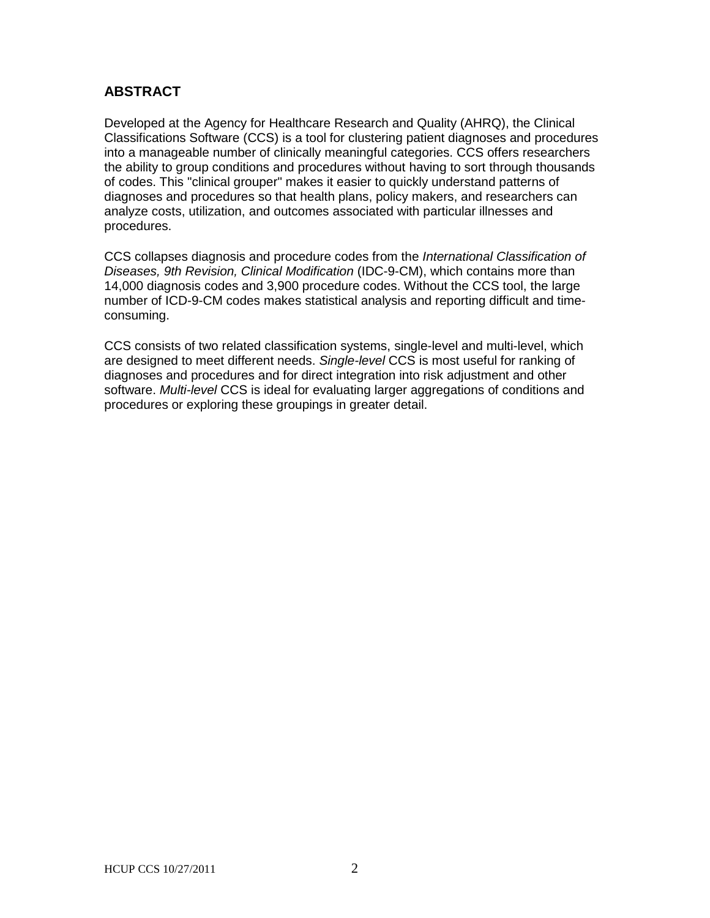## ABSTRACT

Developed at the Agency for Healthcare Research and Quality (AHRQ), the Clinical Classifications Software (CCS) is a tool for clustering patient diagnoses and procedures into a manageable number of clinically meaningful categories. CCS offers researchers the ability to group conditions and procedures without having to sort through thousands of codes. This "clinical grouper" makes it easier to quickly understand patterns of diagnoses and procedures so that health plans, policy makers, and researchers can analyze costs, utilization, and outcomes associated with particular illnesses and procedures.

CCS collapses diagnosis and procedure codes from the *International Classification of Diseases, 9th Revision, Clinical Modification* (IDC-9-CM), which contains more than 14,000 diagnosis codes and 3,900 procedure codes. Without the CCS tool, the large number of ICD-9-CM codes makes statistical analysis and reporting difficult and time-consuming.

CCS consists of two related classification systems, single-level and multi-level, which are designed to meet different needs. *Single-level* CCS is most useful for ranking of diagnoses and procedures and for direct integration into risk adjustment and other software. *Multi-level* CCS is ideal for evaluating larger aggregations of conditions and procedures or exploring these groupings in greater detail.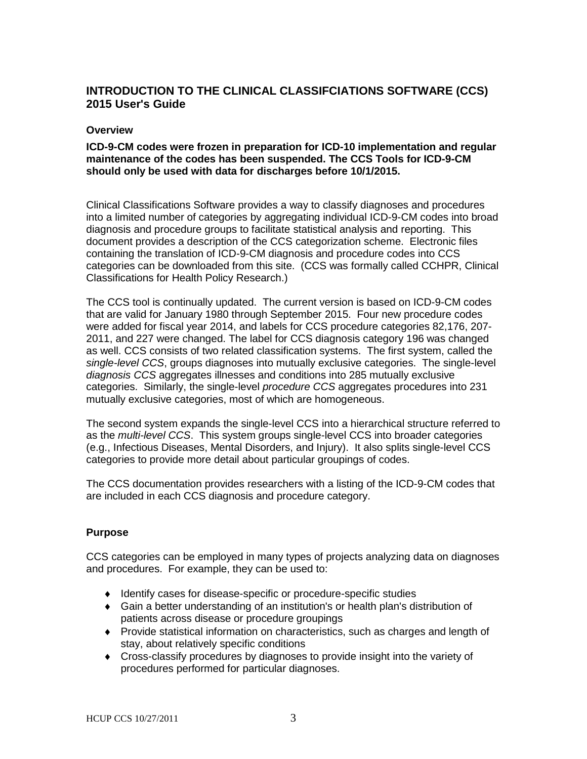## INTRODUCTION TO THE CLINICAL CLASSIFCIATIONS SOFTWARE (CCS) 2015 User's Guide

### Overview

**ICD-9-CM codes were frozen in preparation for ICD-10 implementation and regular maintenance of the codes has been suspended. The CCS Tools for ICD-9-CM should only be used with data for discharges before 10/1/2015.**

Clinical Classifications Software provides a way to classify diagnoses and procedures into a limited number of categories by aggregating individual ICD-9-CM codes into broad diagnosis and procedure groups to facilitate statistical analysis and reporting. This document provides a description of the CCS categorization scheme. Electronic files containing the translation of ICD-9-CM diagnosis and procedure codes into CCS categories can be downloaded from this site. (CCS was formally called CCHPR, Clinical Classifications for Health Policy Research.)

The CCS tool is continually updated. The current version is based on ICD-9-CM codes that are valid for January 1980 through September 2015. Four new procedure codes were added for fiscal year 2014, and labels for CCS procedure categories 82,176, 207-2011, and 227 were changed. The label for CCS diagnosis category 196 was changed as well. CCS consists of two related classification systems. The first system, called the *single-level CCS*, groups diagnoses into mutually exclusive categories. The single-level *diagnosis CCS* aggregates illnesses and conditions into 285 mutually exclusive categories. Similarly, the single-level *procedure CCS* aggregates procedures into 231 mutually exclusive categories, most of which are homogeneous.

The second system expands the single-level CCS into a hierarchical structure referred to as the *multi-level CCS*. This system groups single-level CCS into broader categories (e.g., Infectious Diseases, Mental Disorders, and Injury). It also splits single-level CCS categories to provide more detail about particular groupings of codes.

The CCS documentation provides researchers with a listing of the ICD-9-CM codes that are included in each CCS diagnosis and procedure category.

### Purpose

CCS categories can be employed in many types of projects analyzing data on diagnoses and procedures. For example, they can be used to:

- Identify cases for disease-specific or procedure-specific studies
- Gain a better understanding of an institution's or health plan's distribution of patients across disease or procedure groupings
- Provide statistical information on characteristics, such as charges and length of stay, about relatively specific conditions
- Cross-classify procedures by diagnoses to provide insight into the variety of procedures performed for particular diagnoses.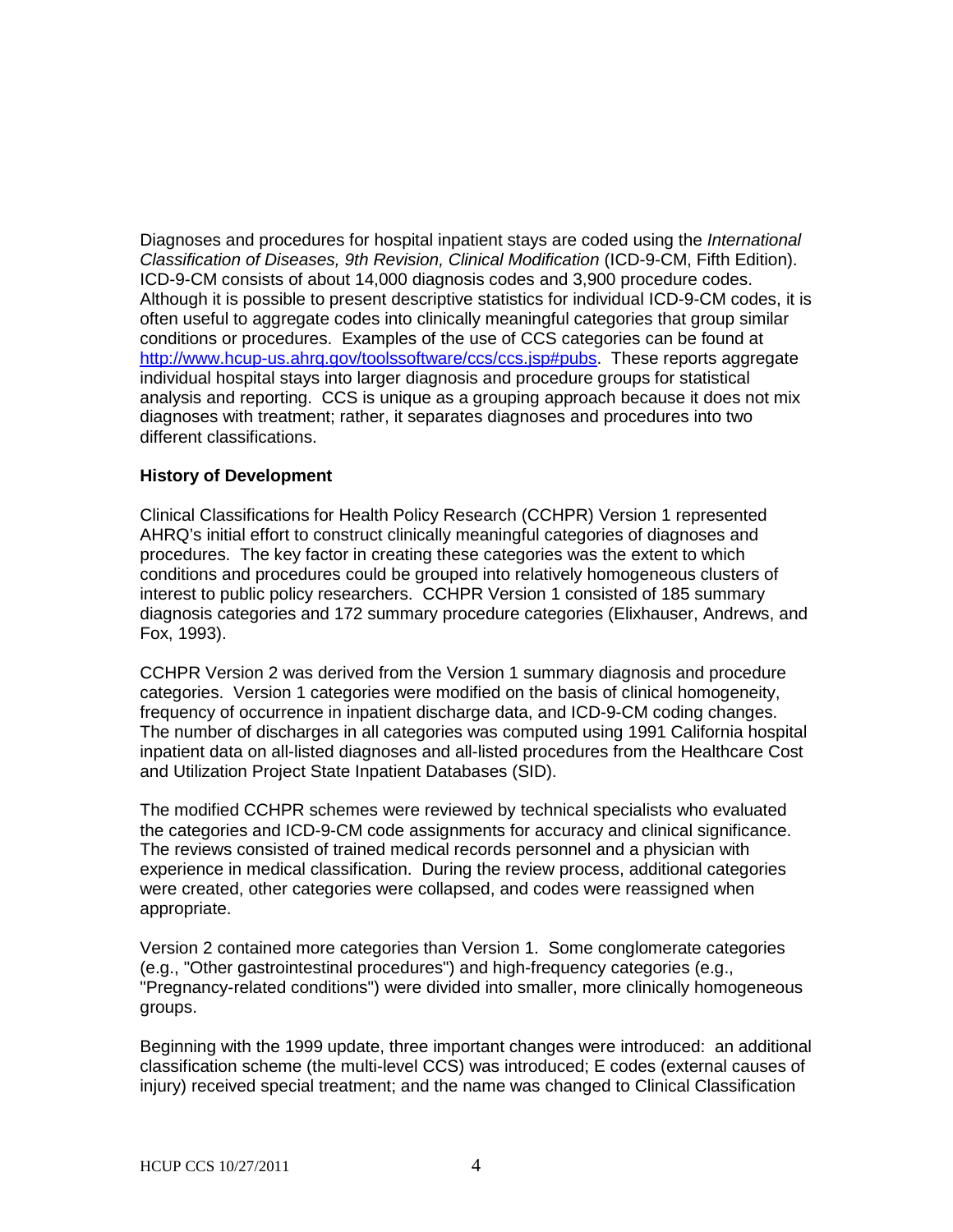Diagnoses and procedures for hospital inpatient stays are coded using the *International Classification of Diseases, 9th Revision, Clinical Modification* (ICD-9-CM, Fifth Edition). ICD-9-CM consists of about 14,000 diagnosis codes and 3,900 procedure codes. Although it is possible to present descriptive statistics for individual ICD-9-CM codes, it is often useful to aggregate codes into clinically meaningful categories that group similar conditions or procedures. Examples of the use of CCS categories can be found at [http://www.hcup-us.ahrq.gov/toolssoftware/ccs/ccs.jsp#pubs](http://www.hcup-us.ahrq.gov/toolssoftware/ccs/ccs.jsp#pubs). These reports aggregate individual hospital stays into larger diagnosis and procedure groups for statistical analysis and reporting. CCS is unique as a grouping approach because it does not mix diagnoses with treatment; rather, it separates diagnoses and procedures into two different classifications.

**History of Development**

Clinical Classifications for Health Policy Research (CCHPR) Version 1 represented AHRQ's initial effort to construct clinically meaningful categories of diagnoses and procedures. The key factor in creating these categories was the extent to which conditions and procedures could be grouped into relatively homogeneous clusters of interest to public policy researchers. CCHPR Version 1 consisted of 185 summary diagnosis categories and 172 summary procedure categories (Elixhauser, Andrews, and Fox, 1993).

CCHPR Version 2 was derived from the Version 1 summary diagnosis and procedure categories. Version 1 categories were modified on the basis of clinical homogeneity, frequency of occurrence in inpatient discharge data, and ICD-9-CM coding changes. The number of discharges in all categories was computed using 1991 California hospital inpatient data on all-listed diagnoses and all-listed procedures from the Healthcare Cost and Utilization Project State Inpatient Databases (SID).

The modified CCHPR schemes were reviewed by technical specialists who evaluated the categories and ICD-9-CM code assignments for accuracy and clinical significance. The reviews consisted of trained medical records personnel and a physician with experience in medical classification. During the review process, additional categories were created, other categories were collapsed, and codes were reassigned when appropriate.

Version 2 contained more categories than Version 1. Some conglomerate categories (e.g., "Other gastrointestinal procedures") and high-frequency categories (e.g., "Pregnancy-related conditions") were divided into smaller, more clinically homogeneous groups.

Beginning with the 1999 update, three important changes were introduced: an additional classification scheme (the multi-level CCS) was introduced; E codes (external causes of injury) received special treatment; and the name was changed to Clinical Classification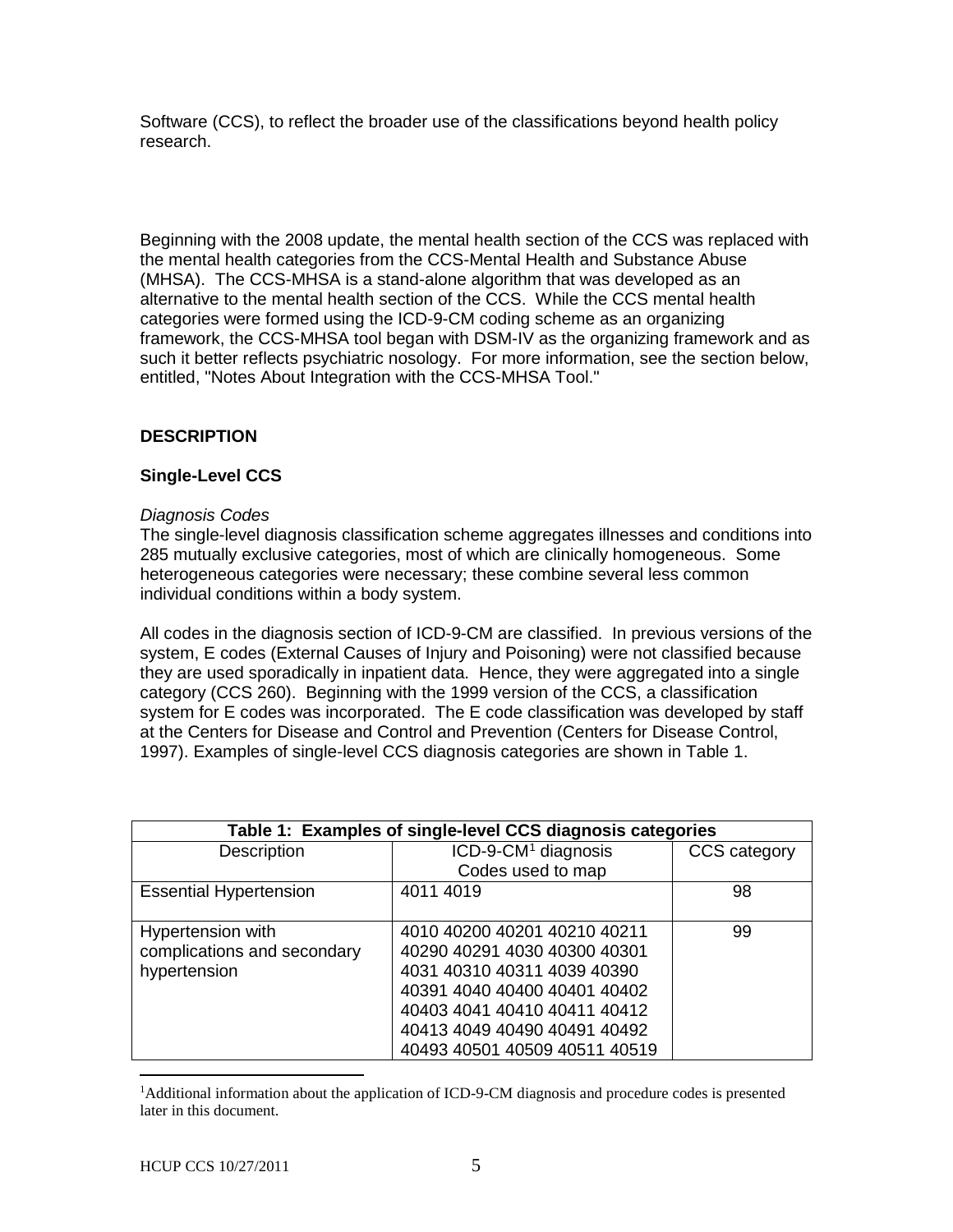Software (CCS), to reflect the broader use of the classifications beyond health policy research.

Beginning with the 2008 update, the mental health section of the CCS was replaced with the mental health categories from the CCS-Mental Health and Substance Abuse (MHSA). The CCS-MHSA is a stand-alone algorithm that was developed as an alternative to the mental health section of the CCS. While the CCS mental health categories were formed using the ICD-9-CM coding scheme as an organizing framework, the CCS-MHSA tool began with DSM-IV as the organizing framework and as such it better reflects psychiatric nosology. For more information, see the section below, entitled, "Notes About Integration with the CCS-MHSA Tool."

## DESCRIPTION

### Single-Level CCS

*Diagnosis Codes*

The single-level diagnosis classification scheme aggregates illnesses and conditions into 285 mutually exclusive categories, most of which are clinically homogeneous. Some heterogeneous categories were necessary; these combine several less common individual conditions within a body system.

All codes in the diagnosis section of ICD-9-CM are classified. In previous versions of the system, E codes (External Causes of Injury and Poisoning) were not classified because they are used sporadically in inpatient data. Hence, they were aggregated into a single category (CCS 260). Beginning with the 1999 version of the CCS, a classification system for E codes was incorporated. The E code classification was developed by staff at the Centers for Disease and Control and Prevention (Centers for Disease Control, 1997). Examples of single-level CCS diagnosis categories are shown in Table 1.

**Table 1: Examples of single-level CCS diagnosis categories**

| Description | ICD-9-CM[1] diagnosis Codes used to map | CCS category |
|---|---|---|
| Essential Hypertension | 4011 4019 | 98 |
| Hypertension with complications and secondary hypertension | 4010 40200 40201 40210 40211 40290 40291 4030 40300 40301 4031 40310 40311 4039 40390 40391 4040 40400 40401 40402 40403 4041 40410 40411 40412 40413 4049 40490 40491 40492 40493 40501 40509 40511 40519 | 99 |

[1]Additional information about the application of ICD-9-CM diagnosis and procedure codes is presented later in this document.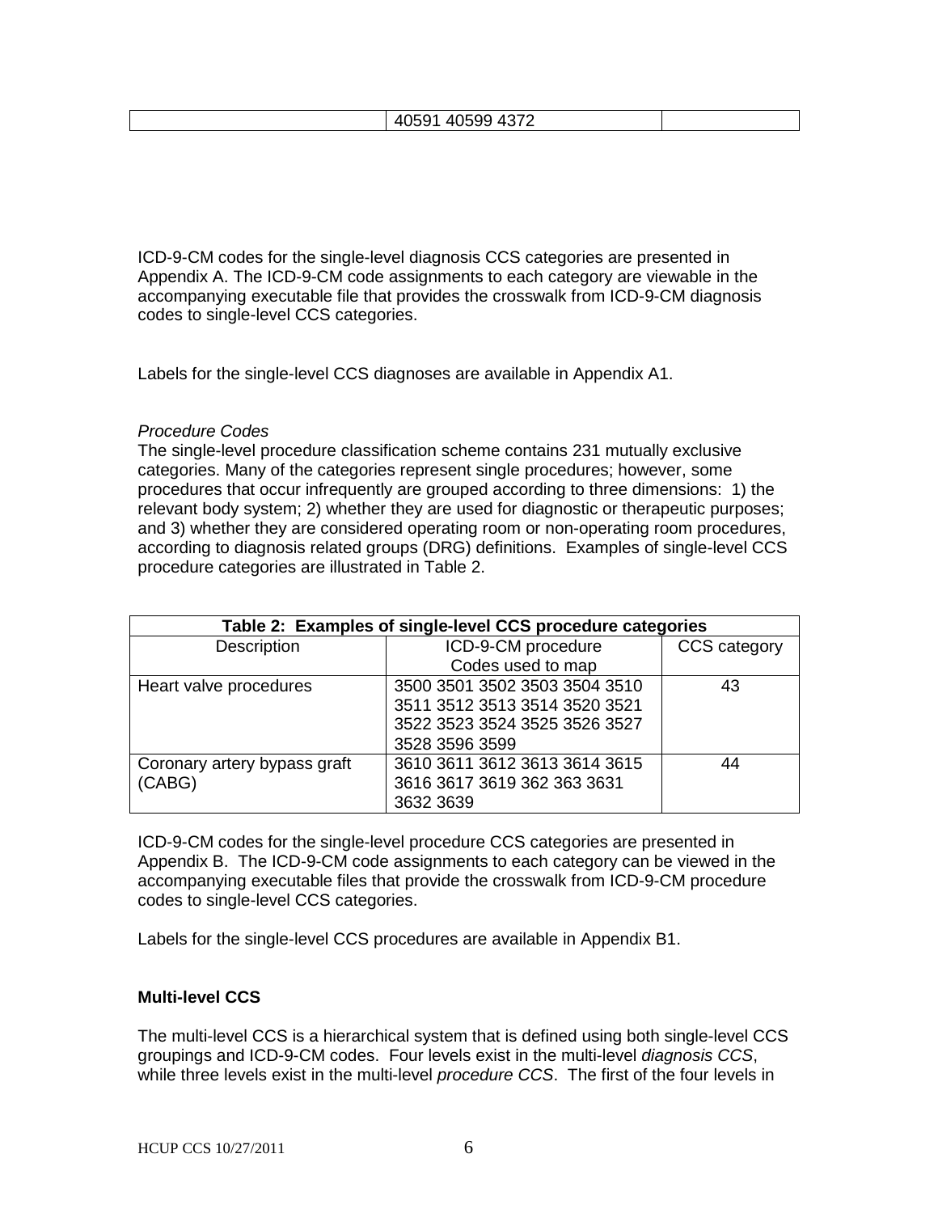| | 40591 40599 4372 | |
|---|---|---|

ICD-9-CM codes for the single-level diagnosis CCS categories are presented in Appendix A. The ICD-9-CM code assignments to each category are viewable in the accompanying executable file that provides the crosswalk from ICD-9-CM diagnosis codes to single-level CCS categories.

Labels for the single-level CCS diagnoses are available in Appendix A1.

*Procedure Codes*

The single-level procedure classification scheme contains 231 mutually exclusive categories. Many of the categories represent single procedures; however, some procedures that occur infrequently are grouped according to three dimensions: 1) the relevant body system; 2) whether they are used for diagnostic or therapeutic purposes; and 3) whether they are considered operating room or non-operating room procedures, according to diagnosis related groups (DRG) definitions. Examples of single-level CCS procedure categories are illustrated in Table 2.

**Table 2: Examples of single-level CCS procedure categories**

| Description | ICD-9-CM procedure Codes used to map | CCS category |
|---|---|---|
| Heart valve procedures | 3500 3501 3502 3503 3504 3510 3511 3512 3513 3514 3520 3521 3522 3523 3524 3525 3526 3527 3528 3596 3599 | 43 |
| Coronary artery bypass graft (CABG) | 3610 3611 3612 3613 3614 3615 3616 3617 3619 362 363 3631 3632 3639 | 44 |

ICD-9-CM codes for the single-level procedure CCS categories are presented in Appendix B. The ICD-9-CM code assignments to each category can be viewed in the accompanying executable files that provide the crosswalk from ICD-9-CM procedure codes to single-level CCS categories.

Labels for the single-level CCS procedures are available in Appendix B1.

**Multi-level CCS**

The multi-level CCS is a hierarchical system that is defined using both single-level CCS groupings and ICD-9-CM codes. Four levels exist in the multi-level *diagnosis CCS*, while three levels exist in the multi-level *procedure CCS*. The first of the four levels in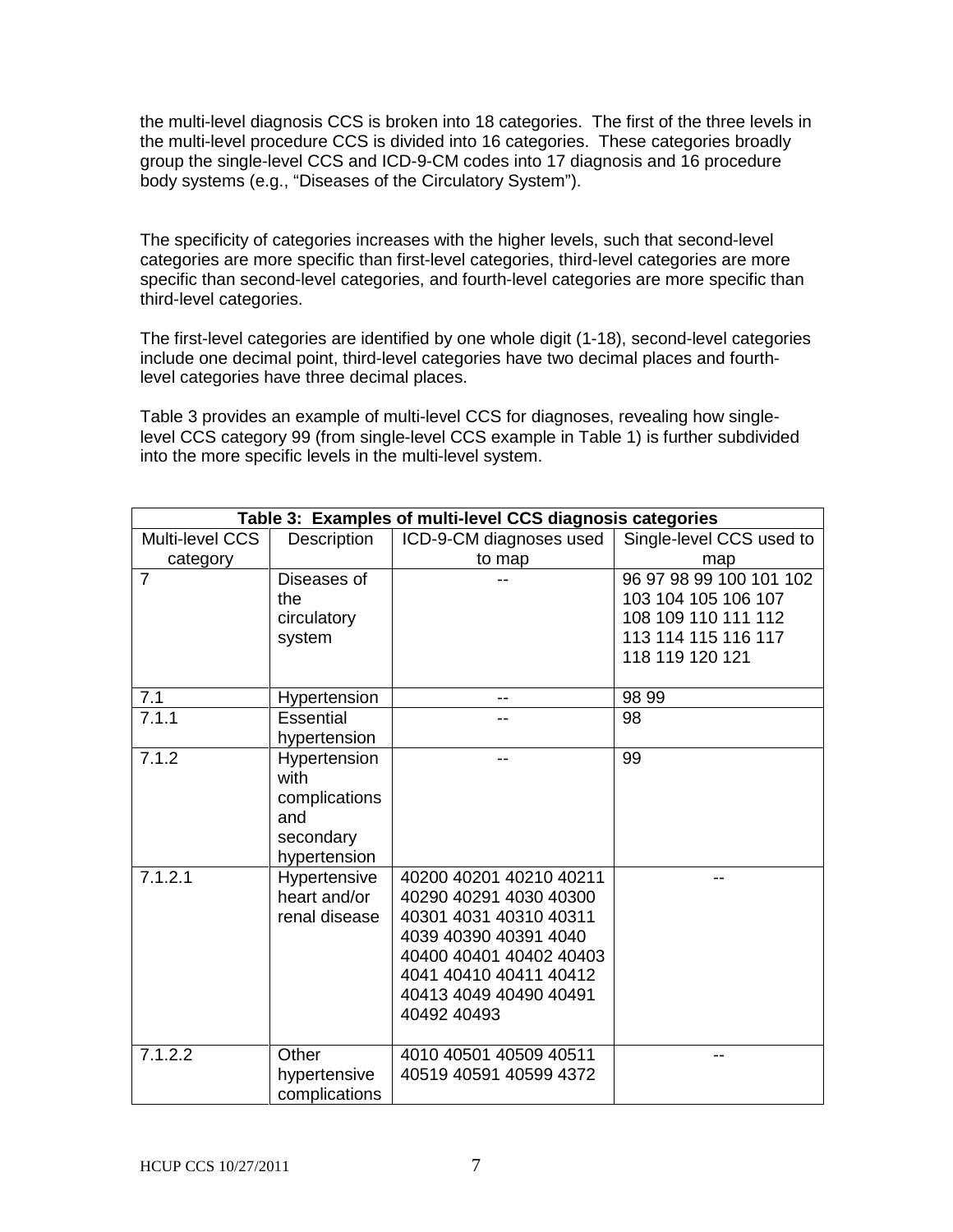the multi-level diagnosis CCS is broken into 18 categories. The first of the three levels in the multi-level procedure CCS is divided into 16 categories. These categories broadly group the single-level CCS and ICD-9-CM codes into 17 diagnosis and 16 procedure body systems (e.g., "Diseases of the Circulatory System").

The specificity of categories increases with the higher levels, such that second-level categories are more specific than first-level categories, third-level categories are more specific than second-level categories, and fourth-level categories are more specific than third-level categories.

The first-level categories are identified by one whole digit (1-18), second-level categories include one decimal point, third-level categories have two decimal places and fourth-level categories have three decimal places.

Table 3 provides an example of multi-level CCS for diagnoses, revealing how single-level CCS category 99 (from single-level CCS example in Table 1) is further subdivided into the more specific levels in the multi-level system.

**Table 3: Examples of multi-level CCS diagnosis categories**

| Multi-level CCS category | Description | ICD-9-CM diagnoses used to map | Single-level CCS used to map |
|---|---|---|---|
| 7 | Diseases of the circulatory system | -- | 96 97 98 99 100 101 102 103 104 105 106 107 108 109 110 111 112 113 114 115 116 117 118 119 120 121 |
| 7.1 | Hypertension | -- | 98 99 |
| 7.1.1 | Essential hypertension | -- | 98 |
| 7.1.2 | Hypertension with complications and secondary hypertension | -- | 99 |
| 7.1.2.1 | Hypertensive heart and/or renal disease | 40200 40201 40210 40211 40290 40291 4030 40300 40301 4031 40310 40311 4039 40390 40391 4040 40400 40401 40402 40403 4041 40410 40411 40412 40413 4049 40490 40491 40492 40493 | -- |
| 7.1.2.2 | Other hypertensive complications | 4010 40501 40509 40511 40519 40591 40599 4372 | -- |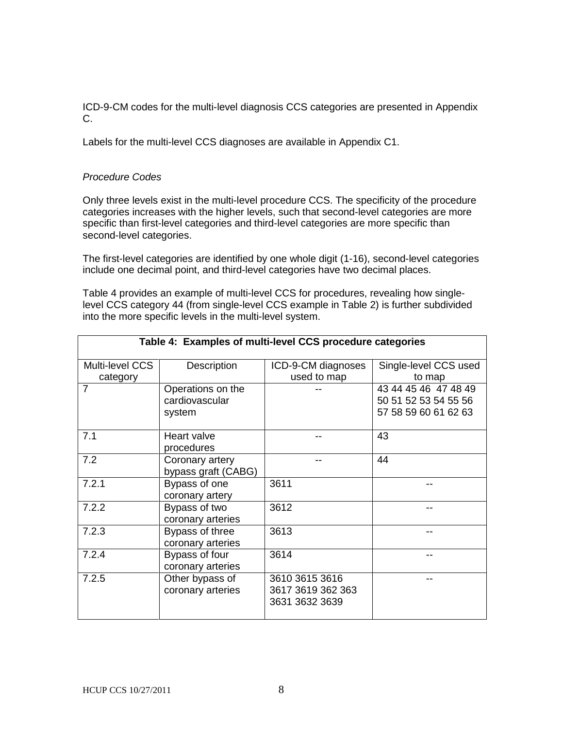ICD-9-CM codes for the multi-level diagnosis CCS categories are presented in Appendix C.

Labels for the multi-level CCS diagnoses are available in Appendix C1.

*Procedure Codes*

Only three levels exist in the multi-level procedure CCS. The specificity of the procedure categories increases with the higher levels, such that second-level categories are more specific than first-level categories and third-level categories are more specific than second-level categories.

The first-level categories are identified by one whole digit (1-16), second-level categories include one decimal point, and third-level categories have two decimal places.

Table 4 provides an example of multi-level CCS for procedures, revealing how single-level CCS category 44 (from single-level CCS example in Table 2) is further subdivided into the more specific levels in the multi-level system.

**Table 4: Examples of multi-level CCS procedure categories**

| Multi-level CCS category | Description | ICD-9-CM diagnoses used to map | Single-level CCS used to map |
|---|---|---|---|
| 7 | Operations on the cardiovascular system | -- | 43 44 45 46 47 48 49 50 51 52 53 54 55 56 57 58 59 60 61 62 63 |
| 7.1 | Heart valve procedures | -- | 43 |
| 7.2 | Coronary artery bypass graft (CABG) | -- | 44 |
| 7.2.1 | Bypass of one coronary artery | 3611 | -- |
| 7.2.2 | Bypass of two coronary arteries | 3612 | -- |
| 7.2.3 | Bypass of three coronary arteries | 3613 | -- |
| 7.2.4 | Bypass of four coronary arteries | 3614 | -- |
| 7.2.5 | Other bypass of coronary arteries | 3610 3615 3616 3617 3619 362 363 3631 3632 3639 | -- |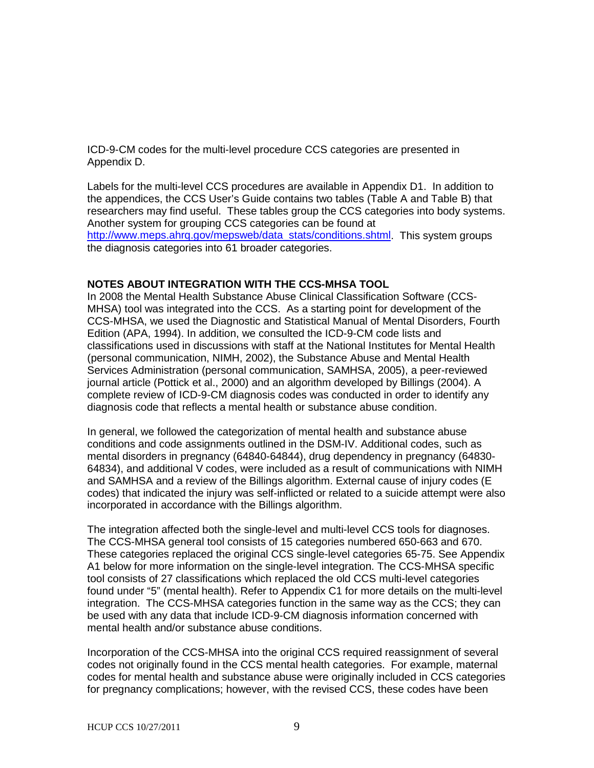ICD-9-CM codes for the multi-level procedure CCS categories are presented in Appendix D.

Labels for the multi-level CCS procedures are available in Appendix D1. In addition to the appendices, the CCS User's Guide contains two tables (Table A and Table B) that researchers may find useful. These tables group the CCS categories into body systems. Another system for grouping CCS categories can be found at [http://www.meps.ahrq.gov/mepsweb/data_stats/conditions.shtml](http://www.meps.ahrq.gov/mepsweb/data_stats/conditions.shtml). This system groups the diagnosis categories into 61 broader categories.

## NOTES ABOUT INTEGRATION WITH THE CCS-MHSA TOOL

In 2008 the Mental Health Substance Abuse Clinical Classification Software (CCS-MHSA) tool was integrated into the CCS. As a starting point for development of the CCS-MHSA, we used the Diagnostic and Statistical Manual of Mental Disorders, Fourth Edition (APA, 1994). In addition, we consulted the ICD-9-CM code lists and classifications used in discussions with staff at the National Institutes for Mental Health (personal communication, NIMH, 2002), the Substance Abuse and Mental Health Services Administration (personal communication, SAMHSA, 2005), a peer-reviewed journal article (Pottick et al., 2000) and an algorithm developed by Billings (2004). A complete review of ICD-9-CM diagnosis codes was conducted in order to identify any diagnosis code that reflects a mental health or substance abuse condition.

In general, we followed the categorization of mental health and substance abuse conditions and code assignments outlined in the DSM-IV. Additional codes, such as mental disorders in pregnancy (64840-64844), drug dependency in pregnancy (64830-64834), and additional V codes, were included as a result of communications with NIMH and SAMHSA and a review of the Billings algorithm. External cause of injury codes (E codes) that indicated the injury was self-inflicted or related to a suicide attempt were also incorporated in accordance with the Billings algorithm.

The integration affected both the single-level and multi-level CCS tools for diagnoses. The CCS-MHSA general tool consists of 15 categories numbered 650-663 and 670. These categories replaced the original CCS single-level categories 65-75. See Appendix A1 below for more information on the single-level integration. The CCS-MHSA specific tool consists of 27 classifications which replaced the old CCS multi-level categories found under "5" (mental health). Refer to Appendix C1 for more details on the multi-level integration. The CCS-MHSA categories function in the same way as the CCS; they can be used with any data that include ICD-9-CM diagnosis information concerned with mental health and/or substance abuse conditions.

Incorporation of the CCS-MHSA into the original CCS required reassignment of several codes not originally found in the CCS mental health categories. For example, maternal codes for mental health and substance abuse were originally included in CCS categories for pregnancy complications; however, with the revised CCS, these codes have been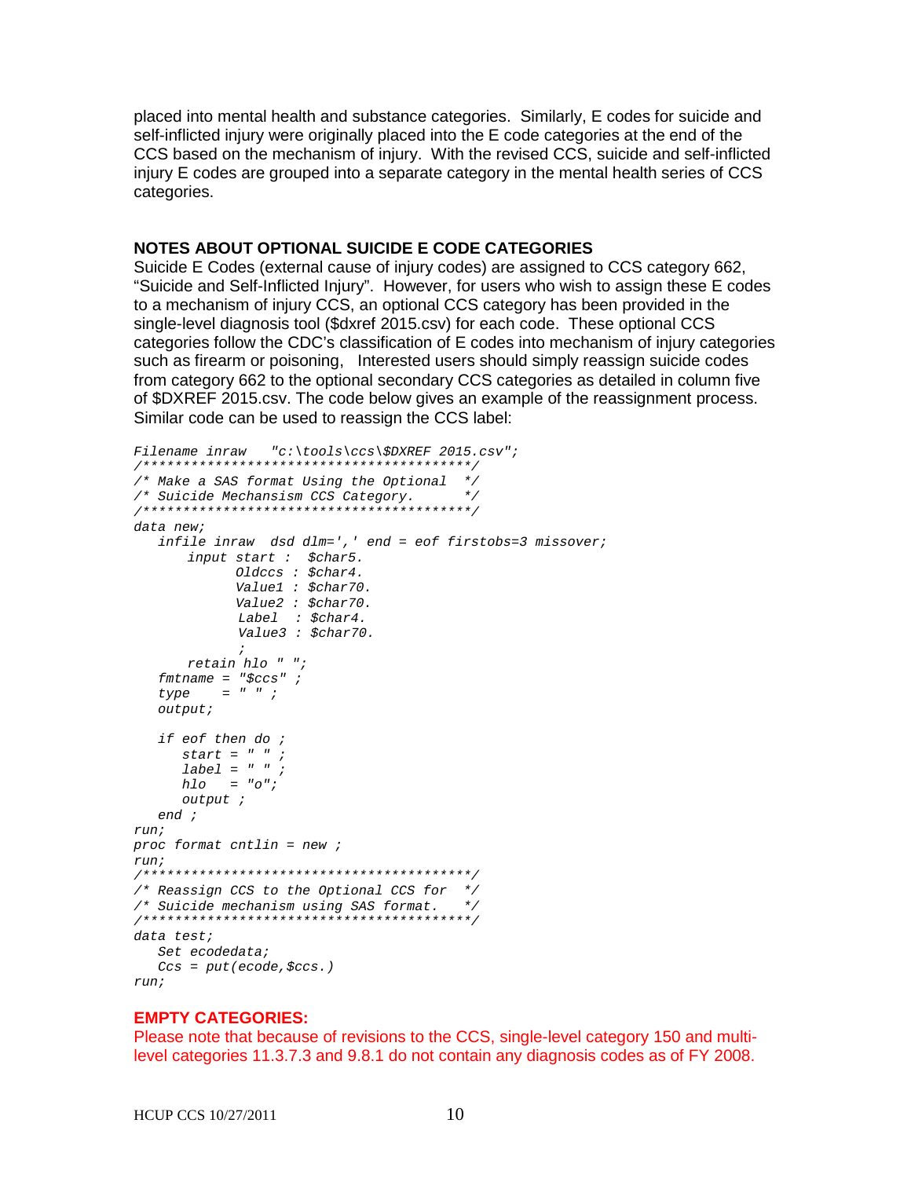placed into mental health and substance categories. Similarly, E codes for suicide and self-inflicted injury were originally placed into the E code categories at the end of the CCS based on the mechanism of injury. With the revised CCS, suicide and self-inflicted injury E codes are grouped into a separate category in the mental health series of CCS categories.

**NOTES ABOUT OPTIONAL SUICIDE E CODE CATEGORIES**

Suicide E Codes (external cause of injury codes) are assigned to CCS category 662, "Suicide and Self-Inflicted Injury". However, for users who wish to assign these E codes to a mechanism of injury CCS, an optional CCS category has been provided in the single-level diagnosis tool ($dxref 2015.csv) for each code. These optional CCS categories follow the CDC's classification of E codes into mechanism of injury categories such as firearm or poisoning, Interested users should simply reassign suicide codes from category 662 to the optional secondary CCS categories as detailed in column five of $DXREF 2015.csv. The code below gives an example of the reassignment process. Similar code can be used to reassign the CCS label:

```
Filename inraw   "c:\tools\ccs\$DXREF 2015.csv";
/*****************************************/
/* Make a SAS format Using the Optional  */
/* Suicide Mechansism CCS Category.      */
/*****************************************/
data new;
   infile inraw  dsd dlm=',' end = eof firstobs=3 missover;
       input start :  $char5.
             Oldccs : $char4.
             Value1 : $char70.
             Value2 : $char70.
              Label  : $char4.
              Value3 : $char70.
              ;
       retain hlo " ";
   fmtname = "$ccs" ;
   type    = " " ;
   output;

   if eof then do ;
      start = " " ;
      label = " " ;
      hlo   = "o";
      output ;
   end ;
run;
proc format cntlin = new ;
run;
/*****************************************/
/* Reassign CCS to the Optional CCS for  */
/* Suicide mechanism using SAS format.   */
/*****************************************/
data test;
   Set ecodedata;
   Ccs = put(ecode,$ccs.)
run;
```

**EMPTY CATEGORIES:**

Please note that because of revisions to the CCS, single-level category 150 and multi-level categories 11.3.7.3 and 9.8.1 do not contain any diagnosis codes as of FY 2008.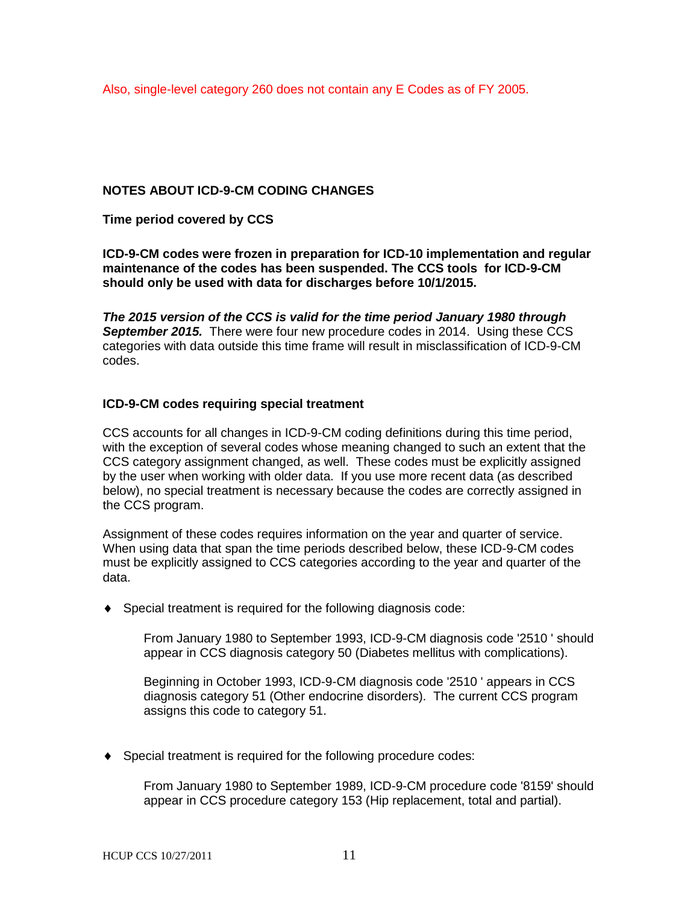Also, single-level category 260 does not contain any E Codes as of FY 2005.

## NOTES ABOUT ICD-9-CM CODING CHANGES

### Time period covered by CCS

**ICD-9-CM codes were frozen in preparation for ICD-10 implementation and regular maintenance of the codes has been suspended. The CCS tools for ICD-9-CM should only be used with data for discharges before 10/1/2015.**

***The 2015 version of the CCS is valid for the time period January 1980 through September 2015.*** There were four new procedure codes in 2014. Using these CCS categories with data outside this time frame will result in misclassification of ICD-9-CM codes.

### ICD-9-CM codes requiring special treatment

CCS accounts for all changes in ICD-9-CM coding definitions during this time period, with the exception of several codes whose meaning changed to such an extent that the CCS category assignment changed, as well. These codes must be explicitly assigned by the user when working with older data. If you use more recent data (as described below), no special treatment is necessary because the codes are correctly assigned in the CCS program.

Assignment of these codes requires information on the year and quarter of service. When using data that span the time periods described below, these ICD-9-CM codes must be explicitly assigned to CCS categories according to the year and quarter of the data.

- Special treatment is required for the following diagnosis code:

  From January 1980 to September 1993, ICD-9-CM diagnosis code '2510 ' should appear in CCS diagnosis category 50 (Diabetes mellitus with complications).

  Beginning in October 1993, ICD-9-CM diagnosis code '2510 ' appears in CCS diagnosis category 51 (Other endocrine disorders). The current CCS program assigns this code to category 51.

- Special treatment is required for the following procedure codes:

  From January 1980 to September 1989, ICD-9-CM procedure code '8159' should appear in CCS procedure category 153 (Hip replacement, total and partial).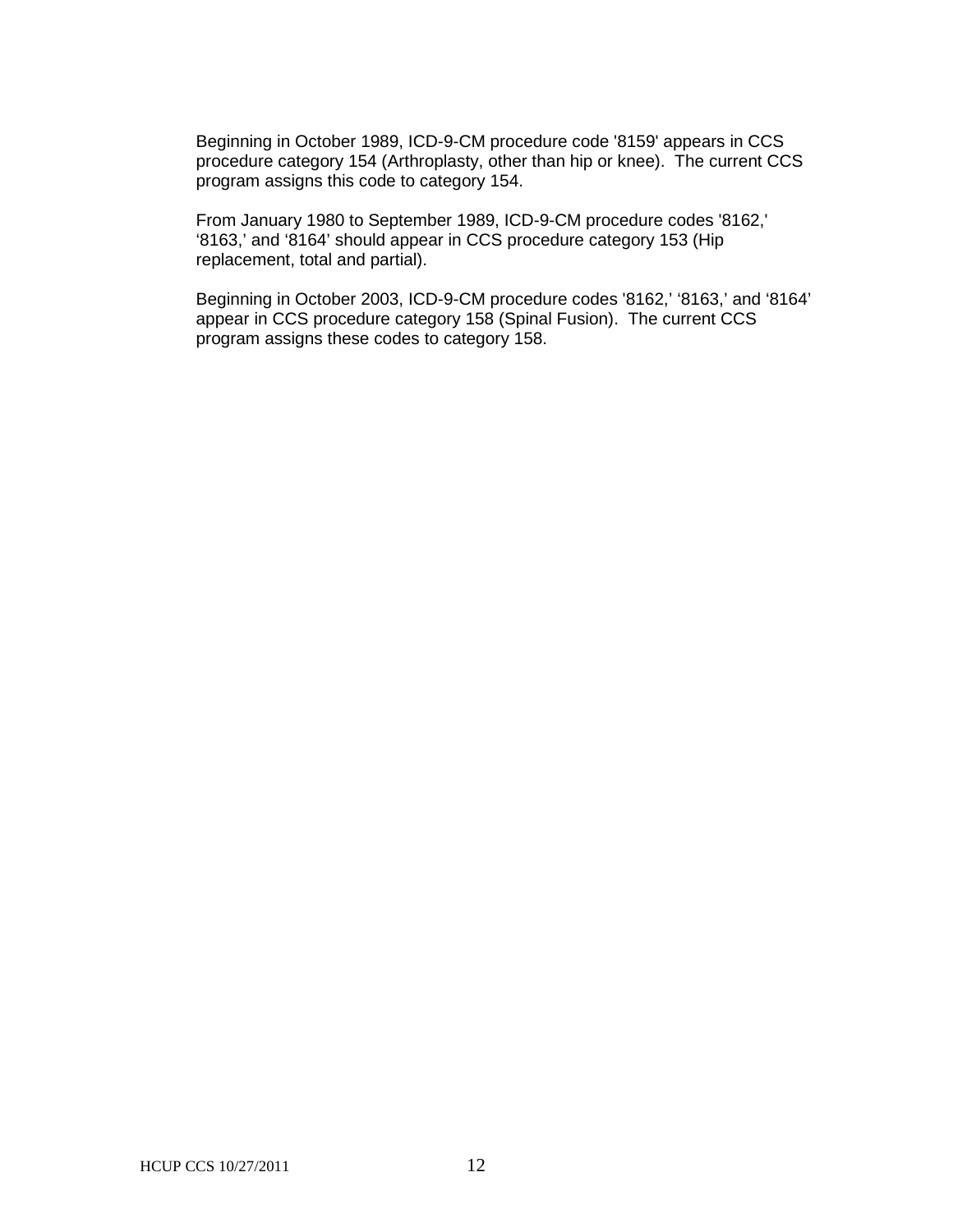Beginning in October 1989, ICD-9-CM procedure code '8159' appears in CCS procedure category 154 (Arthroplasty, other than hip or knee). The current CCS program assigns this code to category 154.

From January 1980 to September 1989, ICD-9-CM procedure codes '8162,' '8163,' and '8164' should appear in CCS procedure category 153 (Hip replacement, total and partial).

Beginning in October 2003, ICD-9-CM procedure codes '8162,' '8163,' and '8164' appear in CCS procedure category 158 (Spinal Fusion). The current CCS program assigns these codes to category 158.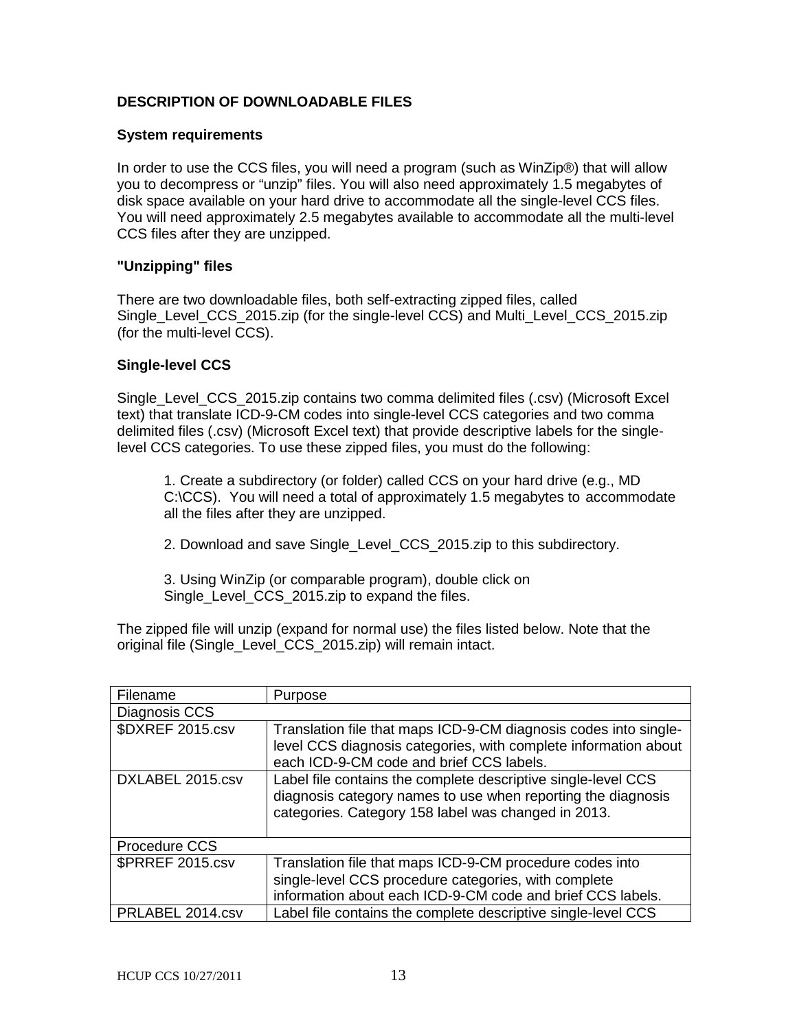**DESCRIPTION OF DOWNLOADABLE FILES**

**System requirements**

In order to use the CCS files, you will need a program (such as WinZip®) that will allow you to decompress or "unzip" files. You will also need approximately 1.5 megabytes of disk space available on your hard drive to accommodate all the single-level CCS files. You will need approximately 2.5 megabytes available to accommodate all the multi-level CCS files after they are unzipped.

**"Unzipping" files**

There are two downloadable files, both self-extracting zipped files, called Single_Level_CCS_2015.zip (for the single-level CCS) and Multi_Level_CCS_2015.zip (for the multi-level CCS).

**Single-level CCS**

Single_Level_CCS_2015.zip contains two comma delimited files (.csv) (Microsoft Excel text) that translate ICD-9-CM codes into single-level CCS categories and two comma delimited files (.csv) (Microsoft Excel text) that provide descriptive labels for the single-level CCS categories. To use these zipped files, you must do the following:

1. Create a subdirectory (or folder) called CCS on your hard drive (e.g., MD C:\CCS). You will need a total of approximately 1.5 megabytes to accommodate all the files after they are unzipped.

2. Download and save Single_Level_CCS_2015.zip to this subdirectory.

3. Using WinZip (or comparable program), double click on Single_Level_CCS_2015.zip to expand the files.

The zipped file will unzip (expand for normal use) the files listed below. Note that the original file (Single_Level_CCS_2015.zip) will remain intact.

| Filename | Purpose |
|---|---|
| Diagnosis CCS | |
| $DXREF 2015.csv | Translation file that maps ICD-9-CM diagnosis codes into single-level CCS diagnosis categories, with complete information about each ICD-9-CM code and brief CCS labels. |
| DXLABEL 2015.csv | Label file contains the complete descriptive single-level CCS diagnosis category names to use when reporting the diagnosis categories. Category 158 label was changed in 2013. |
| Procedure CCS | |
| $PRREF 2015.csv | Translation file that maps ICD-9-CM procedure codes into single-level CCS procedure categories, with complete information about each ICD-9-CM code and brief CCS labels. |
| PRLABEL 2014.csv | Label file contains the complete descriptive single-level CCS |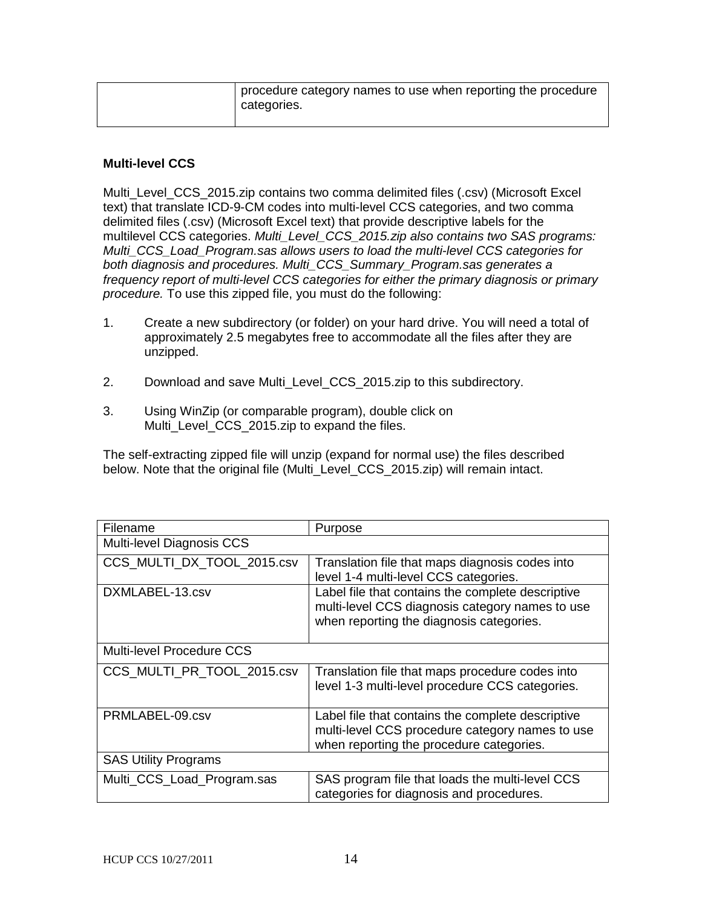| | procedure category names to use when reporting the procedure categories. |
|---|---|

**Multi-level CCS**

Multi_Level_CCS_2015.zip contains two comma delimited files (.csv) (Microsoft Excel text) that translate ICD-9-CM codes into multi-level CCS categories, and two comma delimited files (.csv) (Microsoft Excel text) that provide descriptive labels for the multilevel CCS categories. *Multi_Level_CCS_2015.zip also contains two SAS programs: Multi_CCS_Load_Program.sas allows users to load the multi-level CCS categories for both diagnosis and procedures. Multi_CCS_Summary_Program.sas generates a frequency report of multi-level CCS categories for either the primary diagnosis or primary procedure.* To use this zipped file, you must do the following:

1. Create a new subdirectory (or folder) on your hard drive. You will need a total of approximately 2.5 megabytes free to accommodate all the files after they are unzipped.

2. Download and save Multi_Level_CCS_2015.zip to this subdirectory.

3. Using WinZip (or comparable program), double click on Multi_Level_CCS_2015.zip to expand the files.

The self-extracting zipped file will unzip (expand for normal use) the files described below. Note that the original file (Multi_Level_CCS_2015.zip) will remain intact.

| Filename | Purpose |
|---|---|
| Multi-level Diagnosis CCS | |
| CCS_MULTI_DX_TOOL_2015.csv | Translation file that maps diagnosis codes into level 1-4 multi-level CCS categories. |
| DXMLABEL-13.csv | Label file that contains the complete descriptive multi-level CCS diagnosis category names to use when reporting the diagnosis categories. |
| Multi-level Procedure CCS | |
| CCS_MULTI_PR_TOOL_2015.csv | Translation file that maps procedure codes into level 1-3 multi-level procedure CCS categories. |
| PRMLABEL-09.csv | Label file that contains the complete descriptive multi-level CCS procedure category names to use when reporting the procedure categories. |
| SAS Utility Programs | |
| Multi_CCS_Load_Program.sas | SAS program file that loads the multi-level CCS categories for diagnosis and procedures. |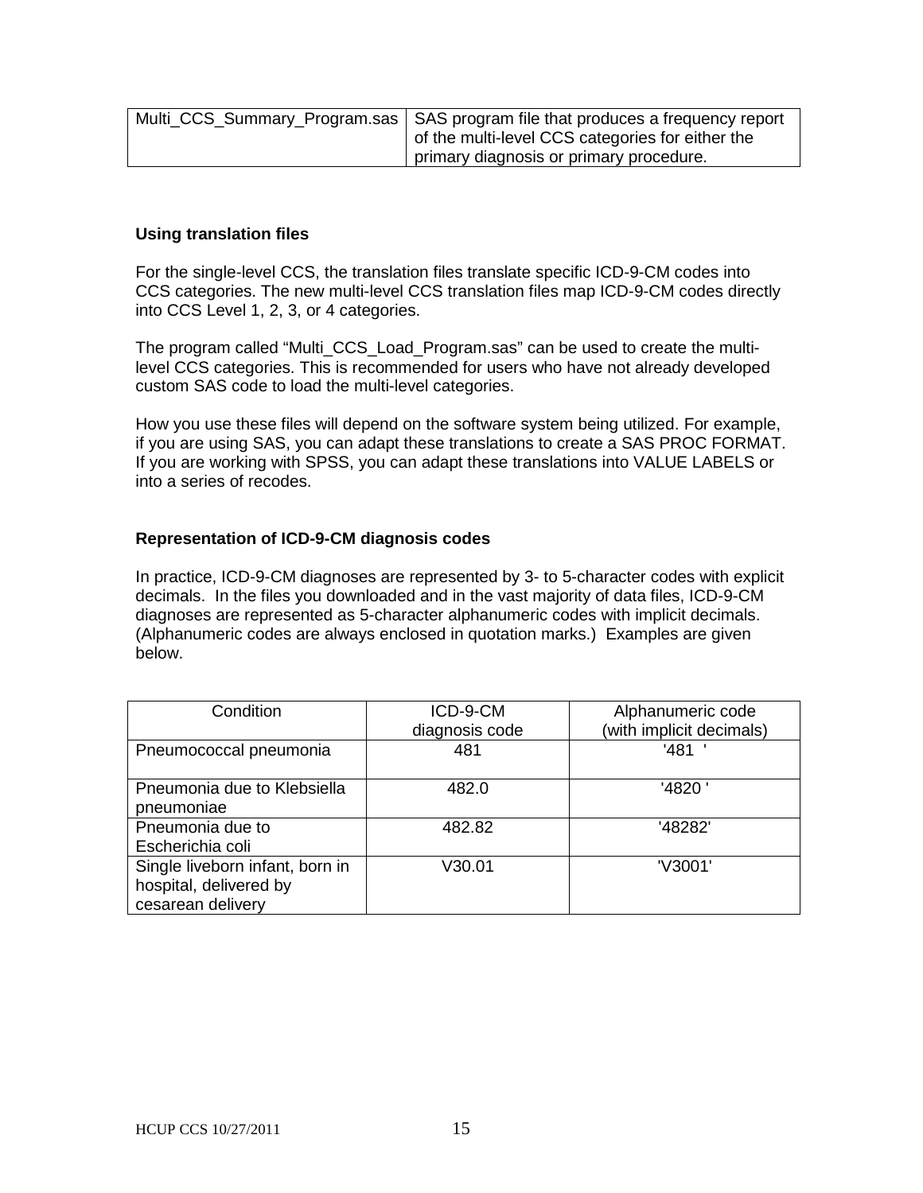| Multi_CCS_Summary_Program.sas | SAS program file that produces a frequency report of the multi-level CCS categories for either the primary diagnosis or primary procedure. |
|---|---|

**Using translation files**

For the single-level CCS, the translation files translate specific ICD-9-CM codes into CCS categories. The new multi-level CCS translation files map ICD-9-CM codes directly into CCS Level 1, 2, 3, or 4 categories.

The program called “Multi_CCS_Load_Program.sas” can be used to create the multi-level CCS categories. This is recommended for users who have not already developed custom SAS code to load the multi-level categories.

How you use these files will depend on the software system being utilized. For example, if you are using SAS, you can adapt these translations to create a SAS PROC FORMAT. If you are working with SPSS, you can adapt these translations into VALUE LABELS or into a series of recodes.

**Representation of ICD-9-CM diagnosis codes**

In practice, ICD-9-CM diagnoses are represented by 3- to 5-character codes with explicit decimals. In the files you downloaded and in the vast majority of data files, ICD-9-CM diagnoses are represented as 5-character alphanumeric codes with implicit decimals. (Alphanumeric codes are always enclosed in quotation marks.) Examples are given below.

| Condition | ICD-9-CM diagnosis code | Alphanumeric code (with implicit decimals) |
|---|---|---|
| Pneumococcal pneumonia | 481 | '481  ' |
| Pneumonia due to Klebsiella pneumoniae | 482.0 | '4820 ' |
| Pneumonia due to Escherichia coli | 482.82 | '48282' |
| Single liveborn infant, born in hospital, delivered by cesarean delivery | V30.01 | 'V3001' |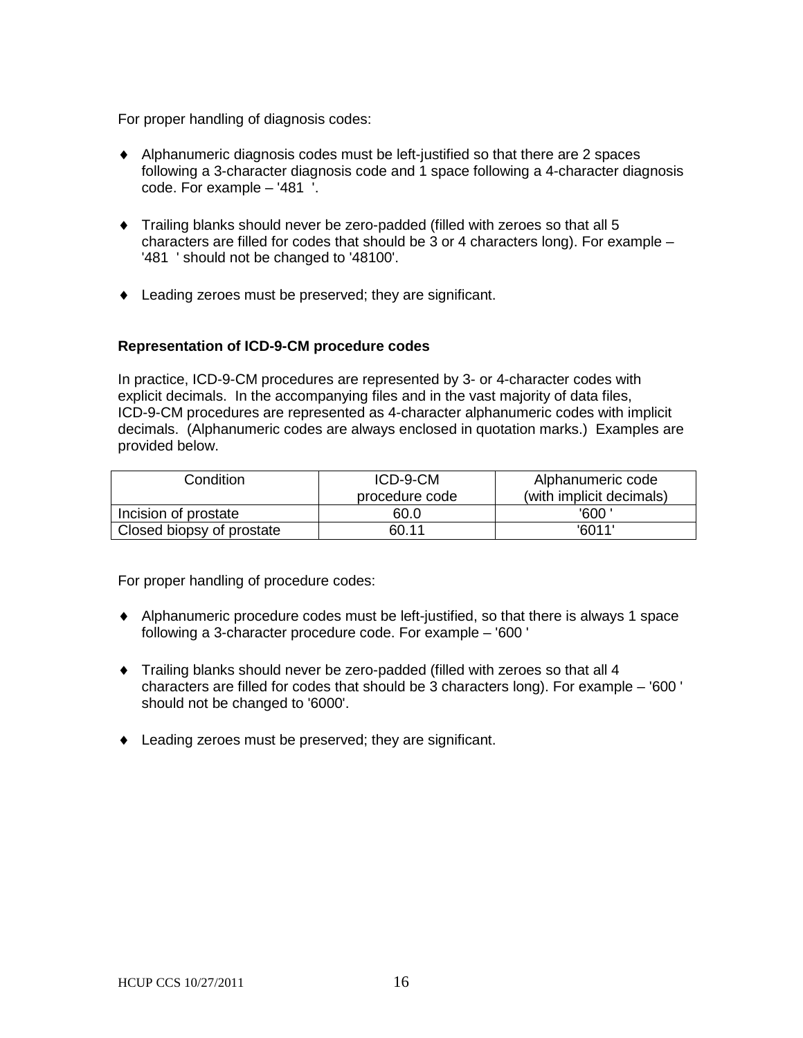For proper handling of diagnosis codes:

- Alphanumeric diagnosis codes must be left-justified so that there are 2 spaces following a 3-character diagnosis code and 1 space following a 4-character diagnosis code. For example – '481  '.
- Trailing blanks should never be zero-padded (filled with zeroes so that all 5 characters are filled for codes that should be 3 or 4 characters long). For example – '481  ' should not be changed to '48100'.
- Leading zeroes must be preserved; they are significant.

**Representation of ICD-9-CM procedure codes**

In practice, ICD-9-CM procedures are represented by 3- or 4-character codes with explicit decimals. In the accompanying files and in the vast majority of data files, ICD-9-CM procedures are represented as 4-character alphanumeric codes with implicit decimals. (Alphanumeric codes are always enclosed in quotation marks.) Examples are provided below.

| Condition | ICD-9-CM procedure code | Alphanumeric code (with implicit decimals) |
| --- | --- | --- |
| Incision of prostate | 60.0 | '600 ' |
| Closed biopsy of prostate | 60.11 | '6011' |

For proper handling of procedure codes:

- Alphanumeric procedure codes must be left-justified, so that there is always 1 space following a 3-character procedure code. For example – '600 '
- Trailing blanks should never be zero-padded (filled with zeroes so that all 4 characters are filled for codes that should be 3 characters long). For example – '600 ' should not be changed to '6000'.
- Leading zeroes must be preserved; they are significant.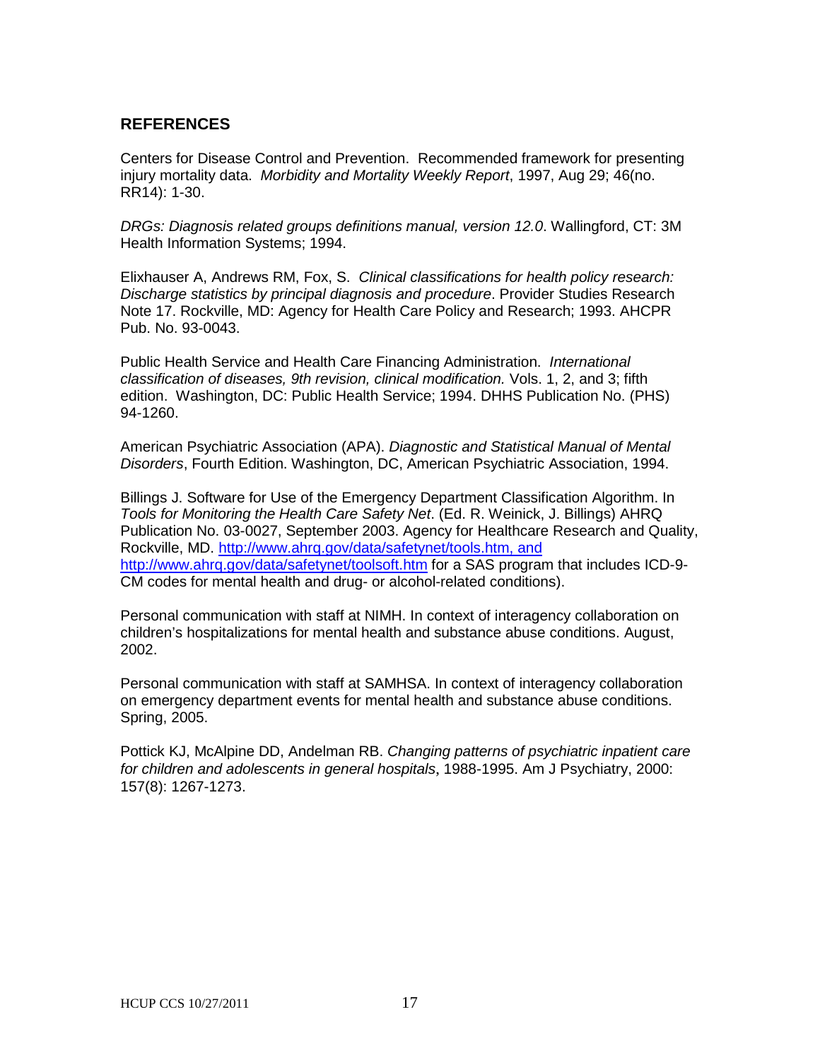## REFERENCES

Centers for Disease Control and Prevention. Recommended framework for presenting injury mortality data. *Morbidity and Mortality Weekly Report*, 1997, Aug 29; 46(no. RR14): 1-30.

*DRGs: Diagnosis related groups definitions manual, version 12.0*. Wallingford, CT: 3M Health Information Systems; 1994.

Elixhauser A, Andrews RM, Fox, S. *Clinical classifications for health policy research: Discharge statistics by principal diagnosis and procedure*. Provider Studies Research Note 17. Rockville, MD: Agency for Health Care Policy and Research; 1993. AHCPR Pub. No. 93-0043.

Public Health Service and Health Care Financing Administration. *International classification of diseases, 9th revision, clinical modification.* Vols. 1, 2, and 3; fifth edition. Washington, DC: Public Health Service; 1994. DHHS Publication No. (PHS) 94-1260.

American Psychiatric Association (APA). *Diagnostic and Statistical Manual of Mental Disorders*, Fourth Edition. Washington, DC, American Psychiatric Association, 1994.

Billings J. Software for Use of the Emergency Department Classification Algorithm. In *Tools for Monitoring the Health Care Safety Net*. (Ed. R. Weinick, J. Billings) AHRQ Publication No. 03-0027, September 2003. Agency for Healthcare Research and Quality, Rockville, MD. http://www.ahrq.gov/data/safetynet/tools.htm, and http://www.ahrq.gov/data/safetynet/toolsoft.htm for a SAS program that includes ICD-9-CM codes for mental health and drug- or alcohol-related conditions).

Personal communication with staff at NIMH. In context of interagency collaboration on children's hospitalizations for mental health and substance abuse conditions. August, 2002.

Personal communication with staff at SAMHSA. In context of interagency collaboration on emergency department events for mental health and substance abuse conditions. Spring, 2005.

Pottick KJ, McAlpine DD, Andelman RB. *Changing patterns of psychiatric inpatient care for children and adolescents in general hospitals*, 1988-1995. Am J Psychiatry, 2000: 157(8): 1267-1273.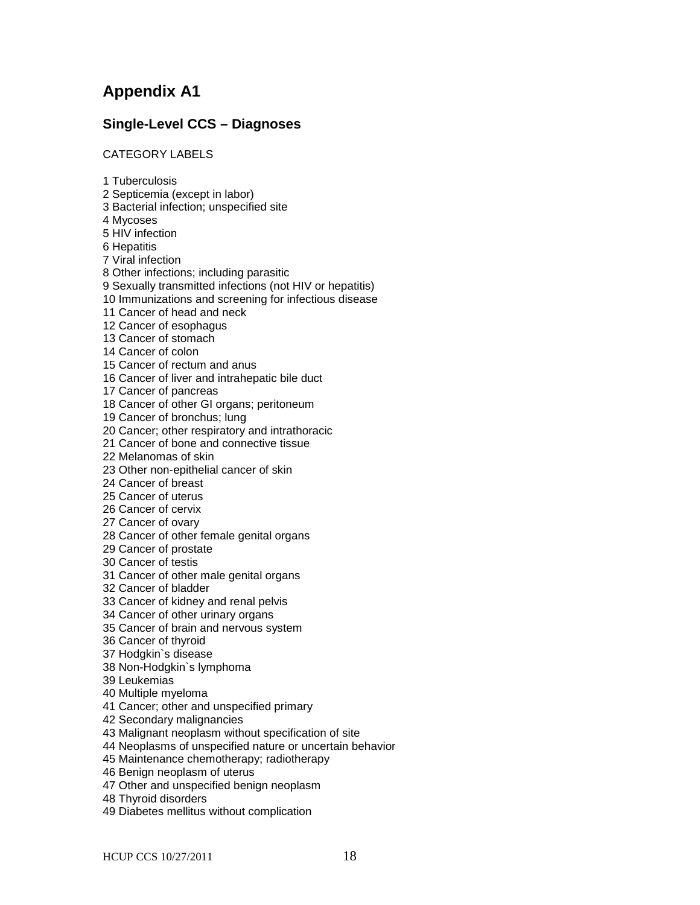# Appendix A1

## Single-Level CCS – Diagnoses

CATEGORY LABELS

1 Tuberculosis
2 Septicemia (except in labor)
3 Bacterial infection; unspecified site
4 Mycoses
5 HIV infection
6 Hepatitis
7 Viral infection
8 Other infections; including parasitic
9 Sexually transmitted infections (not HIV or hepatitis)
10 Immunizations and screening for infectious disease
11 Cancer of head and neck
12 Cancer of esophagus
13 Cancer of stomach
14 Cancer of colon
15 Cancer of rectum and anus
16 Cancer of liver and intrahepatic bile duct
17 Cancer of pancreas
18 Cancer of other GI organs; peritoneum
19 Cancer of bronchus; lung
20 Cancer; other respiratory and intrathoracic
21 Cancer of bone and connective tissue
22 Melanomas of skin
23 Other non-epithelial cancer of skin
24 Cancer of breast
25 Cancer of uterus
26 Cancer of cervix
27 Cancer of ovary
28 Cancer of other female genital organs
29 Cancer of prostate
30 Cancer of testis
31 Cancer of other male genital organs
32 Cancer of bladder
33 Cancer of kidney and renal pelvis
34 Cancer of other urinary organs
35 Cancer of brain and nervous system
36 Cancer of thyroid
37 Hodgkin`s disease
38 Non-Hodgkin`s lymphoma
39 Leukemias
40 Multiple myeloma
41 Cancer; other and unspecified primary
42 Secondary malignancies
43 Malignant neoplasm without specification of site
44 Neoplasms of unspecified nature or uncertain behavior
45 Maintenance chemotherapy; radiotherapy
46 Benign neoplasm of uterus
47 Other and unspecified benign neoplasm
48 Thyroid disorders
49 Diabetes mellitus without complication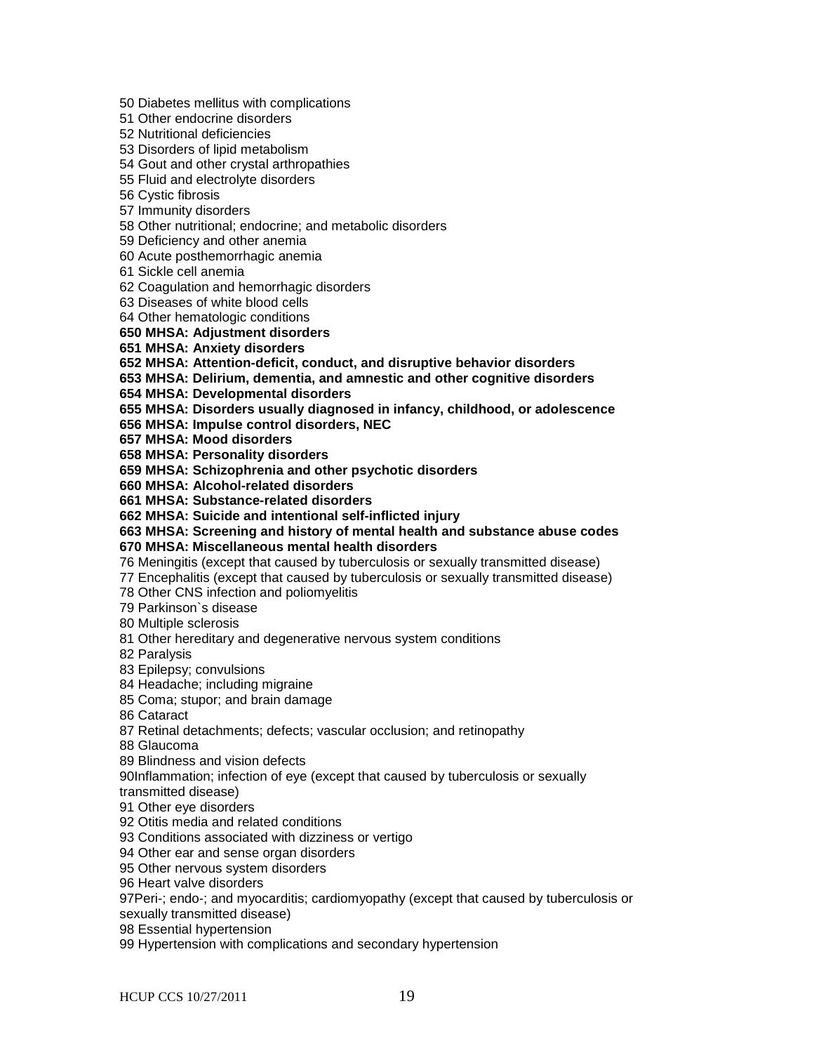50 Diabetes mellitus with complications
51 Other endocrine disorders
52 Nutritional deficiencies
53 Disorders of lipid metabolism
54 Gout and other crystal arthropathies
55 Fluid and electrolyte disorders
56 Cystic fibrosis
57 Immunity disorders
58 Other nutritional; endocrine; and metabolic disorders
59 Deficiency and other anemia
60 Acute posthemorrhagic anemia
61 Sickle cell anemia
62 Coagulation and hemorrhagic disorders
63 Diseases of white blood cells
64 Other hematologic conditions
**650 MHSA: Adjustment disorders**
**651 MHSA: Anxiety disorders**
**652 MHSA: Attention-deficit, conduct, and disruptive behavior disorders**
**653 MHSA: Delirium, dementia, and amnestic and other cognitive disorders**
**654 MHSA: Developmental disorders**
**655 MHSA: Disorders usually diagnosed in infancy, childhood, or adolescence**
**656 MHSA: Impulse control disorders, NEC**
**657 MHSA: Mood disorders**
**658 MHSA: Personality disorders**
**659 MHSA: Schizophrenia and other psychotic disorders**
**660 MHSA: Alcohol-related disorders**
**661 MHSA: Substance-related disorders**
**662 MHSA: Suicide and intentional self-inflicted injury**
**663 MHSA: Screening and history of mental health and substance abuse codes**
**670 MHSA: Miscellaneous mental health disorders**
76 Meningitis (except that caused by tuberculosis or sexually transmitted disease)
77 Encephalitis (except that caused by tuberculosis or sexually transmitted disease)
78 Other CNS infection and poliomyelitis
79 Parkinson`s disease
80 Multiple sclerosis
81 Other hereditary and degenerative nervous system conditions
82 Paralysis
83 Epilepsy; convulsions
84 Headache; including migraine
85 Coma; stupor; and brain damage
86 Cataract
87 Retinal detachments; defects; vascular occlusion; and retinopathy
88 Glaucoma
89 Blindness and vision defects
90Inflammation; infection of eye (except that caused by tuberculosis or sexually transmitted disease)
91 Other eye disorders
92 Otitis media and related conditions
93 Conditions associated with dizziness or vertigo
94 Other ear and sense organ disorders
95 Other nervous system disorders
96 Heart valve disorders
97Peri-; endo-; and myocarditis; cardiomyopathy (except that caused by tuberculosis or sexually transmitted disease)
98 Essential hypertension
99 Hypertension with complications and secondary hypertension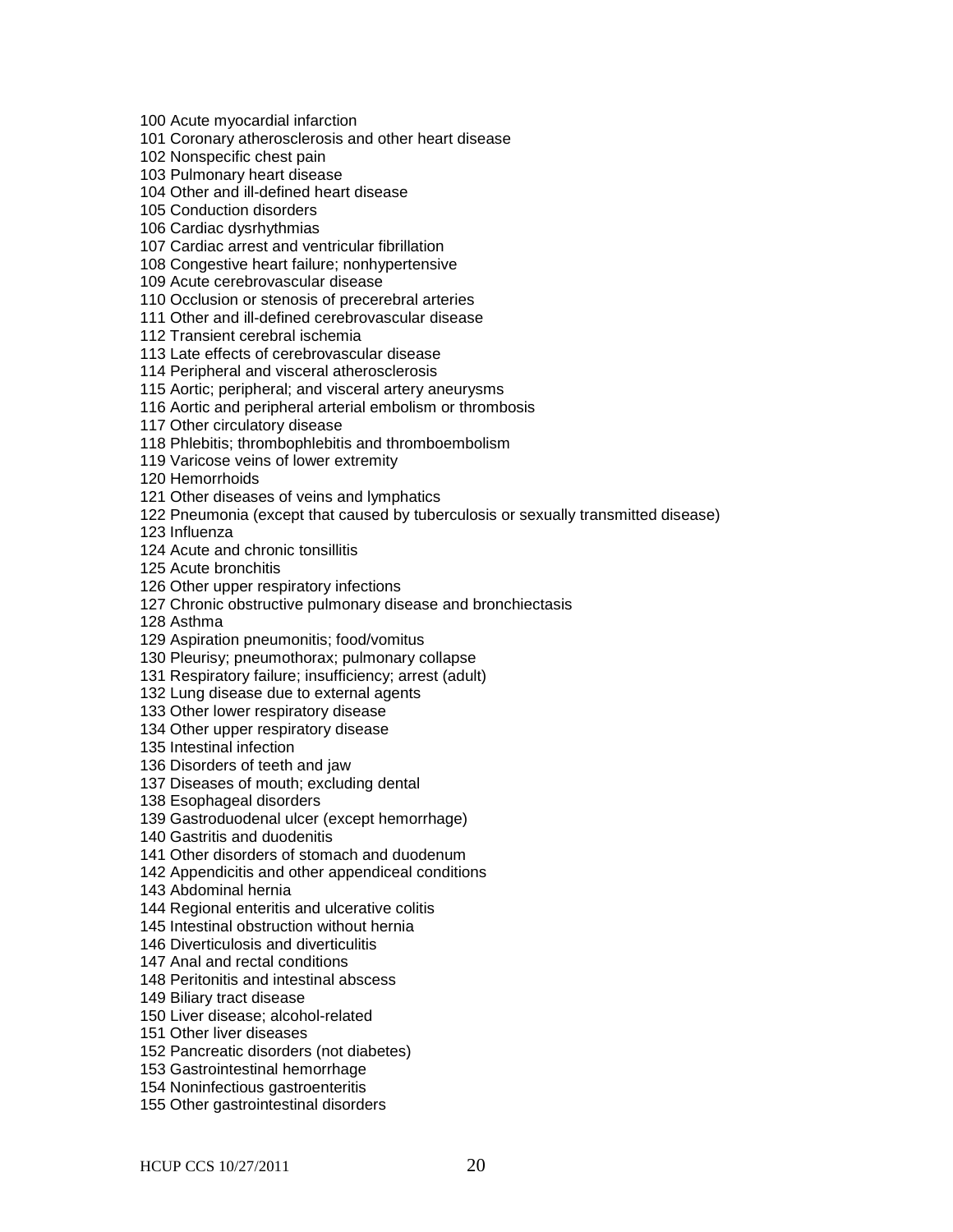100 Acute myocardial infarction
101 Coronary atherosclerosis and other heart disease
102 Nonspecific chest pain
103 Pulmonary heart disease
104 Other and ill-defined heart disease
105 Conduction disorders
106 Cardiac dysrhythmias
107 Cardiac arrest and ventricular fibrillation
108 Congestive heart failure; nonhypertensive
109 Acute cerebrovascular disease
110 Occlusion or stenosis of precerebral arteries
111 Other and ill-defined cerebrovascular disease
112 Transient cerebral ischemia
113 Late effects of cerebrovascular disease
114 Peripheral and visceral atherosclerosis
115 Aortic; peripheral; and visceral artery aneurysms
116 Aortic and peripheral arterial embolism or thrombosis
117 Other circulatory disease
118 Phlebitis; thrombophlebitis and thromboembolism
119 Varicose veins of lower extremity
120 Hemorrhoids
121 Other diseases of veins and lymphatics
122 Pneumonia (except that caused by tuberculosis or sexually transmitted disease)
123 Influenza
124 Acute and chronic tonsillitis
125 Acute bronchitis
126 Other upper respiratory infections
127 Chronic obstructive pulmonary disease and bronchiectasis
128 Asthma
129 Aspiration pneumonitis; food/vomitus
130 Pleurisy; pneumothorax; pulmonary collapse
131 Respiratory failure; insufficiency; arrest (adult)
132 Lung disease due to external agents
133 Other lower respiratory disease
134 Other upper respiratory disease
135 Intestinal infection
136 Disorders of teeth and jaw
137 Diseases of mouth; excluding dental
138 Esophageal disorders
139 Gastroduodenal ulcer (except hemorrhage)
140 Gastritis and duodenitis
141 Other disorders of stomach and duodenum
142 Appendicitis and other appendiceal conditions
143 Abdominal hernia
144 Regional enteritis and ulcerative colitis
145 Intestinal obstruction without hernia
146 Diverticulosis and diverticulitis
147 Anal and rectal conditions
148 Peritonitis and intestinal abscess
149 Biliary tract disease
150 Liver disease; alcohol-related
151 Other liver diseases
152 Pancreatic disorders (not diabetes)
153 Gastrointestinal hemorrhage
154 Noninfectious gastroenteritis
155 Other gastrointestinal disorders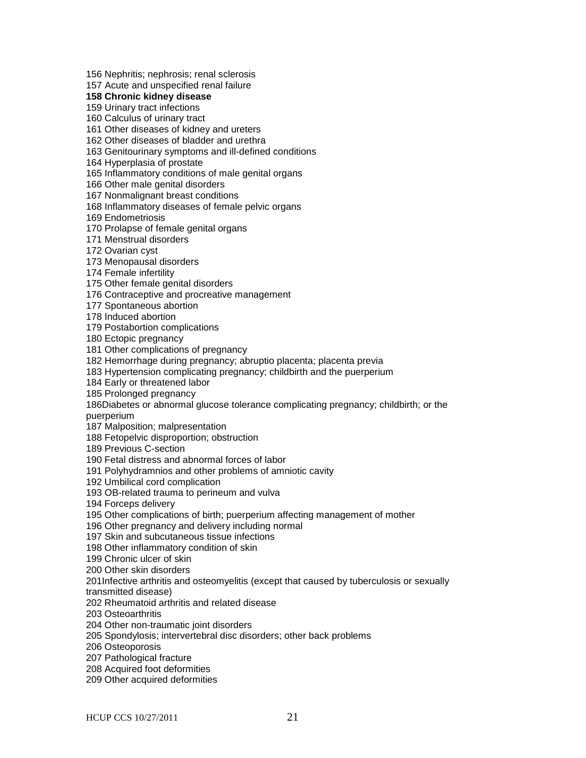156 Nephritis; nephrosis; renal sclerosis
157 Acute and unspecified renal failure
**158 Chronic kidney disease**
159 Urinary tract infections
160 Calculus of urinary tract
161 Other diseases of kidney and ureters
162 Other diseases of bladder and urethra
163 Genitourinary symptoms and ill-defined conditions
164 Hyperplasia of prostate
165 Inflammatory conditions of male genital organs
166 Other male genital disorders
167 Nonmalignant breast conditions
168 Inflammatory diseases of female pelvic organs
169 Endometriosis
170 Prolapse of female genital organs
171 Menstrual disorders
172 Ovarian cyst
173 Menopausal disorders
174 Female infertility
175 Other female genital disorders
176 Contraceptive and procreative management
177 Spontaneous abortion
178 Induced abortion
179 Postabortion complications
180 Ectopic pregnancy
181 Other complications of pregnancy
182 Hemorrhage during pregnancy; abruptio placenta; placenta previa
183 Hypertension complicating pregnancy; childbirth and the puerperium
184 Early or threatened labor
185 Prolonged pregnancy
186Diabetes or abnormal glucose tolerance complicating pregnancy; childbirth; or the puerperium
187 Malposition; malpresentation
188 Fetopelvic disproportion; obstruction
189 Previous C-section
190 Fetal distress and abnormal forces of labor
191 Polyhydramnios and other problems of amniotic cavity
192 Umbilical cord complication
193 OB-related trauma to perineum and vulva
194 Forceps delivery
195 Other complications of birth; puerperium affecting management of mother
196 Other pregnancy and delivery including normal
197 Skin and subcutaneous tissue infections
198 Other inflammatory condition of skin
199 Chronic ulcer of skin
200 Other skin disorders
201Infective arthritis and osteomyelitis (except that caused by tuberculosis or sexually transmitted disease)
202 Rheumatoid arthritis and related disease
203 Osteoarthritis
204 Other non-traumatic joint disorders
205 Spondylosis; intervertebral disc disorders; other back problems
206 Osteoporosis
207 Pathological fracture
208 Acquired foot deformities
209 Other acquired deformities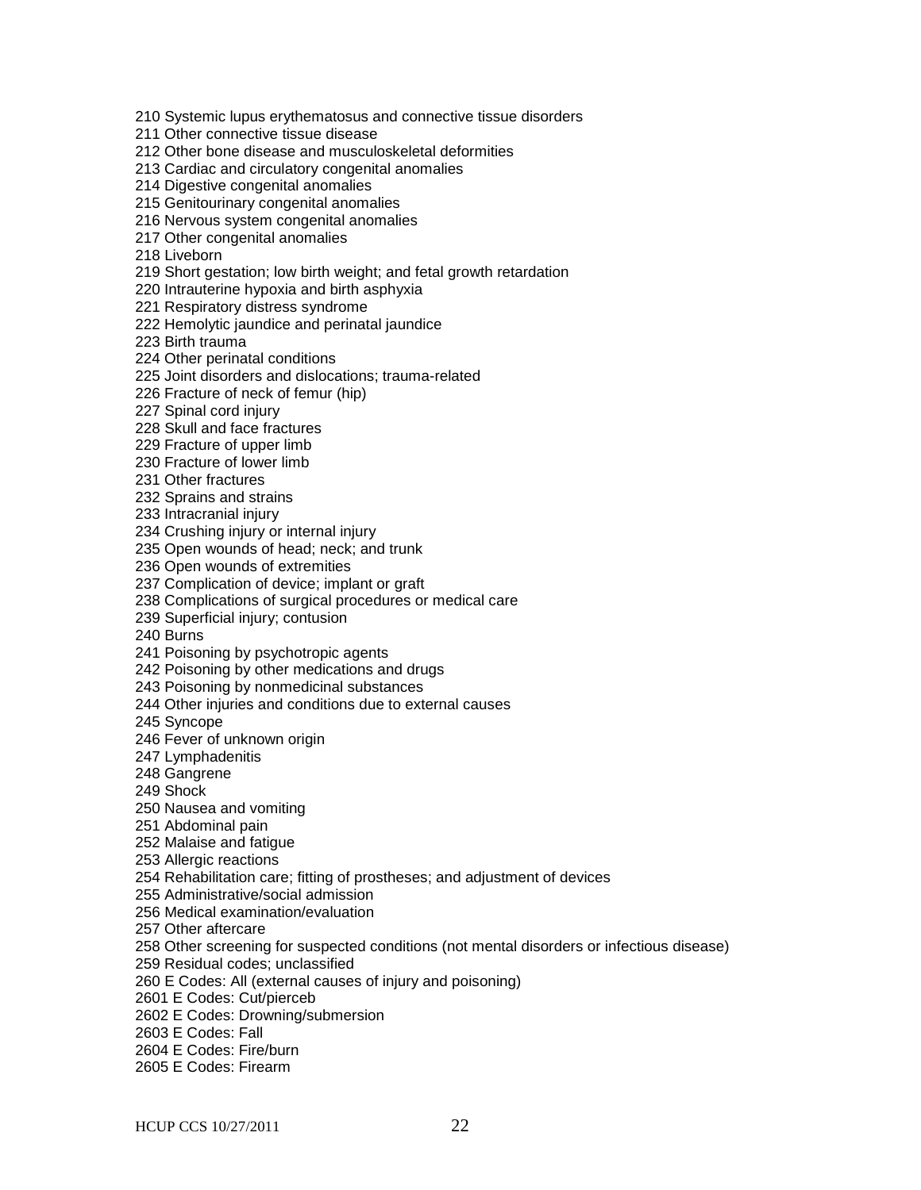210 Systemic lupus erythematosus and connective tissue disorders
211 Other connective tissue disease
212 Other bone disease and musculoskeletal deformities
213 Cardiac and circulatory congenital anomalies
214 Digestive congenital anomalies
215 Genitourinary congenital anomalies
216 Nervous system congenital anomalies
217 Other congenital anomalies
218 Liveborn
219 Short gestation; low birth weight; and fetal growth retardation
220 Intrauterine hypoxia and birth asphyxia
221 Respiratory distress syndrome
222 Hemolytic jaundice and perinatal jaundice
223 Birth trauma
224 Other perinatal conditions
225 Joint disorders and dislocations; trauma-related
226 Fracture of neck of femur (hip)
227 Spinal cord injury
228 Skull and face fractures
229 Fracture of upper limb
230 Fracture of lower limb
231 Other fractures
232 Sprains and strains
233 Intracranial injury
234 Crushing injury or internal injury
235 Open wounds of head; neck; and trunk
236 Open wounds of extremities
237 Complication of device; implant or graft
238 Complications of surgical procedures or medical care
239 Superficial injury; contusion
240 Burns
241 Poisoning by psychotropic agents
242 Poisoning by other medications and drugs
243 Poisoning by nonmedicinal substances
244 Other injuries and conditions due to external causes
245 Syncope
246 Fever of unknown origin
247 Lymphadenitis
248 Gangrene
249 Shock
250 Nausea and vomiting
251 Abdominal pain
252 Malaise and fatigue
253 Allergic reactions
254 Rehabilitation care; fitting of prostheses; and adjustment of devices
255 Administrative/social admission
256 Medical examination/evaluation
257 Other aftercare
258 Other screening for suspected conditions (not mental disorders or infectious disease)
259 Residual codes; unclassified
260 E Codes: All (external causes of injury and poisoning)
2601 E Codes: Cut/pierceb
2602 E Codes: Drowning/submersion
2603 E Codes: Fall
2604 E Codes: Fire/burn
2605 E Codes: Firearm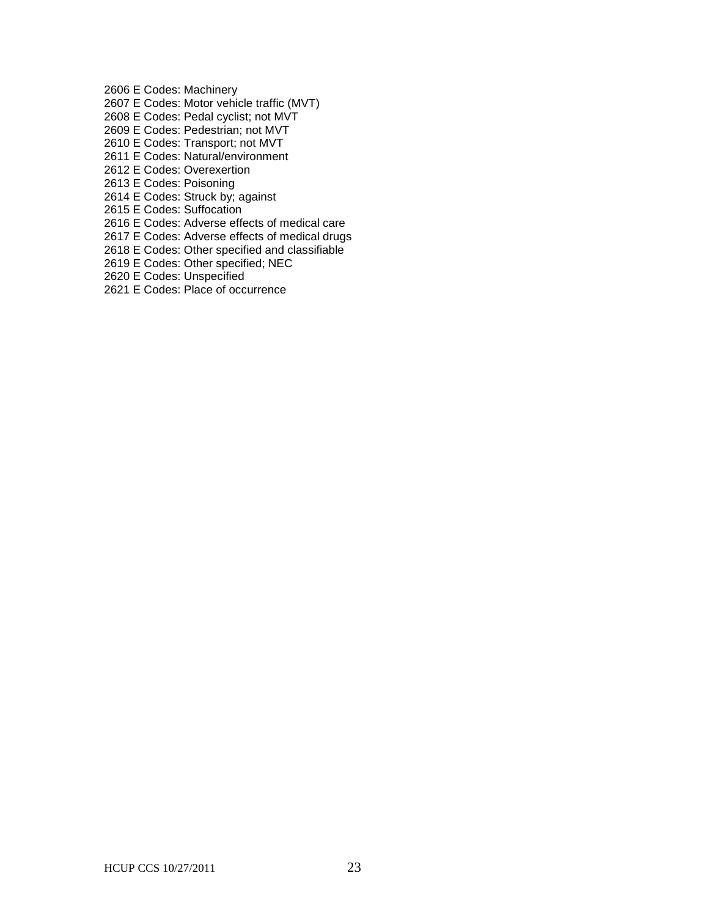2606 E Codes: Machinery
2607 E Codes: Motor vehicle traffic (MVT)
2608 E Codes: Pedal cyclist; not MVT
2609 E Codes: Pedestrian; not MVT
2610 E Codes: Transport; not MVT
2611 E Codes: Natural/environment
2612 E Codes: Overexertion
2613 E Codes: Poisoning
2614 E Codes: Struck by; against
2615 E Codes: Suffocation
2616 E Codes: Adverse effects of medical care
2617 E Codes: Adverse effects of medical drugs
2618 E Codes: Other specified and classifiable
2619 E Codes: Other specified; NEC
2620 E Codes: Unspecified
2621 E Codes: Place of occurrence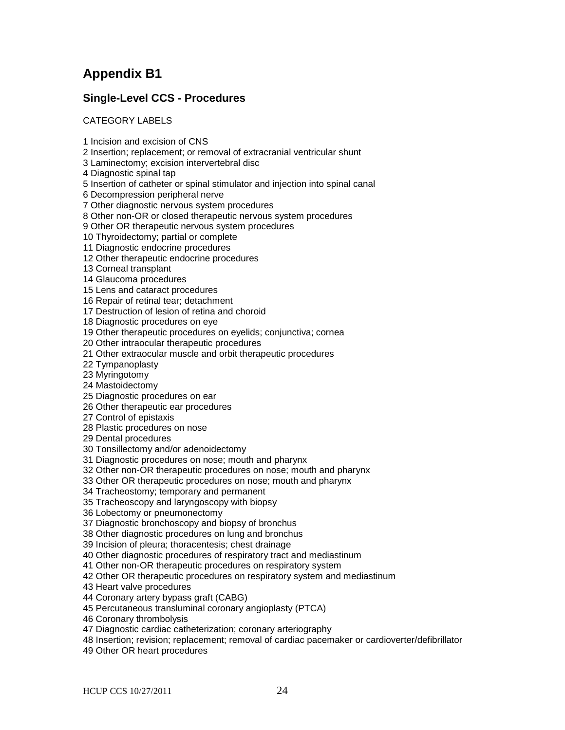# Appendix B1

## Single-Level CCS - Procedures

CATEGORY LABELS

1 Incision and excision of CNS
2 Insertion; replacement; or removal of extracranial ventricular shunt
3 Laminectomy; excision intervertebral disc
4 Diagnostic spinal tap
5 Insertion of catheter or spinal stimulator and injection into spinal canal
6 Decompression peripheral nerve
7 Other diagnostic nervous system procedures
8 Other non-OR or closed therapeutic nervous system procedures
9 Other OR therapeutic nervous system procedures
10 Thyroidectomy; partial or complete
11 Diagnostic endocrine procedures
12 Other therapeutic endocrine procedures
13 Corneal transplant
14 Glaucoma procedures
15 Lens and cataract procedures
16 Repair of retinal tear; detachment
17 Destruction of lesion of retina and choroid
18 Diagnostic procedures on eye
19 Other therapeutic procedures on eyelids; conjunctiva; cornea
20 Other intraocular therapeutic procedures
21 Other extraocular muscle and orbit therapeutic procedures
22 Tympanoplasty
23 Myringotomy
24 Mastoidectomy
25 Diagnostic procedures on ear
26 Other therapeutic ear procedures
27 Control of epistaxis
28 Plastic procedures on nose
29 Dental procedures
30 Tonsillectomy and/or adenoidectomy
31 Diagnostic procedures on nose; mouth and pharynx
32 Other non-OR therapeutic procedures on nose; mouth and pharynx
33 Other OR therapeutic procedures on nose; mouth and pharynx
34 Tracheostomy; temporary and permanent
35 Tracheoscopy and laryngoscopy with biopsy
36 Lobectomy or pneumonectomy
37 Diagnostic bronchoscopy and biopsy of bronchus
38 Other diagnostic procedures on lung and bronchus
39 Incision of pleura; thoracentesis; chest drainage
40 Other diagnostic procedures of respiratory tract and mediastinum
41 Other non-OR therapeutic procedures on respiratory system
42 Other OR therapeutic procedures on respiratory system and mediastinum
43 Heart valve procedures
44 Coronary artery bypass graft (CABG)
45 Percutaneous transluminal coronary angioplasty (PTCA)
46 Coronary thrombolysis
47 Diagnostic cardiac catheterization; coronary arteriography
48 Insertion; revision; replacement; removal of cardiac pacemaker or cardioverter/defibrillator
49 Other OR heart procedures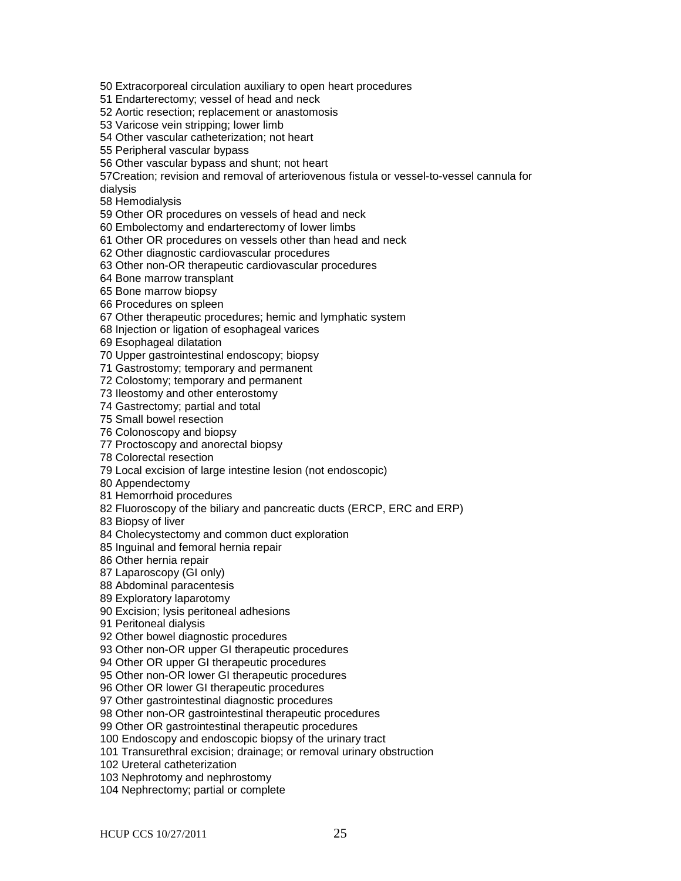50 Extracorporeal circulation auxiliary to open heart procedures
51 Endarterectomy; vessel of head and neck
52 Aortic resection; replacement or anastomosis
53 Varicose vein stripping; lower limb
54 Other vascular catheterization; not heart
55 Peripheral vascular bypass
56 Other vascular bypass and shunt; not heart
57Creation; revision and removal of arteriovenous fistula or vessel-to-vessel cannula for dialysis
58 Hemodialysis
59 Other OR procedures on vessels of head and neck
60 Embolectomy and endarterectomy of lower limbs
61 Other OR procedures on vessels other than head and neck
62 Other diagnostic cardiovascular procedures
63 Other non-OR therapeutic cardiovascular procedures
64 Bone marrow transplant
65 Bone marrow biopsy
66 Procedures on spleen
67 Other therapeutic procedures; hemic and lymphatic system
68 Injection or ligation of esophageal varices
69 Esophageal dilatation
70 Upper gastrointestinal endoscopy; biopsy
71 Gastrostomy; temporary and permanent
72 Colostomy; temporary and permanent
73 Ileostomy and other enterostomy
74 Gastrectomy; partial and total
75 Small bowel resection
76 Colonoscopy and biopsy
77 Proctoscopy and anorectal biopsy
78 Colorectal resection
79 Local excision of large intestine lesion (not endoscopic)
80 Appendectomy
81 Hemorrhoid procedures
82 Fluoroscopy of the biliary and pancreatic ducts (ERCP, ERC and ERP)
83 Biopsy of liver
84 Cholecystectomy and common duct exploration
85 Inguinal and femoral hernia repair
86 Other hernia repair
87 Laparoscopy (GI only)
88 Abdominal paracentesis
89 Exploratory laparotomy
90 Excision; lysis peritoneal adhesions
91 Peritoneal dialysis
92 Other bowel diagnostic procedures
93 Other non-OR upper GI therapeutic procedures
94 Other OR upper GI therapeutic procedures
95 Other non-OR lower GI therapeutic procedures
96 Other OR lower GI therapeutic procedures
97 Other gastrointestinal diagnostic procedures
98 Other non-OR gastrointestinal therapeutic procedures
99 Other OR gastrointestinal therapeutic procedures
100 Endoscopy and endoscopic biopsy of the urinary tract
101 Transurethral excision; drainage; or removal urinary obstruction
102 Ureteral catheterization
103 Nephrotomy and nephrostomy
104 Nephrectomy; partial or complete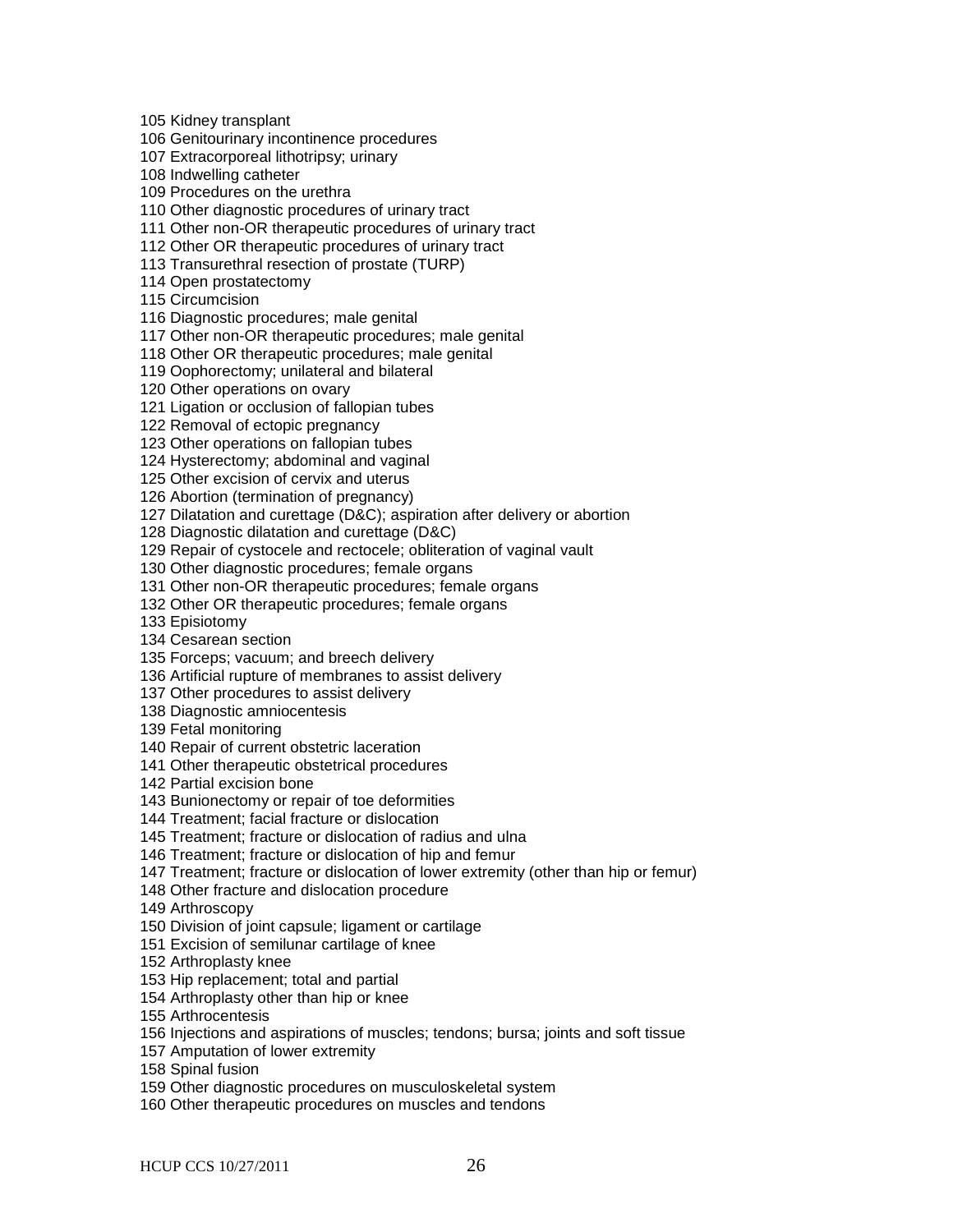105 Kidney transplant
106 Genitourinary incontinence procedures
107 Extracorporeal lithotripsy; urinary
108 Indwelling catheter
109 Procedures on the urethra
110 Other diagnostic procedures of urinary tract
111 Other non-OR therapeutic procedures of urinary tract
112 Other OR therapeutic procedures of urinary tract
113 Transurethral resection of prostate (TURP)
114 Open prostatectomy
115 Circumcision
116 Diagnostic procedures; male genital
117 Other non-OR therapeutic procedures; male genital
118 Other OR therapeutic procedures; male genital
119 Oophorectomy; unilateral and bilateral
120 Other operations on ovary
121 Ligation or occlusion of fallopian tubes
122 Removal of ectopic pregnancy
123 Other operations on fallopian tubes
124 Hysterectomy; abdominal and vaginal
125 Other excision of cervix and uterus
126 Abortion (termination of pregnancy)
127 Dilatation and curettage (D&C); aspiration after delivery or abortion
128 Diagnostic dilatation and curettage (D&C)
129 Repair of cystocele and rectocele; obliteration of vaginal vault
130 Other diagnostic procedures; female organs
131 Other non-OR therapeutic procedures; female organs
132 Other OR therapeutic procedures; female organs
133 Episiotomy
134 Cesarean section
135 Forceps; vacuum; and breech delivery
136 Artificial rupture of membranes to assist delivery
137 Other procedures to assist delivery
138 Diagnostic amniocentesis
139 Fetal monitoring
140 Repair of current obstetric laceration
141 Other therapeutic obstetrical procedures
142 Partial excision bone
143 Bunionectomy or repair of toe deformities
144 Treatment; facial fracture or dislocation
145 Treatment; fracture or dislocation of radius and ulna
146 Treatment; fracture or dislocation of hip and femur
147 Treatment; fracture or dislocation of lower extremity (other than hip or femur)
148 Other fracture and dislocation procedure
149 Arthroscopy
150 Division of joint capsule; ligament or cartilage
151 Excision of semilunar cartilage of knee
152 Arthroplasty knee
153 Hip replacement; total and partial
154 Arthroplasty other than hip or knee
155 Arthrocentesis
156 Injections and aspirations of muscles; tendons; bursa; joints and soft tissue
157 Amputation of lower extremity
158 Spinal fusion
159 Other diagnostic procedures on musculoskeletal system
160 Other therapeutic procedures on muscles and tendons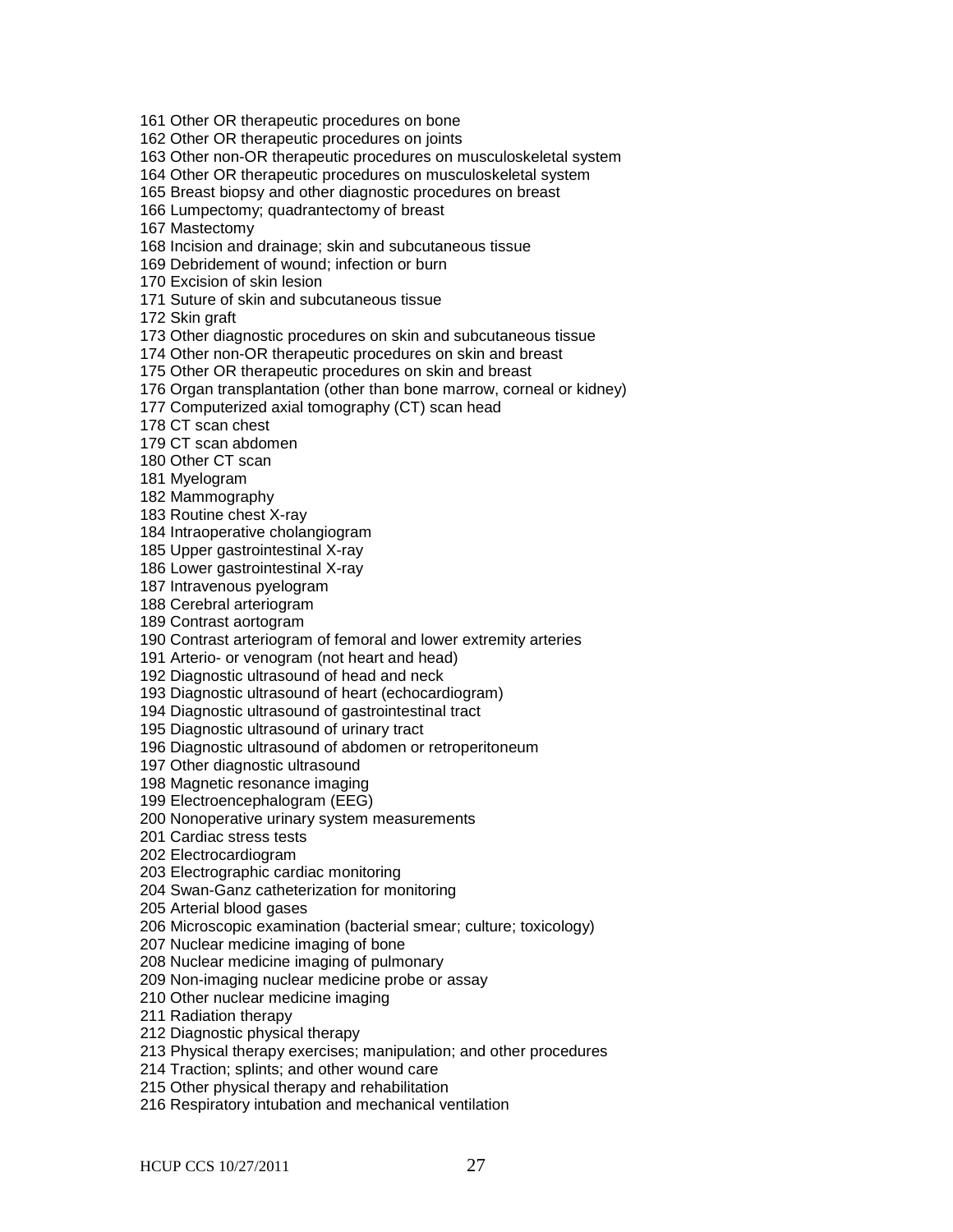161 Other OR therapeutic procedures on bone
162 Other OR therapeutic procedures on joints
163 Other non-OR therapeutic procedures on musculoskeletal system
164 Other OR therapeutic procedures on musculoskeletal system
165 Breast biopsy and other diagnostic procedures on breast
166 Lumpectomy; quadrantectomy of breast
167 Mastectomy
168 Incision and drainage; skin and subcutaneous tissue
169 Debridement of wound; infection or burn
170 Excision of skin lesion
171 Suture of skin and subcutaneous tissue
172 Skin graft
173 Other diagnostic procedures on skin and subcutaneous tissue
174 Other non-OR therapeutic procedures on skin and breast
175 Other OR therapeutic procedures on skin and breast
176 Organ transplantation (other than bone marrow, corneal or kidney)
177 Computerized axial tomography (CT) scan head
178 CT scan chest
179 CT scan abdomen
180 Other CT scan
181 Myelogram
182 Mammography
183 Routine chest X-ray
184 Intraoperative cholangiogram
185 Upper gastrointestinal X-ray
186 Lower gastrointestinal X-ray
187 Intravenous pyelogram
188 Cerebral arteriogram
189 Contrast aortogram
190 Contrast arteriogram of femoral and lower extremity arteries
191 Arterio- or venogram (not heart and head)
192 Diagnostic ultrasound of head and neck
193 Diagnostic ultrasound of heart (echocardiogram)
194 Diagnostic ultrasound of gastrointestinal tract
195 Diagnostic ultrasound of urinary tract
196 Diagnostic ultrasound of abdomen or retroperitoneum
197 Other diagnostic ultrasound
198 Magnetic resonance imaging
199 Electroencephalogram (EEG)
200 Nonoperative urinary system measurements
201 Cardiac stress tests
202 Electrocardiogram
203 Electrographic cardiac monitoring
204 Swan-Ganz catheterization for monitoring
205 Arterial blood gases
206 Microscopic examination (bacterial smear; culture; toxicology)
207 Nuclear medicine imaging of bone
208 Nuclear medicine imaging of pulmonary
209 Non-imaging nuclear medicine probe or assay
210 Other nuclear medicine imaging
211 Radiation therapy
212 Diagnostic physical therapy
213 Physical therapy exercises; manipulation; and other procedures
214 Traction; splints; and other wound care
215 Other physical therapy and rehabilitation
216 Respiratory intubation and mechanical ventilation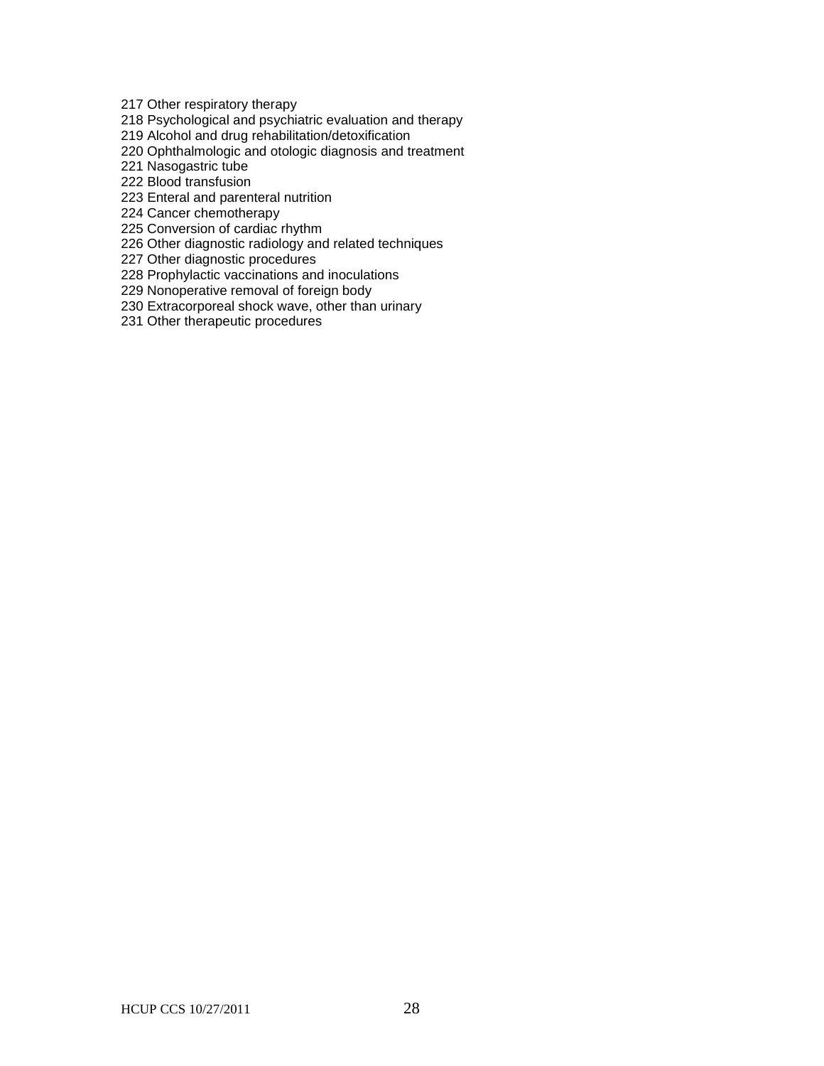217 Other respiratory therapy
218 Psychological and psychiatric evaluation and therapy
219 Alcohol and drug rehabilitation/detoxification
220 Ophthalmologic and otologic diagnosis and treatment
221 Nasogastric tube
222 Blood transfusion
223 Enteral and parenteral nutrition
224 Cancer chemotherapy
225 Conversion of cardiac rhythm
226 Other diagnostic radiology and related techniques
227 Other diagnostic procedures
228 Prophylactic vaccinations and inoculations
229 Nonoperative removal of foreign body
230 Extracorporeal shock wave, other than urinary
231 Other therapeutic procedures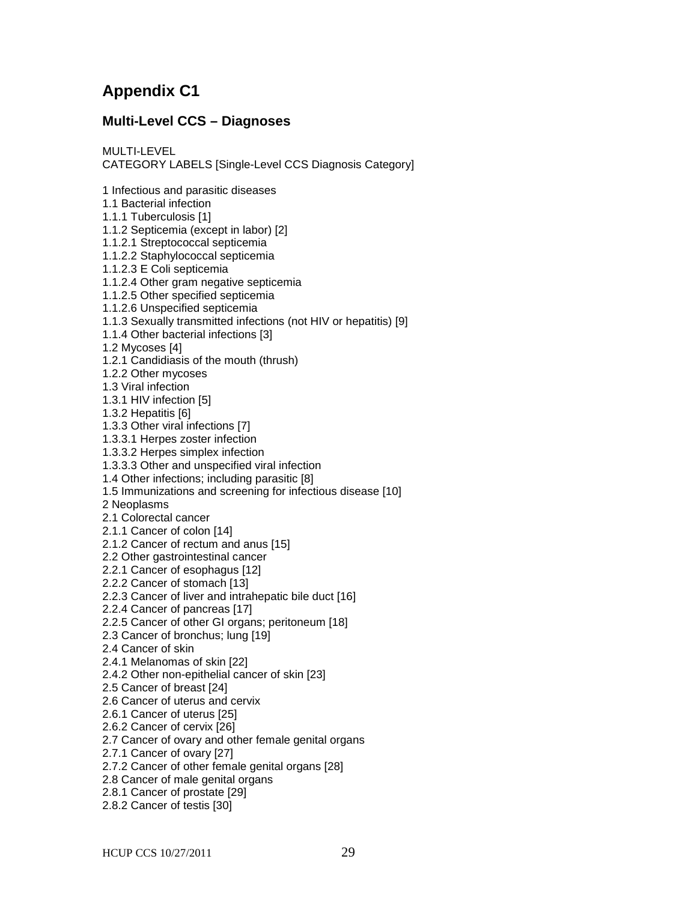# Appendix C1

## Multi-Level CCS – Diagnoses

MULTI-LEVEL
CATEGORY LABELS [Single-Level CCS Diagnosis Category]

1 Infectious and parasitic diseases
1.1 Bacterial infection
1.1.1 Tuberculosis [1]
1.1.2 Septicemia (except in labor) [2]
1.1.2.1 Streptococcal septicemia
1.1.2.2 Staphylococcal septicemia
1.1.2.3 E Coli septicemia
1.1.2.4 Other gram negative septicemia
1.1.2.5 Other specified septicemia
1.1.2.6 Unspecified septicemia
1.1.3 Sexually transmitted infections (not HIV or hepatitis) [9]
1.1.4 Other bacterial infections [3]
1.2 Mycoses [4]
1.2.1 Candidiasis of the mouth (thrush)
1.2.2 Other mycoses
1.3 Viral infection
1.3.1 HIV infection [5]
1.3.2 Hepatitis [6]
1.3.3 Other viral infections [7]
1.3.3.1 Herpes zoster infection
1.3.3.2 Herpes simplex infection
1.3.3.3 Other and unspecified viral infection
1.4 Other infections; including parasitic [8]
1.5 Immunizations and screening for infectious disease [10]
2 Neoplasms
2.1 Colorectal cancer
2.1.1 Cancer of colon [14]
2.1.2 Cancer of rectum and anus [15]
2.2 Other gastrointestinal cancer
2.2.1 Cancer of esophagus [12]
2.2.2 Cancer of stomach [13]
2.2.3 Cancer of liver and intrahepatic bile duct [16]
2.2.4 Cancer of pancreas [17]
2.2.5 Cancer of other GI organs; peritoneum [18]
2.3 Cancer of bronchus; lung [19]
2.4 Cancer of skin
2.4.1 Melanomas of skin [22]
2.4.2 Other non-epithelial cancer of skin [23]
2.5 Cancer of breast [24]
2.6 Cancer of uterus and cervix
2.6.1 Cancer of uterus [25]
2.6.2 Cancer of cervix [26]
2.7 Cancer of ovary and other female genital organs
2.7.1 Cancer of ovary [27]
2.7.2 Cancer of other female genital organs [28]
2.8 Cancer of male genital organs
2.8.1 Cancer of prostate [29]
2.8.2 Cancer of testis [30]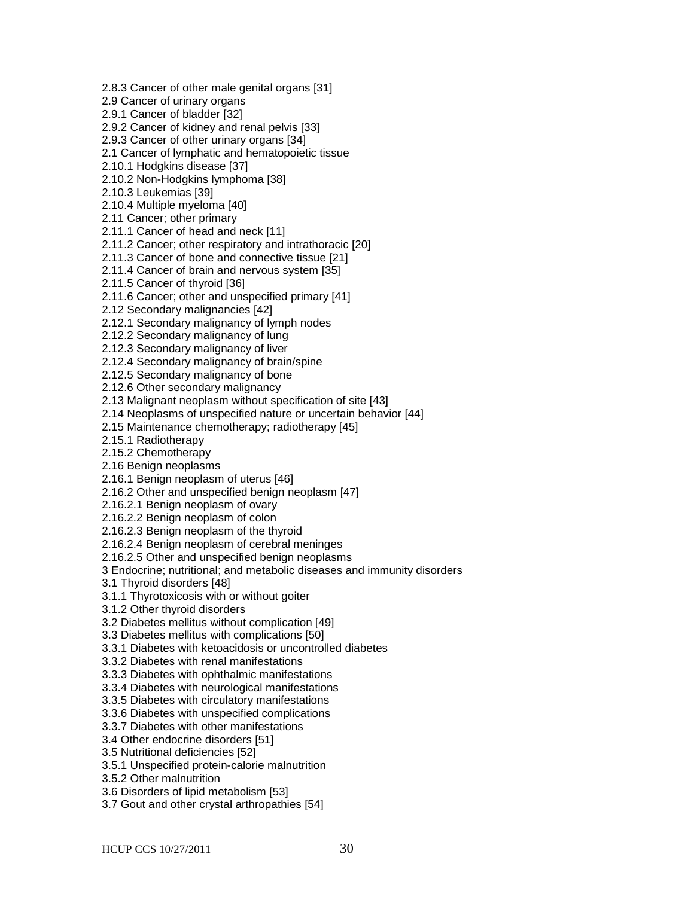2.8.3 Cancer of other male genital organs [31]
2.9 Cancer of urinary organs
2.9.1 Cancer of bladder [32]
2.9.2 Cancer of kidney and renal pelvis [33]
2.9.3 Cancer of other urinary organs [34]
2.1 Cancer of lymphatic and hematopoietic tissue
2.10.1 Hodgkins disease [37]
2.10.2 Non-Hodgkins lymphoma [38]
2.10.3 Leukemias [39]
2.10.4 Multiple myeloma [40]
2.11 Cancer; other primary
2.11.1 Cancer of head and neck [11]
2.11.2 Cancer; other respiratory and intrathoracic [20]
2.11.3 Cancer of bone and connective tissue [21]
2.11.4 Cancer of brain and nervous system [35]
2.11.5 Cancer of thyroid [36]
2.11.6 Cancer; other and unspecified primary [41]
2.12 Secondary malignancies [42]
2.12.1 Secondary malignancy of lymph nodes
2.12.2 Secondary malignancy of lung
2.12.3 Secondary malignancy of liver
2.12.4 Secondary malignancy of brain/spine
2.12.5 Secondary malignancy of bone
2.12.6 Other secondary malignancy
2.13 Malignant neoplasm without specification of site [43]
2.14 Neoplasms of unspecified nature or uncertain behavior [44]
2.15 Maintenance chemotherapy; radiotherapy [45]
2.15.1 Radiotherapy
2.15.2 Chemotherapy
2.16 Benign neoplasms
2.16.1 Benign neoplasm of uterus [46]
2.16.2 Other and unspecified benign neoplasm [47]
2.16.2.1 Benign neoplasm of ovary
2.16.2.2 Benign neoplasm of colon
2.16.2.3 Benign neoplasm of the thyroid
2.16.2.4 Benign neoplasm of cerebral meninges
2.16.2.5 Other and unspecified benign neoplasms
3 Endocrine; nutritional; and metabolic diseases and immunity disorders
3.1 Thyroid disorders [48]
3.1.1 Thyrotoxicosis with or without goiter
3.1.2 Other thyroid disorders
3.2 Diabetes mellitus without complication [49]
3.3 Diabetes mellitus with complications [50]
3.3.1 Diabetes with ketoacidosis or uncontrolled diabetes
3.3.2 Diabetes with renal manifestations
3.3.3 Diabetes with ophthalmic manifestations
3.3.4 Diabetes with neurological manifestations
3.3.5 Diabetes with circulatory manifestations
3.3.6 Diabetes with unspecified complications
3.3.7 Diabetes with other manifestations
3.4 Other endocrine disorders [51]
3.5 Nutritional deficiencies [52]
3.5.1 Unspecified protein-calorie malnutrition
3.5.2 Other malnutrition
3.6 Disorders of lipid metabolism [53]
3.7 Gout and other crystal arthropathies [54]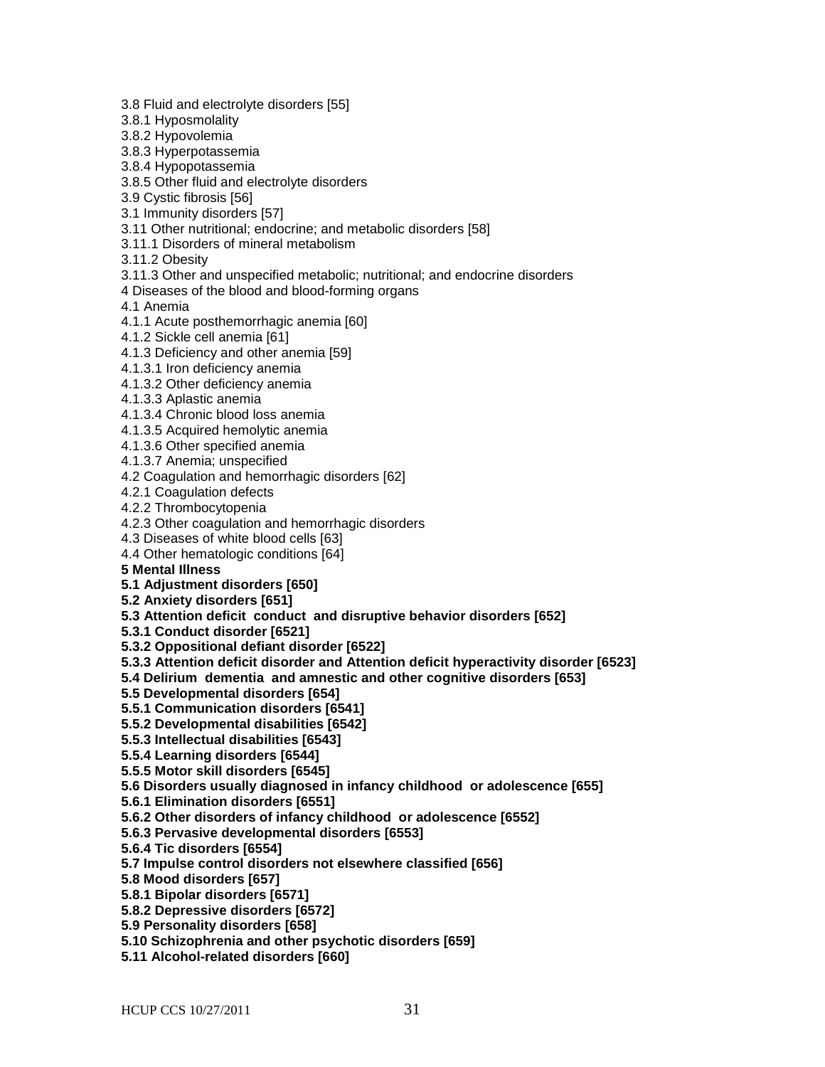3.8 Fluid and electrolyte disorders [55]
3.8.1 Hyposmolality
3.8.2 Hypovolemia
3.8.3 Hyperpotassemia
3.8.4 Hypopotassemia
3.8.5 Other fluid and electrolyte disorders
3.9 Cystic fibrosis [56]
3.1 Immunity disorders [57]
3.11 Other nutritional; endocrine; and metabolic disorders [58]
3.11.1 Disorders of mineral metabolism
3.11.2 Obesity
3.11.3 Other and unspecified metabolic; nutritional; and endocrine disorders
4 Diseases of the blood and blood-forming organs
4.1 Anemia
4.1.1 Acute posthemorrhagic anemia [60]
4.1.2 Sickle cell anemia [61]
4.1.3 Deficiency and other anemia [59]
4.1.3.1 Iron deficiency anemia
4.1.3.2 Other deficiency anemia
4.1.3.3 Aplastic anemia
4.1.3.4 Chronic blood loss anemia
4.1.3.5 Acquired hemolytic anemia
4.1.3.6 Other specified anemia
4.1.3.7 Anemia; unspecified
4.2 Coagulation and hemorrhagic disorders [62]
4.2.1 Coagulation defects
4.2.2 Thrombocytopenia
4.2.3 Other coagulation and hemorrhagic disorders
4.3 Diseases of white blood cells [63]
4.4 Other hematologic conditions [64]
**5 Mental Illness**
**5.1 Adjustment disorders [650]**
**5.2 Anxiety disorders [651]**
**5.3 Attention deficit conduct and disruptive behavior disorders [652]**
**5.3.1 Conduct disorder [6521]**
**5.3.2 Oppositional defiant disorder [6522]**
**5.3.3 Attention deficit disorder and Attention deficit hyperactivity disorder [6523]**
**5.4 Delirium dementia and amnestic and other cognitive disorders [653]**
**5.5 Developmental disorders [654]**
**5.5.1 Communication disorders [6541]**
**5.5.2 Developmental disabilities [6542]**
**5.5.3 Intellectual disabilities [6543]**
**5.5.4 Learning disorders [6544]**
**5.5.5 Motor skill disorders [6545]**
**5.6 Disorders usually diagnosed in infancy childhood or adolescence [655]**
**5.6.1 Elimination disorders [6551]**
**5.6.2 Other disorders of infancy childhood or adolescence [6552]**
**5.6.3 Pervasive developmental disorders [6553]**
**5.6.4 Tic disorders [6554]**
**5.7 Impulse control disorders not elsewhere classified [656]**
**5.8 Mood disorders [657]**
**5.8.1 Bipolar disorders [6571]**
**5.8.2 Depressive disorders [6572]**
**5.9 Personality disorders [658]**
**5.10 Schizophrenia and other psychotic disorders [659]**
**5.11 Alcohol-related disorders [660]**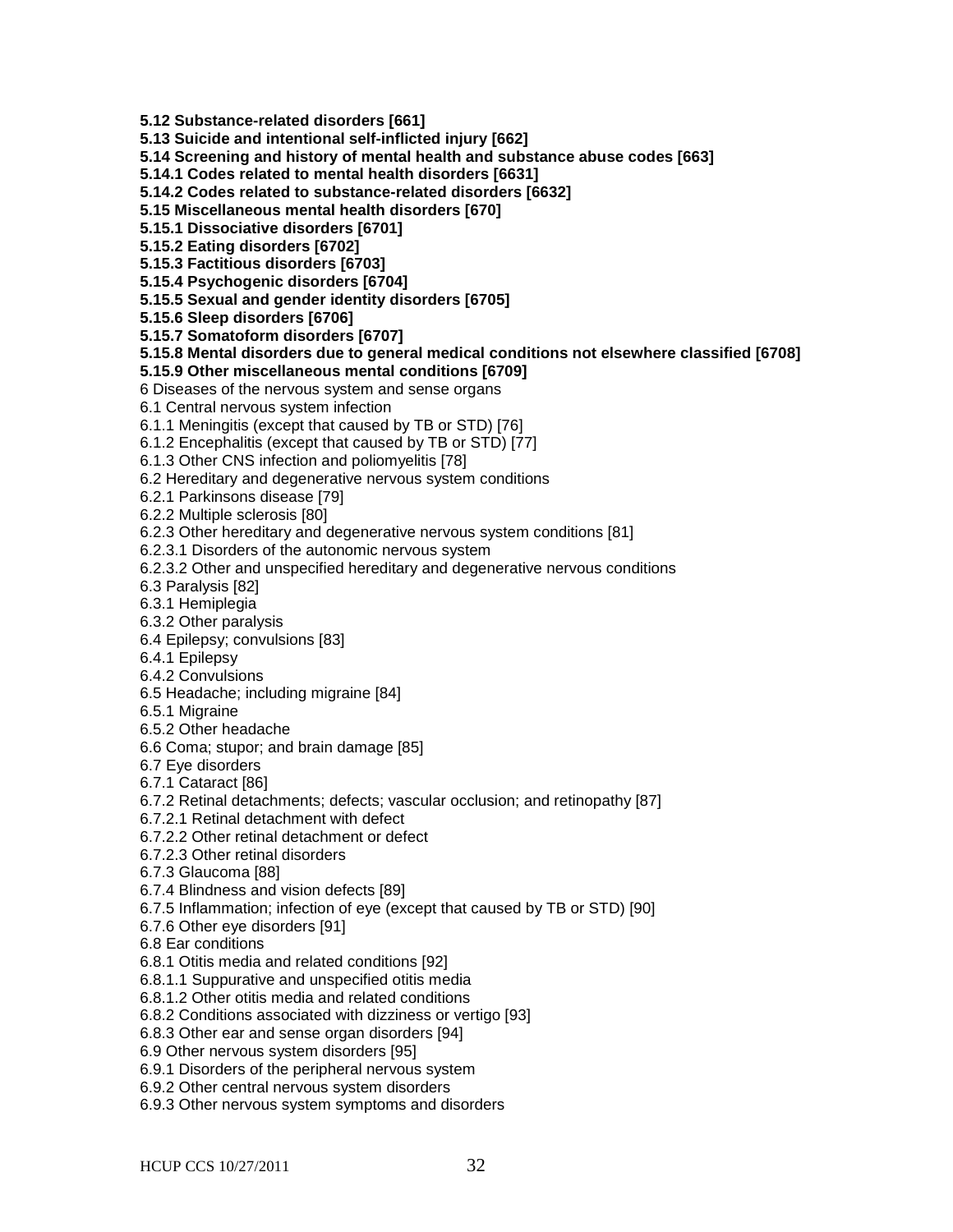**5.12 Substance-related disorders [661]**
**5.13 Suicide and intentional self-inflicted injury [662]**
**5.14 Screening and history of mental health and substance abuse codes [663]**
**5.14.1 Codes related to mental health disorders [6631]**
**5.14.2 Codes related to substance-related disorders [6632]**
**5.15 Miscellaneous mental health disorders [670]**
**5.15.1 Dissociative disorders [6701]**
**5.15.2 Eating disorders [6702]**
**5.15.3 Factitious disorders [6703]**
**5.15.4 Psychogenic disorders [6704]**
**5.15.5 Sexual and gender identity disorders [6705]**
**5.15.6 Sleep disorders [6706]**
**5.15.7 Somatoform disorders [6707]**
**5.15.8 Mental disorders due to general medical conditions not elsewhere classified [6708]**
**5.15.9 Other miscellaneous mental conditions [6709]**
6 Diseases of the nervous system and sense organs
6.1 Central nervous system infection
6.1.1 Meningitis (except that caused by TB or STD) [76]
6.1.2 Encephalitis (except that caused by TB or STD) [77]
6.1.3 Other CNS infection and poliomyelitis [78]
6.2 Hereditary and degenerative nervous system conditions
6.2.1 Parkinsons disease [79]
6.2.2 Multiple sclerosis [80]
6.2.3 Other hereditary and degenerative nervous system conditions [81]
6.2.3.1 Disorders of the autonomic nervous system
6.2.3.2 Other and unspecified hereditary and degenerative nervous conditions
6.3 Paralysis [82]
6.3.1 Hemiplegia
6.3.2 Other paralysis
6.4 Epilepsy; convulsions [83]
6.4.1 Epilepsy
6.4.2 Convulsions
6.5 Headache; including migraine [84]
6.5.1 Migraine
6.5.2 Other headache
6.6 Coma; stupor; and brain damage [85]
6.7 Eye disorders
6.7.1 Cataract [86]
6.7.2 Retinal detachments; defects; vascular occlusion; and retinopathy [87]
6.7.2.1 Retinal detachment with defect
6.7.2.2 Other retinal detachment or defect
6.7.2.3 Other retinal disorders
6.7.3 Glaucoma [88]
6.7.4 Blindness and vision defects [89]
6.7.5 Inflammation; infection of eye (except that caused by TB or STD) [90]
6.7.6 Other eye disorders [91]
6.8 Ear conditions
6.8.1 Otitis media and related conditions [92]
6.8.1.1 Suppurative and unspecified otitis media
6.8.1.2 Other otitis media and related conditions
6.8.2 Conditions associated with dizziness or vertigo [93]
6.8.3 Other ear and sense organ disorders [94]
6.9 Other nervous system disorders [95]
6.9.1 Disorders of the peripheral nervous system
6.9.2 Other central nervous system disorders
6.9.3 Other nervous system symptoms and disorders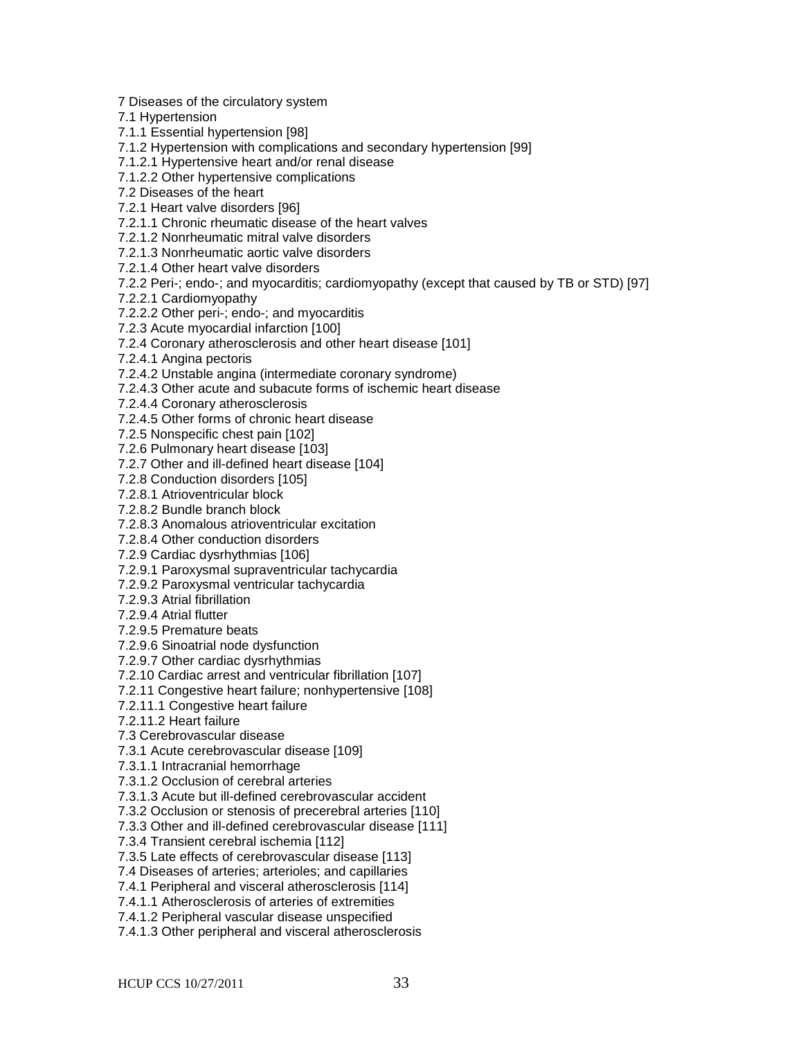7 Diseases of the circulatory system
7.1 Hypertension
7.1.1 Essential hypertension [98]
7.1.2 Hypertension with complications and secondary hypertension [99]
7.1.2.1 Hypertensive heart and/or renal disease
7.1.2.2 Other hypertensive complications
7.2 Diseases of the heart
7.2.1 Heart valve disorders [96]
7.2.1.1 Chronic rheumatic disease of the heart valves
7.2.1.2 Nonrheumatic mitral valve disorders
7.2.1.3 Nonrheumatic aortic valve disorders
7.2.1.4 Other heart valve disorders
7.2.2 Peri-; endo-; and myocarditis; cardiomyopathy (except that caused by TB or STD) [97]
7.2.2.1 Cardiomyopathy
7.2.2.2 Other peri-; endo-; and myocarditis
7.2.3 Acute myocardial infarction [100]
7.2.4 Coronary atherosclerosis and other heart disease [101]
7.2.4.1 Angina pectoris
7.2.4.2 Unstable angina (intermediate coronary syndrome)
7.2.4.3 Other acute and subacute forms of ischemic heart disease
7.2.4.4 Coronary atherosclerosis
7.2.4.5 Other forms of chronic heart disease
7.2.5 Nonspecific chest pain [102]
7.2.6 Pulmonary heart disease [103]
7.2.7 Other and ill-defined heart disease [104]
7.2.8 Conduction disorders [105]
7.2.8.1 Atrioventricular block
7.2.8.2 Bundle branch block
7.2.8.3 Anomalous atrioventricular excitation
7.2.8.4 Other conduction disorders
7.2.9 Cardiac dysrhythmias [106]
7.2.9.1 Paroxysmal supraventricular tachycardia
7.2.9.2 Paroxysmal ventricular tachycardia
7.2.9.3 Atrial fibrillation
7.2.9.4 Atrial flutter
7.2.9.5 Premature beats
7.2.9.6 Sinoatrial node dysfunction
7.2.9.7 Other cardiac dysrhythmias
7.2.10 Cardiac arrest and ventricular fibrillation [107]
7.2.11 Congestive heart failure; nonhypertensive [108]
7.2.11.1 Congestive heart failure
7.2.11.2 Heart failure
7.3 Cerebrovascular disease
7.3.1 Acute cerebrovascular disease [109]
7.3.1.1 Intracranial hemorrhage
7.3.1.2 Occlusion of cerebral arteries
7.3.1.3 Acute but ill-defined cerebrovascular accident
7.3.2 Occlusion or stenosis of precerebral arteries [110]
7.3.3 Other and ill-defined cerebrovascular disease [111]
7.3.4 Transient cerebral ischemia [112]
7.3.5 Late effects of cerebrovascular disease [113]
7.4 Diseases of arteries; arterioles; and capillaries
7.4.1 Peripheral and visceral atherosclerosis [114]
7.4.1.1 Atherosclerosis of arteries of extremities
7.4.1.2 Peripheral vascular disease unspecified
7.4.1.3 Other peripheral and visceral atherosclerosis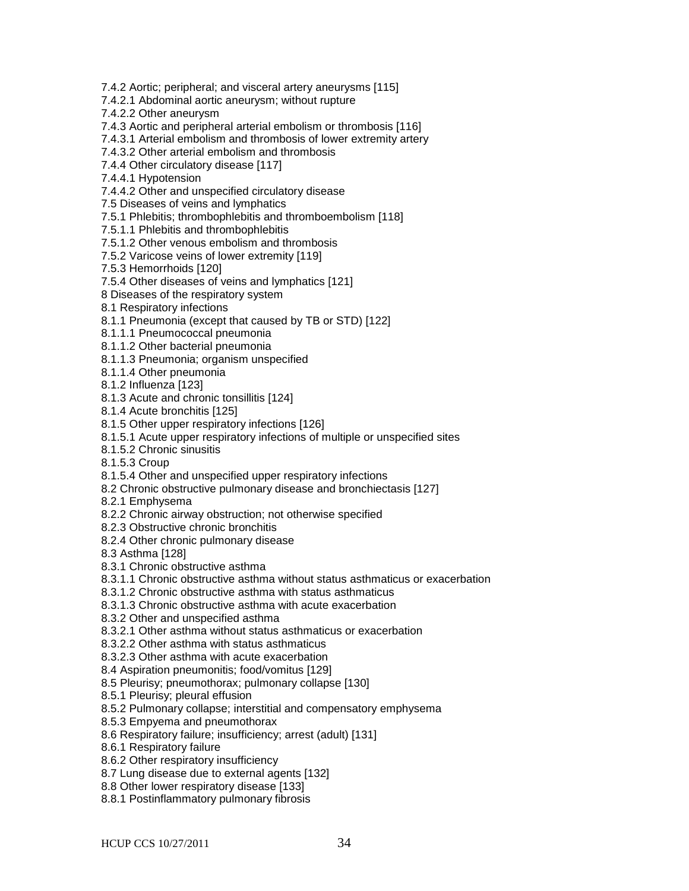7.4.2 Aortic; peripheral; and visceral artery aneurysms [115]
7.4.2.1 Abdominal aortic aneurysm; without rupture
7.4.2.2 Other aneurysm
7.4.3 Aortic and peripheral arterial embolism or thrombosis [116]
7.4.3.1 Arterial embolism and thrombosis of lower extremity artery
7.4.3.2 Other arterial embolism and thrombosis
7.4.4 Other circulatory disease [117]
7.4.4.1 Hypotension
7.4.4.2 Other and unspecified circulatory disease
7.5 Diseases of veins and lymphatics
7.5.1 Phlebitis; thrombophlebitis and thromboembolism [118]
7.5.1.1 Phlebitis and thrombophlebitis
7.5.1.2 Other venous embolism and thrombosis
7.5.2 Varicose veins of lower extremity [119]
7.5.3 Hemorrhoids [120]
7.5.4 Other diseases of veins and lymphatics [121]
8 Diseases of the respiratory system
8.1 Respiratory infections
8.1.1 Pneumonia (except that caused by TB or STD) [122]
8.1.1.1 Pneumococcal pneumonia
8.1.1.2 Other bacterial pneumonia
8.1.1.3 Pneumonia; organism unspecified
8.1.1.4 Other pneumonia
8.1.2 Influenza [123]
8.1.3 Acute and chronic tonsillitis [124]
8.1.4 Acute bronchitis [125]
8.1.5 Other upper respiratory infections [126]
8.1.5.1 Acute upper respiratory infections of multiple or unspecified sites
8.1.5.2 Chronic sinusitis
8.1.5.3 Croup
8.1.5.4 Other and unspecified upper respiratory infections
8.2 Chronic obstructive pulmonary disease and bronchiectasis [127]
8.2.1 Emphysema
8.2.2 Chronic airway obstruction; not otherwise specified
8.2.3 Obstructive chronic bronchitis
8.2.4 Other chronic pulmonary disease
8.3 Asthma [128]
8.3.1 Chronic obstructive asthma
8.3.1.1 Chronic obstructive asthma without status asthmaticus or exacerbation
8.3.1.2 Chronic obstructive asthma with status asthmaticus
8.3.1.3 Chronic obstructive asthma with acute exacerbation
8.3.2 Other and unspecified asthma
8.3.2.1 Other asthma without status asthmaticus or exacerbation
8.3.2.2 Other asthma with status asthmaticus
8.3.2.3 Other asthma with acute exacerbation
8.4 Aspiration pneumonitis; food/vomitus [129]
8.5 Pleurisy; pneumothorax; pulmonary collapse [130]
8.5.1 Pleurisy; pleural effusion
8.5.2 Pulmonary collapse; interstitial and compensatory emphysema
8.5.3 Empyema and pneumothorax
8.6 Respiratory failure; insufficiency; arrest (adult) [131]
8.6.1 Respiratory failure
8.6.2 Other respiratory insufficiency
8.7 Lung disease due to external agents [132]
8.8 Other lower respiratory disease [133]
8.8.1 Postinflammatory pulmonary fibrosis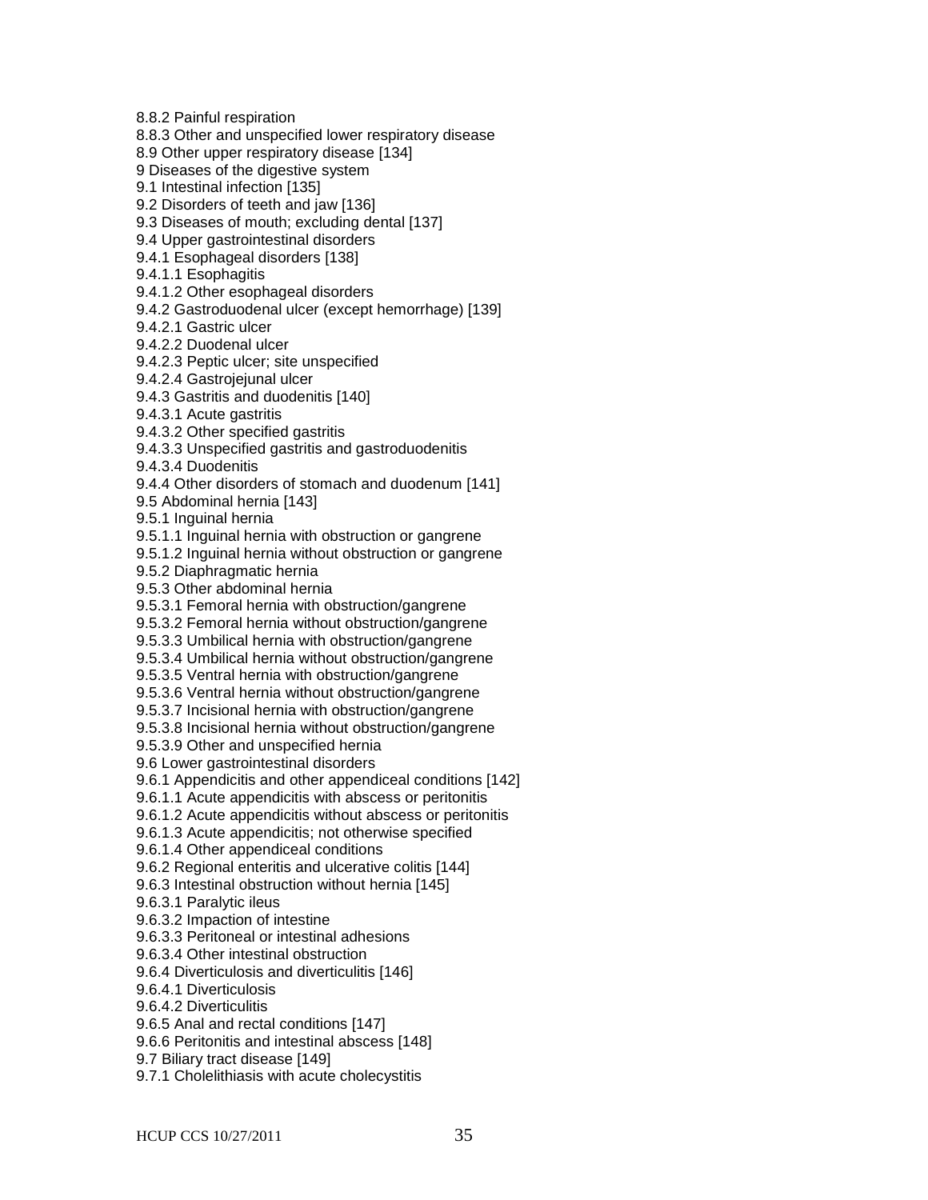8.8.2 Painful respiration
8.8.3 Other and unspecified lower respiratory disease
8.9 Other upper respiratory disease [134]
9 Diseases of the digestive system
9.1 Intestinal infection [135]
9.2 Disorders of teeth and jaw [136]
9.3 Diseases of mouth; excluding dental [137]
9.4 Upper gastrointestinal disorders
9.4.1 Esophageal disorders [138]
9.4.1.1 Esophagitis
9.4.1.2 Other esophageal disorders
9.4.2 Gastroduodenal ulcer (except hemorrhage) [139]
9.4.2.1 Gastric ulcer
9.4.2.2 Duodenal ulcer
9.4.2.3 Peptic ulcer; site unspecified
9.4.2.4 Gastrojejunal ulcer
9.4.3 Gastritis and duodenitis [140]
9.4.3.1 Acute gastritis
9.4.3.2 Other specified gastritis
9.4.3.3 Unspecified gastritis and gastroduodenitis
9.4.3.4 Duodenitis
9.4.4 Other disorders of stomach and duodenum [141]
9.5 Abdominal hernia [143]
9.5.1 Inguinal hernia
9.5.1.1 Inguinal hernia with obstruction or gangrene
9.5.1.2 Inguinal hernia without obstruction or gangrene
9.5.2 Diaphragmatic hernia
9.5.3 Other abdominal hernia
9.5.3.1 Femoral hernia with obstruction/gangrene
9.5.3.2 Femoral hernia without obstruction/gangrene
9.5.3.3 Umbilical hernia with obstruction/gangrene
9.5.3.4 Umbilical hernia without obstruction/gangrene
9.5.3.5 Ventral hernia with obstruction/gangrene
9.5.3.6 Ventral hernia without obstruction/gangrene
9.5.3.7 Incisional hernia with obstruction/gangrene
9.5.3.8 Incisional hernia without obstruction/gangrene
9.5.3.9 Other and unspecified hernia
9.6 Lower gastrointestinal disorders
9.6.1 Appendicitis and other appendiceal conditions [142]
9.6.1.1 Acute appendicitis with abscess or peritonitis
9.6.1.2 Acute appendicitis without abscess or peritonitis
9.6.1.3 Acute appendicitis; not otherwise specified
9.6.1.4 Other appendiceal conditions
9.6.2 Regional enteritis and ulcerative colitis [144]
9.6.3 Intestinal obstruction without hernia [145]
9.6.3.1 Paralytic ileus
9.6.3.2 Impaction of intestine
9.6.3.3 Peritoneal or intestinal adhesions
9.6.3.4 Other intestinal obstruction
9.6.4 Diverticulosis and diverticulitis [146]
9.6.4.1 Diverticulosis
9.6.4.2 Diverticulitis
9.6.5 Anal and rectal conditions [147]
9.6.6 Peritonitis and intestinal abscess [148]
9.7 Biliary tract disease [149]
9.7.1 Cholelithiasis with acute cholecystitis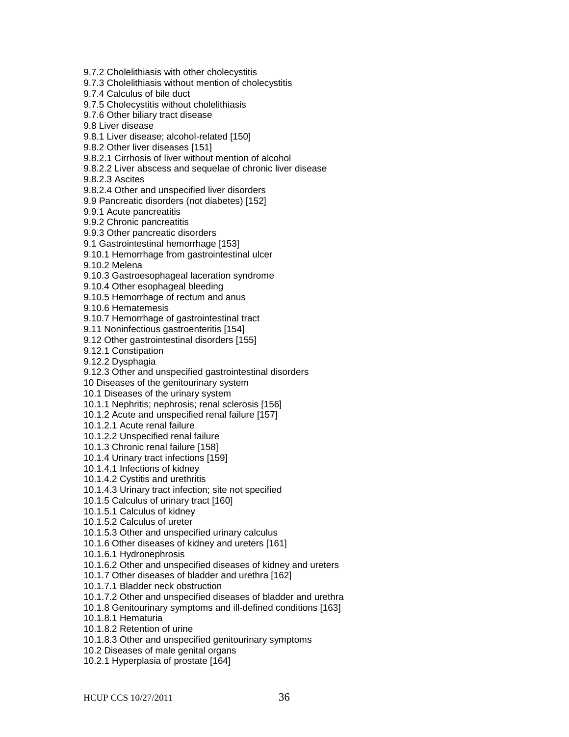9.7.2 Cholelithiasis with other cholecystitis
9.7.3 Cholelithiasis without mention of cholecystitis
9.7.4 Calculus of bile duct
9.7.5 Cholecystitis without cholelithiasis
9.7.6 Other biliary tract disease
9.8 Liver disease
9.8.1 Liver disease; alcohol-related [150]
9.8.2 Other liver diseases [151]
9.8.2.1 Cirrhosis of liver without mention of alcohol
9.8.2.2 Liver abscess and sequelae of chronic liver disease
9.8.2.3 Ascites
9.8.2.4 Other and unspecified liver disorders
9.9 Pancreatic disorders (not diabetes) [152]
9.9.1 Acute pancreatitis
9.9.2 Chronic pancreatitis
9.9.3 Other pancreatic disorders
9.1 Gastrointestinal hemorrhage [153]
9.10.1 Hemorrhage from gastrointestinal ulcer
9.10.2 Melena
9.10.3 Gastroesophageal laceration syndrome
9.10.4 Other esophageal bleeding
9.10.5 Hemorrhage of rectum and anus
9.10.6 Hematemesis
9.10.7 Hemorrhage of gastrointestinal tract
9.11 Noninfectious gastroenteritis [154]
9.12 Other gastrointestinal disorders [155]
9.12.1 Constipation
9.12.2 Dysphagia
9.12.3 Other and unspecified gastrointestinal disorders
10 Diseases of the genitourinary system
10.1 Diseases of the urinary system
10.1.1 Nephritis; nephrosis; renal sclerosis [156]
10.1.2 Acute and unspecified renal failure [157]
10.1.2.1 Acute renal failure
10.1.2.2 Unspecified renal failure
10.1.3 Chronic renal failure [158]
10.1.4 Urinary tract infections [159]
10.1.4.1 Infections of kidney
10.1.4.2 Cystitis and urethritis
10.1.4.3 Urinary tract infection; site not specified
10.1.5 Calculus of urinary tract [160]
10.1.5.1 Calculus of kidney
10.1.5.2 Calculus of ureter
10.1.5.3 Other and unspecified urinary calculus
10.1.6 Other diseases of kidney and ureters [161]
10.1.6.1 Hydronephrosis
10.1.6.2 Other and unspecified diseases of kidney and ureters
10.1.7 Other diseases of bladder and urethra [162]
10.1.7.1 Bladder neck obstruction
10.1.7.2 Other and unspecified diseases of bladder and urethra
10.1.8 Genitourinary symptoms and ill-defined conditions [163]
10.1.8.1 Hematuria
10.1.8.2 Retention of urine
10.1.8.3 Other and unspecified genitourinary symptoms
10.2 Diseases of male genital organs
10.2.1 Hyperplasia of prostate [164]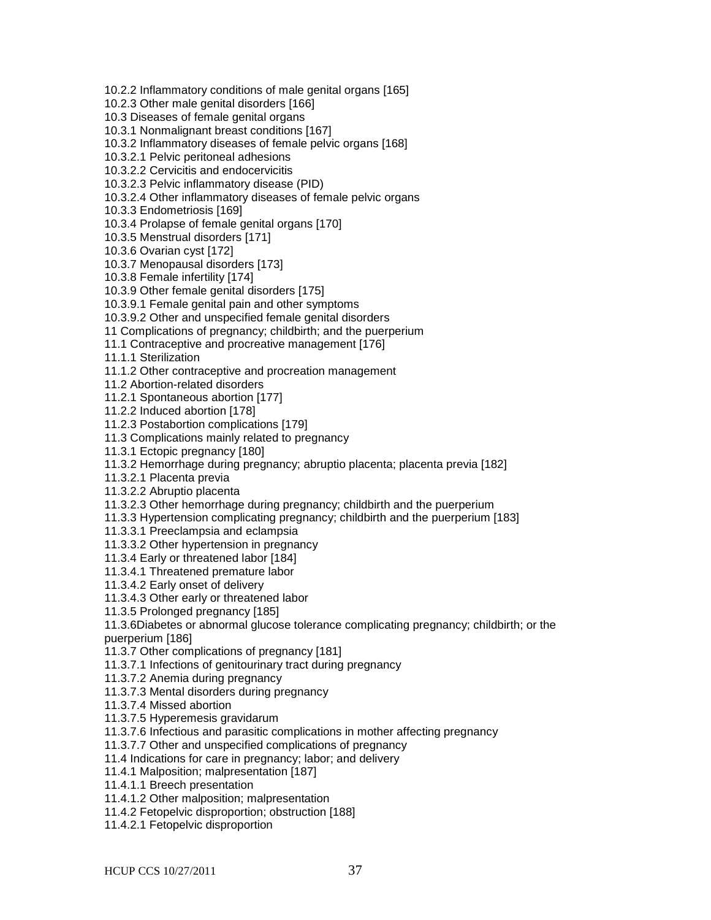10.2.2 Inflammatory conditions of male genital organs [165]
10.2.3 Other male genital disorders [166]
10.3 Diseases of female genital organs
10.3.1 Nonmalignant breast conditions [167]
10.3.2 Inflammatory diseases of female pelvic organs [168]
10.3.2.1 Pelvic peritoneal adhesions
10.3.2.2 Cervicitis and endocervicitis
10.3.2.3 Pelvic inflammatory disease (PID)
10.3.2.4 Other inflammatory diseases of female pelvic organs
10.3.3 Endometriosis [169]
10.3.4 Prolapse of female genital organs [170]
10.3.5 Menstrual disorders [171]
10.3.6 Ovarian cyst [172]
10.3.7 Menopausal disorders [173]
10.3.8 Female infertility [174]
10.3.9 Other female genital disorders [175]
10.3.9.1 Female genital pain and other symptoms
10.3.9.2 Other and unspecified female genital disorders
11 Complications of pregnancy; childbirth; and the puerperium
11.1 Contraceptive and procreative management [176]
11.1.1 Sterilization
11.1.2 Other contraceptive and procreation management
11.2 Abortion-related disorders
11.2.1 Spontaneous abortion [177]
11.2.2 Induced abortion [178]
11.2.3 Postabortion complications [179]
11.3 Complications mainly related to pregnancy
11.3.1 Ectopic pregnancy [180]
11.3.2 Hemorrhage during pregnancy; abruptio placenta; placenta previa [182]
11.3.2.1 Placenta previa
11.3.2.2 Abruptio placenta
11.3.2.3 Other hemorrhage during pregnancy; childbirth and the puerperium
11.3.3 Hypertension complicating pregnancy; childbirth and the puerperium [183]
11.3.3.1 Preeclampsia and eclampsia
11.3.3.2 Other hypertension in pregnancy
11.3.4 Early or threatened labor [184]
11.3.4.1 Threatened premature labor
11.3.4.2 Early onset of delivery
11.3.4.3 Other early or threatened labor
11.3.5 Prolonged pregnancy [185]
11.3.6Diabetes or abnormal glucose tolerance complicating pregnancy; childbirth; or the puerperium [186]
11.3.7 Other complications of pregnancy [181]
11.3.7.1 Infections of genitourinary tract during pregnancy
11.3.7.2 Anemia during pregnancy
11.3.7.3 Mental disorders during pregnancy
11.3.7.4 Missed abortion
11.3.7.5 Hyperemesis gravidarum
11.3.7.6 Infectious and parasitic complications in mother affecting pregnancy
11.3.7.7 Other and unspecified complications of pregnancy
11.4 Indications for care in pregnancy; labor; and delivery
11.4.1 Malposition; malpresentation [187]
11.4.1.1 Breech presentation
11.4.1.2 Other malposition; malpresentation
11.4.2 Fetopelvic disproportion; obstruction [188]
11.4.2.1 Fetopelvic disproportion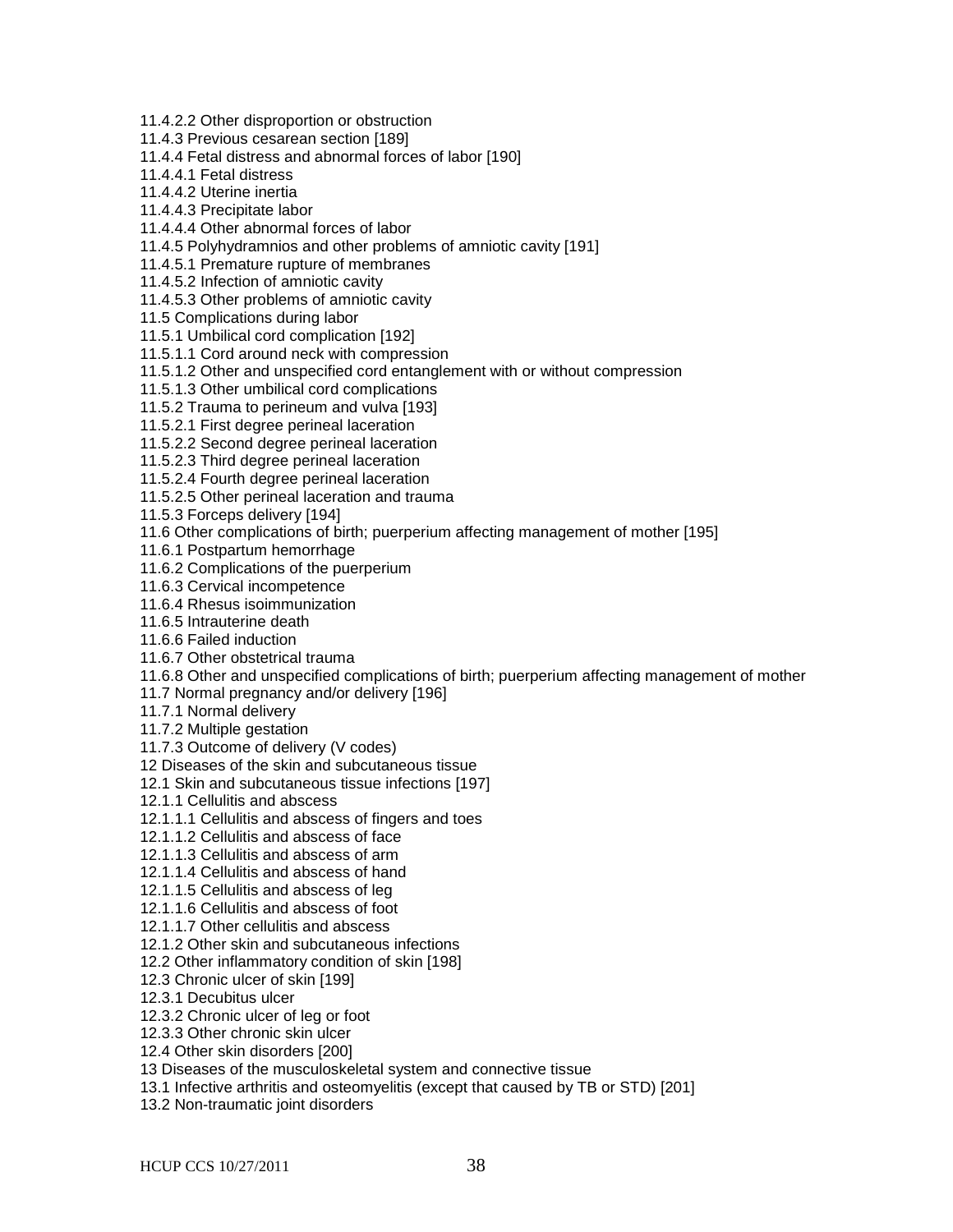11.4.2.2 Other disproportion or obstruction
11.4.3 Previous cesarean section [189]
11.4.4 Fetal distress and abnormal forces of labor [190]
11.4.4.1 Fetal distress
11.4.4.2 Uterine inertia
11.4.4.3 Precipitate labor
11.4.4.4 Other abnormal forces of labor
11.4.5 Polyhydramnios and other problems of amniotic cavity [191]
11.4.5.1 Premature rupture of membranes
11.4.5.2 Infection of amniotic cavity
11.4.5.3 Other problems of amniotic cavity
11.5 Complications during labor
11.5.1 Umbilical cord complication [192]
11.5.1.1 Cord around neck with compression
11.5.1.2 Other and unspecified cord entanglement with or without compression
11.5.1.3 Other umbilical cord complications
11.5.2 Trauma to perineum and vulva [193]
11.5.2.1 First degree perineal laceration
11.5.2.2 Second degree perineal laceration
11.5.2.3 Third degree perineal laceration
11.5.2.4 Fourth degree perineal laceration
11.5.2.5 Other perineal laceration and trauma
11.5.3 Forceps delivery [194]
11.6 Other complications of birth; puerperium affecting management of mother [195]
11.6.1 Postpartum hemorrhage
11.6.2 Complications of the puerperium
11.6.3 Cervical incompetence
11.6.4 Rhesus isoimmunization
11.6.5 Intrauterine death
11.6.6 Failed induction
11.6.7 Other obstetrical trauma
11.6.8 Other and unspecified complications of birth; puerperium affecting management of mother
11.7 Normal pregnancy and/or delivery [196]
11.7.1 Normal delivery
11.7.2 Multiple gestation
11.7.3 Outcome of delivery (V codes)
12 Diseases of the skin and subcutaneous tissue
12.1 Skin and subcutaneous tissue infections [197]
12.1.1 Cellulitis and abscess
12.1.1.1 Cellulitis and abscess of fingers and toes
12.1.1.2 Cellulitis and abscess of face
12.1.1.3 Cellulitis and abscess of arm
12.1.1.4 Cellulitis and abscess of hand
12.1.1.5 Cellulitis and abscess of leg
12.1.1.6 Cellulitis and abscess of foot
12.1.1.7 Other cellulitis and abscess
12.1.2 Other skin and subcutaneous infections
12.2 Other inflammatory condition of skin [198]
12.3 Chronic ulcer of skin [199]
12.3.1 Decubitus ulcer
12.3.2 Chronic ulcer of leg or foot
12.3.3 Other chronic skin ulcer
12.4 Other skin disorders [200]
13 Diseases of the musculoskeletal system and connective tissue
13.1 Infective arthritis and osteomyelitis (except that caused by TB or STD) [201]
13.2 Non-traumatic joint disorders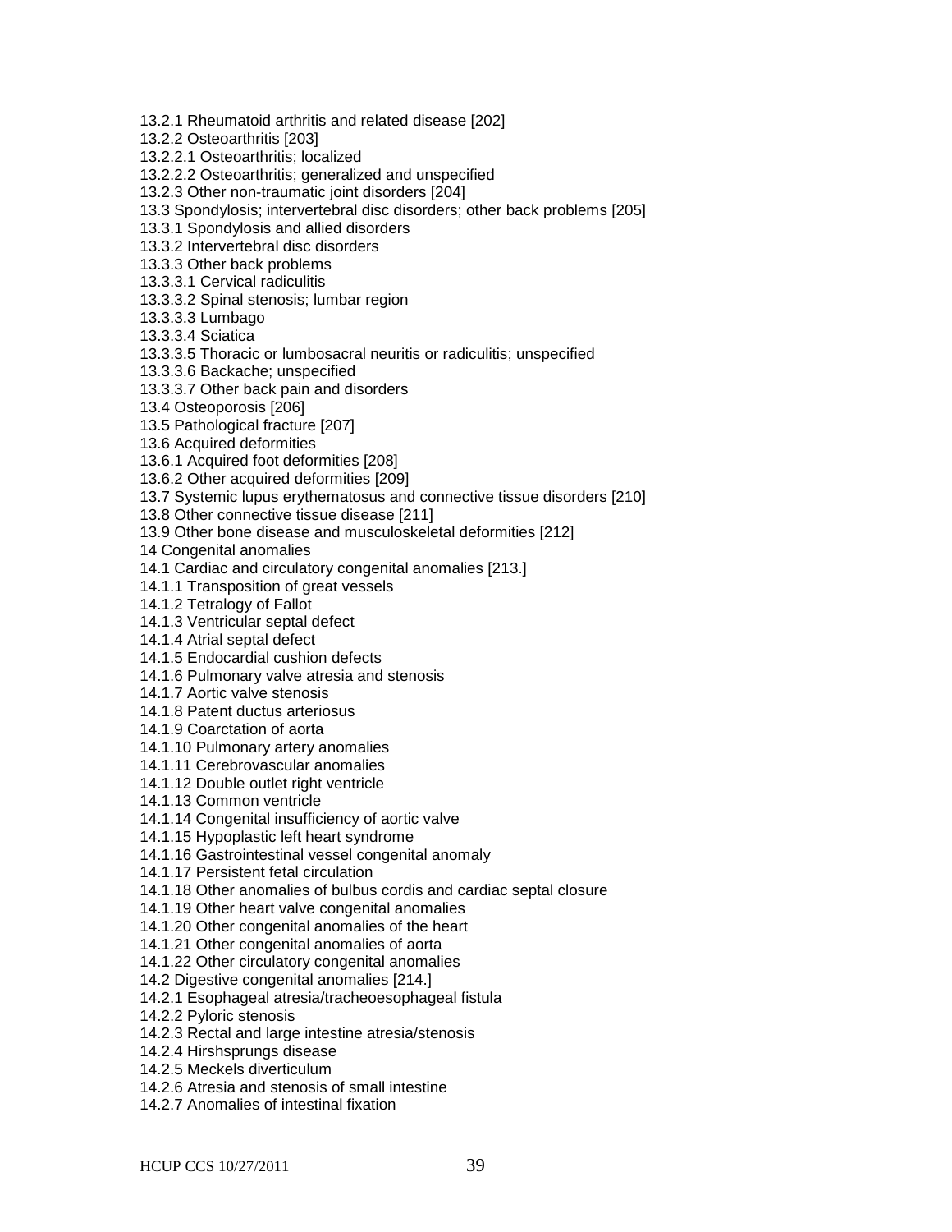13.2.1 Rheumatoid arthritis and related disease [202]
13.2.2 Osteoarthritis [203]
13.2.2.1 Osteoarthritis; localized
13.2.2.2 Osteoarthritis; generalized and unspecified
13.2.3 Other non-traumatic joint disorders [204]
13.3 Spondylosis; intervertebral disc disorders; other back problems [205]
13.3.1 Spondylosis and allied disorders
13.3.2 Intervertebral disc disorders
13.3.3 Other back problems
13.3.3.1 Cervical radiculitis
13.3.3.2 Spinal stenosis; lumbar region
13.3.3.3 Lumbago
13.3.3.4 Sciatica
13.3.3.5 Thoracic or lumbosacral neuritis or radiculitis; unspecified
13.3.3.6 Backache; unspecified
13.3.3.7 Other back pain and disorders
13.4 Osteoporosis [206]
13.5 Pathological fracture [207]
13.6 Acquired deformities
13.6.1 Acquired foot deformities [208]
13.6.2 Other acquired deformities [209]
13.7 Systemic lupus erythematosus and connective tissue disorders [210]
13.8 Other connective tissue disease [211]
13.9 Other bone disease and musculoskeletal deformities [212]
14 Congenital anomalies
14.1 Cardiac and circulatory congenital anomalies [213.]
14.1.1 Transposition of great vessels
14.1.2 Tetralogy of Fallot
14.1.3 Ventricular septal defect
14.1.4 Atrial septal defect
14.1.5 Endocardial cushion defects
14.1.6 Pulmonary valve atresia and stenosis
14.1.7 Aortic valve stenosis
14.1.8 Patent ductus arteriosus
14.1.9 Coarctation of aorta
14.1.10 Pulmonary artery anomalies
14.1.11 Cerebrovascular anomalies
14.1.12 Double outlet right ventricle
14.1.13 Common ventricle
14.1.14 Congenital insufficiency of aortic valve
14.1.15 Hypoplastic left heart syndrome
14.1.16 Gastrointestinal vessel congenital anomaly
14.1.17 Persistent fetal circulation
14.1.18 Other anomalies of bulbus cordis and cardiac septal closure
14.1.19 Other heart valve congenital anomalies
14.1.20 Other congenital anomalies of the heart
14.1.21 Other congenital anomalies of aorta
14.1.22 Other circulatory congenital anomalies
14.2 Digestive congenital anomalies [214.]
14.2.1 Esophageal atresia/tracheoesophageal fistula
14.2.2 Pyloric stenosis
14.2.3 Rectal and large intestine atresia/stenosis
14.2.4 Hirshsprungs disease
14.2.5 Meckels diverticulum
14.2.6 Atresia and stenosis of small intestine
14.2.7 Anomalies of intestinal fixation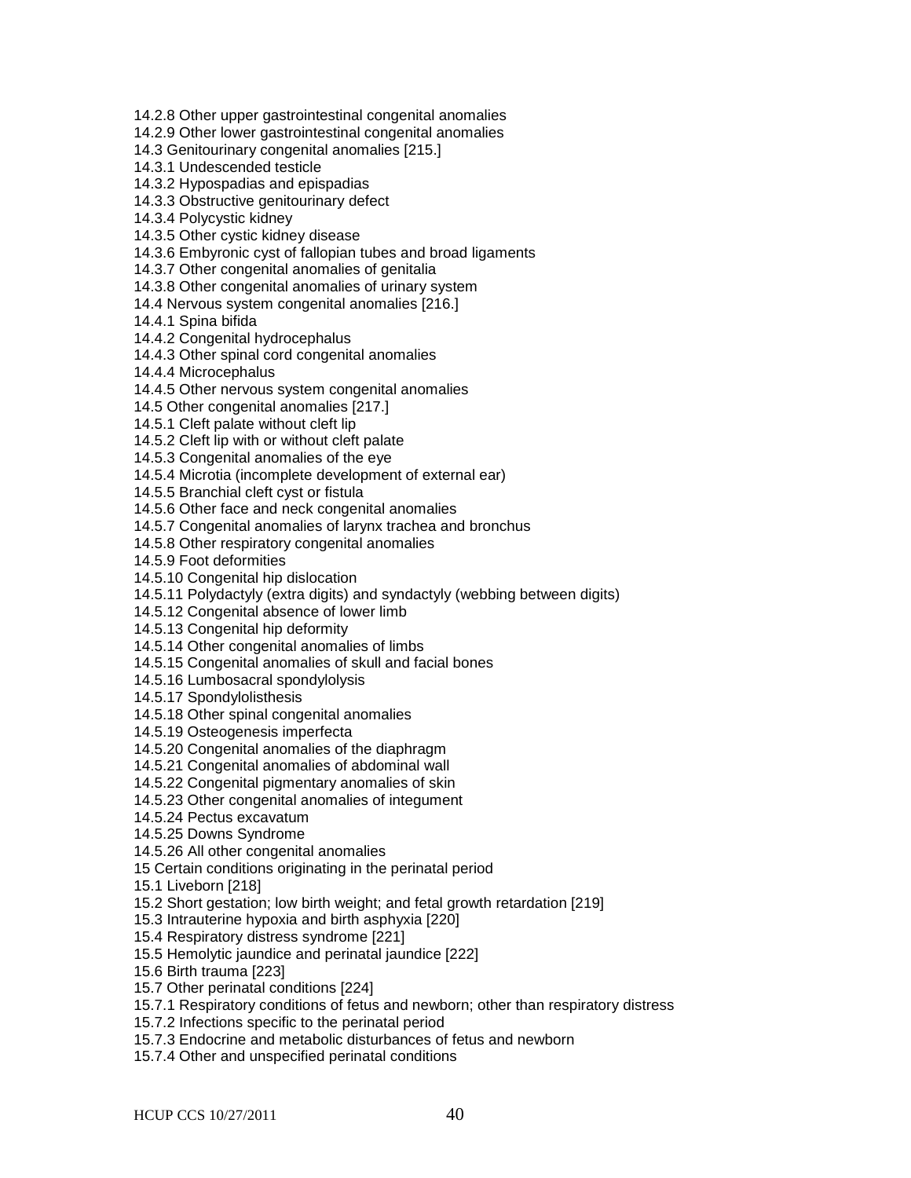14.2.8 Other upper gastrointestinal congenital anomalies
14.2.9 Other lower gastrointestinal congenital anomalies
14.3 Genitourinary congenital anomalies [215.]
14.3.1 Undescended testicle
14.3.2 Hypospadias and epispadias
14.3.3 Obstructive genitourinary defect
14.3.4 Polycystic kidney
14.3.5 Other cystic kidney disease
14.3.6 Embyronic cyst of fallopian tubes and broad ligaments
14.3.7 Other congenital anomalies of genitalia
14.3.8 Other congenital anomalies of urinary system
14.4 Nervous system congenital anomalies [216.]
14.4.1 Spina bifida
14.4.2 Congenital hydrocephalus
14.4.3 Other spinal cord congenital anomalies
14.4.4 Microcephalus
14.4.5 Other nervous system congenital anomalies
14.5 Other congenital anomalies [217.]
14.5.1 Cleft palate without cleft lip
14.5.2 Cleft lip with or without cleft palate
14.5.3 Congenital anomalies of the eye
14.5.4 Microtia (incomplete development of external ear)
14.5.5 Branchial cleft cyst or fistula
14.5.6 Other face and neck congenital anomalies
14.5.7 Congenital anomalies of larynx trachea and bronchus
14.5.8 Other respiratory congenital anomalies
14.5.9 Foot deformities
14.5.10 Congenital hip dislocation
14.5.11 Polydactyly (extra digits) and syndactyly (webbing between digits)
14.5.12 Congenital absence of lower limb
14.5.13 Congenital hip deformity
14.5.14 Other congenital anomalies of limbs
14.5.15 Congenital anomalies of skull and facial bones
14.5.16 Lumbosacral spondylolysis
14.5.17 Spondylolisthesis
14.5.18 Other spinal congenital anomalies
14.5.19 Osteogenesis imperfecta
14.5.20 Congenital anomalies of the diaphragm
14.5.21 Congenital anomalies of abdominal wall
14.5.22 Congenital pigmentary anomalies of skin
14.5.23 Other congenital anomalies of integument
14.5.24 Pectus excavatum
14.5.25 Downs Syndrome
14.5.26 All other congenital anomalies
15 Certain conditions originating in the perinatal period
15.1 Liveborn [218]
15.2 Short gestation; low birth weight; and fetal growth retardation [219]
15.3 Intrauterine hypoxia and birth asphyxia [220]
15.4 Respiratory distress syndrome [221]
15.5 Hemolytic jaundice and perinatal jaundice [222]
15.6 Birth trauma [223]
15.7 Other perinatal conditions [224]
15.7.1 Respiratory conditions of fetus and newborn; other than respiratory distress
15.7.2 Infections specific to the perinatal period
15.7.3 Endocrine and metabolic disturbances of fetus and newborn
15.7.4 Other and unspecified perinatal conditions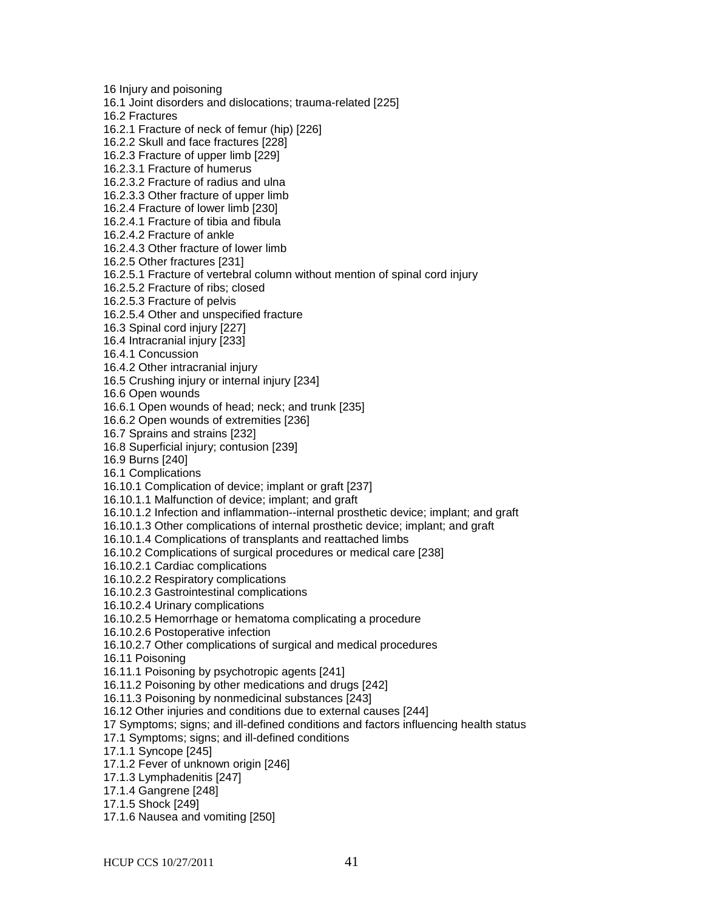16 Injury and poisoning
16.1 Joint disorders and dislocations; trauma-related [225]
16.2 Fractures
16.2.1 Fracture of neck of femur (hip) [226]
16.2.2 Skull and face fractures [228]
16.2.3 Fracture of upper limb [229]
16.2.3.1 Fracture of humerus
16.2.3.2 Fracture of radius and ulna
16.2.3.3 Other fracture of upper limb
16.2.4 Fracture of lower limb [230]
16.2.4.1 Fracture of tibia and fibula
16.2.4.2 Fracture of ankle
16.2.4.3 Other fracture of lower limb
16.2.5 Other fractures [231]
16.2.5.1 Fracture of vertebral column without mention of spinal cord injury
16.2.5.2 Fracture of ribs; closed
16.2.5.3 Fracture of pelvis
16.2.5.4 Other and unspecified fracture
16.3 Spinal cord injury [227]
16.4 Intracranial injury [233]
16.4.1 Concussion
16.4.2 Other intracranial injury
16.5 Crushing injury or internal injury [234]
16.6 Open wounds
16.6.1 Open wounds of head; neck; and trunk [235]
16.6.2 Open wounds of extremities [236]
16.7 Sprains and strains [232]
16.8 Superficial injury; contusion [239]
16.9 Burns [240]
16.1 Complications
16.10.1 Complication of device; implant or graft [237]
16.10.1.1 Malfunction of device; implant; and graft
16.10.1.2 Infection and inflammation--internal prosthetic device; implant; and graft
16.10.1.3 Other complications of internal prosthetic device; implant; and graft
16.10.1.4 Complications of transplants and reattached limbs
16.10.2 Complications of surgical procedures or medical care [238]
16.10.2.1 Cardiac complications
16.10.2.2 Respiratory complications
16.10.2.3 Gastrointestinal complications
16.10.2.4 Urinary complications
16.10.2.5 Hemorrhage or hematoma complicating a procedure
16.10.2.6 Postoperative infection
16.10.2.7 Other complications of surgical and medical procedures
16.11 Poisoning
16.11.1 Poisoning by psychotropic agents [241]
16.11.2 Poisoning by other medications and drugs [242]
16.11.3 Poisoning by nonmedicinal substances [243]
16.12 Other injuries and conditions due to external causes [244]
17 Symptoms; signs; and ill-defined conditions and factors influencing health status
17.1 Symptoms; signs; and ill-defined conditions
17.1.1 Syncope [245]
17.1.2 Fever of unknown origin [246]
17.1.3 Lymphadenitis [247]
17.1.4 Gangrene [248]
17.1.5 Shock [249]
17.1.6 Nausea and vomiting [250]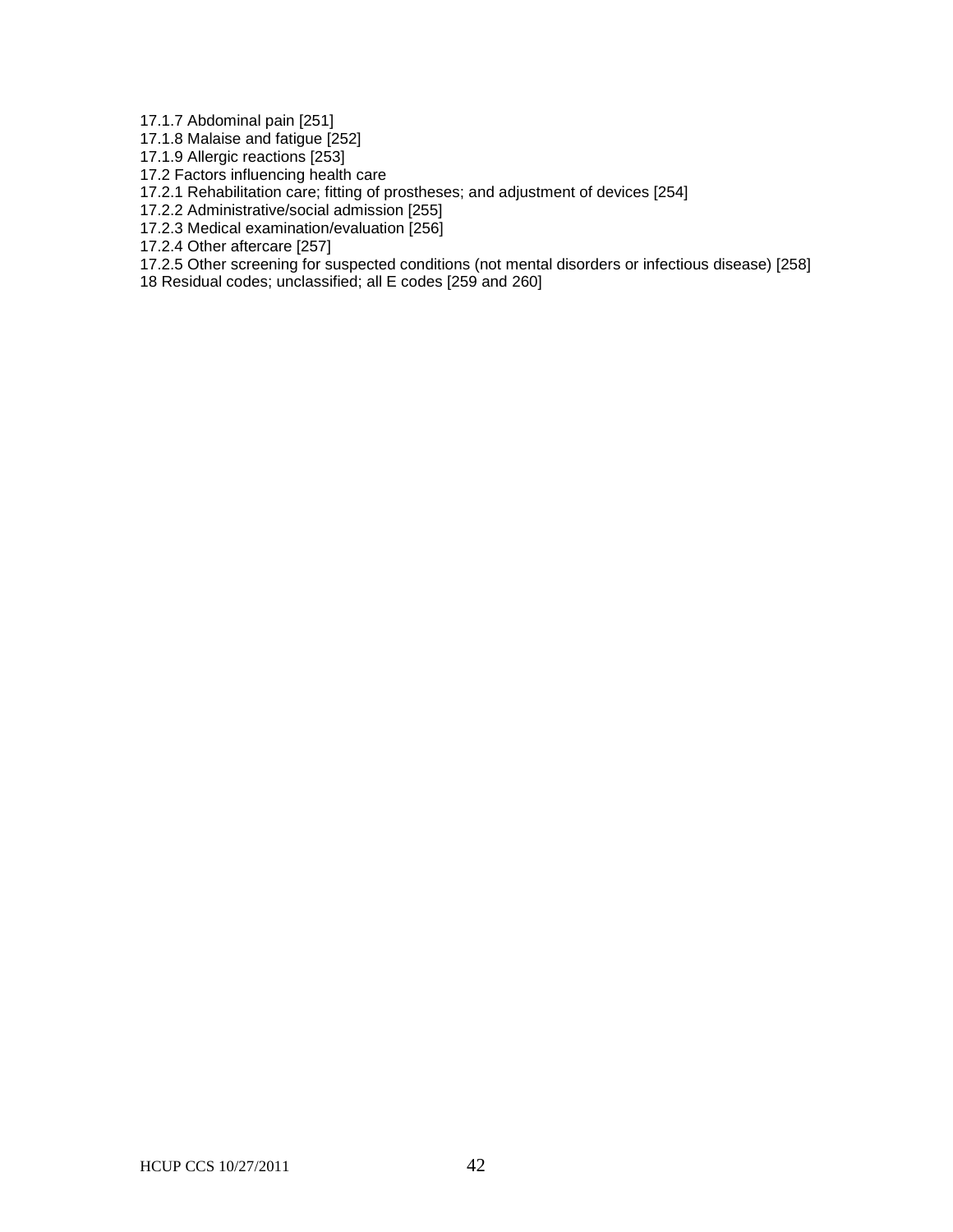17.1.7 Abdominal pain [251]
17.1.8 Malaise and fatigue [252]
17.1.9 Allergic reactions [253]
17.2 Factors influencing health care
17.2.1 Rehabilitation care; fitting of prostheses; and adjustment of devices [254]
17.2.2 Administrative/social admission [255]
17.2.3 Medical examination/evaluation [256]
17.2.4 Other aftercare [257]
17.2.5 Other screening for suspected conditions (not mental disorders or infectious disease) [258]
18 Residual codes; unclassified; all E codes [259 and 260]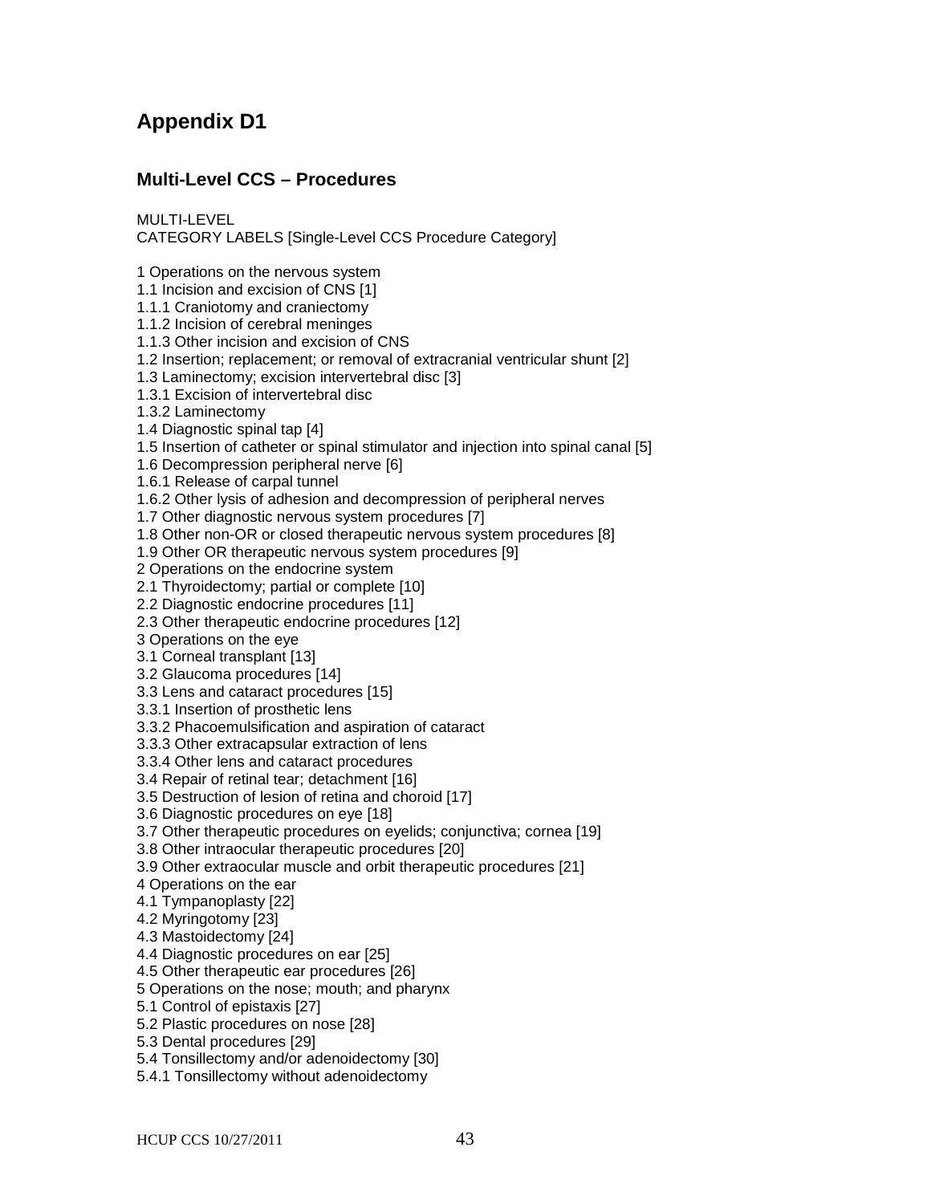# Appendix D1

## Multi-Level CCS – Procedures

MULTI-LEVEL
CATEGORY LABELS [Single-Level CCS Procedure Category]

1 Operations on the nervous system
1.1 Incision and excision of CNS [1]
1.1.1 Craniotomy and craniectomy
1.1.2 Incision of cerebral meninges
1.1.3 Other incision and excision of CNS
1.2 Insertion; replacement; or removal of extracranial ventricular shunt [2]
1.3 Laminectomy; excision intervertebral disc [3]
1.3.1 Excision of intervertebral disc
1.3.2 Laminectomy
1.4 Diagnostic spinal tap [4]
1.5 Insertion of catheter or spinal stimulator and injection into spinal canal [5]
1.6 Decompression peripheral nerve [6]
1.6.1 Release of carpal tunnel
1.6.2 Other lysis of adhesion and decompression of peripheral nerves
1.7 Other diagnostic nervous system procedures [7]
1.8 Other non-OR or closed therapeutic nervous system procedures [8]
1.9 Other OR therapeutic nervous system procedures [9]
2 Operations on the endocrine system
2.1 Thyroidectomy; partial or complete [10]
2.2 Diagnostic endocrine procedures [11]
2.3 Other therapeutic endocrine procedures [12]
3 Operations on the eye
3.1 Corneal transplant [13]
3.2 Glaucoma procedures [14]
3.3 Lens and cataract procedures [15]
3.3.1 Insertion of prosthetic lens
3.3.2 Phacoemulsification and aspiration of cataract
3.3.3 Other extracapsular extraction of lens
3.3.4 Other lens and cataract procedures
3.4 Repair of retinal tear; detachment [16]
3.5 Destruction of lesion of retina and choroid [17]
3.6 Diagnostic procedures on eye [18]
3.7 Other therapeutic procedures on eyelids; conjunctiva; cornea [19]
3.8 Other intraocular therapeutic procedures [20]
3.9 Other extraocular muscle and orbit therapeutic procedures [21]
4 Operations on the ear
4.1 Tympanoplasty [22]
4.2 Myringotomy [23]
4.3 Mastoidectomy [24]
4.4 Diagnostic procedures on ear [25]
4.5 Other therapeutic ear procedures [26]
5 Operations on the nose; mouth; and pharynx
5.1 Control of epistaxis [27]
5.2 Plastic procedures on nose [28]
5.3 Dental procedures [29]
5.4 Tonsillectomy and/or adenoidectomy [30]
5.4.1 Tonsillectomy without adenoidectomy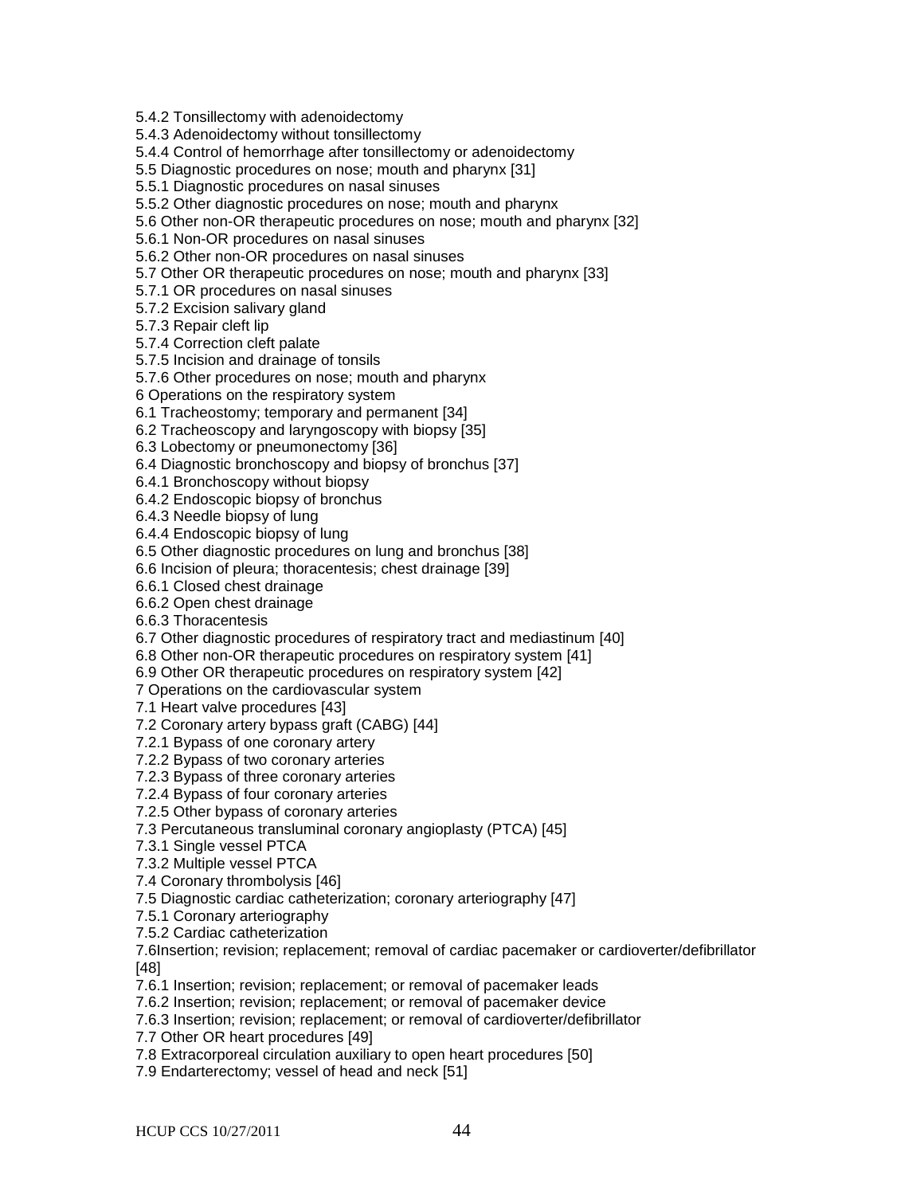5.4.2 Tonsillectomy with adenoidectomy
5.4.3 Adenoidectomy without tonsillectomy
5.4.4 Control of hemorrhage after tonsillectomy or adenoidectomy
5.5 Diagnostic procedures on nose; mouth and pharynx [31]
5.5.1 Diagnostic procedures on nasal sinuses
5.5.2 Other diagnostic procedures on nose; mouth and pharynx
5.6 Other non-OR therapeutic procedures on nose; mouth and pharynx [32]
5.6.1 Non-OR procedures on nasal sinuses
5.6.2 Other non-OR procedures on nasal sinuses
5.7 Other OR therapeutic procedures on nose; mouth and pharynx [33]
5.7.1 OR procedures on nasal sinuses
5.7.2 Excision salivary gland
5.7.3 Repair cleft lip
5.7.4 Correction cleft palate
5.7.5 Incision and drainage of tonsils
5.7.6 Other procedures on nose; mouth and pharynx
6 Operations on the respiratory system
6.1 Tracheostomy; temporary and permanent [34]
6.2 Tracheoscopy and laryngoscopy with biopsy [35]
6.3 Lobectomy or pneumonectomy [36]
6.4 Diagnostic bronchoscopy and biopsy of bronchus [37]
6.4.1 Bronchoscopy without biopsy
6.4.2 Endoscopic biopsy of bronchus
6.4.3 Needle biopsy of lung
6.4.4 Endoscopic biopsy of lung
6.5 Other diagnostic procedures on lung and bronchus [38]
6.6 Incision of pleura; thoracentesis; chest drainage [39]
6.6.1 Closed chest drainage
6.6.2 Open chest drainage
6.6.3 Thoracentesis
6.7 Other diagnostic procedures of respiratory tract and mediastinum [40]
6.8 Other non-OR therapeutic procedures on respiratory system [41]
6.9 Other OR therapeutic procedures on respiratory system [42]
7 Operations on the cardiovascular system
7.1 Heart valve procedures [43]
7.2 Coronary artery bypass graft (CABG) [44]
7.2.1 Bypass of one coronary artery
7.2.2 Bypass of two coronary arteries
7.2.3 Bypass of three coronary arteries
7.2.4 Bypass of four coronary arteries
7.2.5 Other bypass of coronary arteries
7.3 Percutaneous transluminal coronary angioplasty (PTCA) [45]
7.3.1 Single vessel PTCA
7.3.2 Multiple vessel PTCA
7.4 Coronary thrombolysis [46]
7.5 Diagnostic cardiac catheterization; coronary arteriography [47]
7.5.1 Coronary arteriography
7.5.2 Cardiac catheterization
7.6Insertion; revision; replacement; removal of cardiac pacemaker or cardioverter/defibrillator [48]
7.6.1 Insertion; revision; replacement; or removal of pacemaker leads
7.6.2 Insertion; revision; replacement; or removal of pacemaker device
7.6.3 Insertion; revision; replacement; or removal of cardioverter/defibrillator
7.7 Other OR heart procedures [49]
7.8 Extracorporeal circulation auxiliary to open heart procedures [50]
7.9 Endarterectomy; vessel of head and neck [51]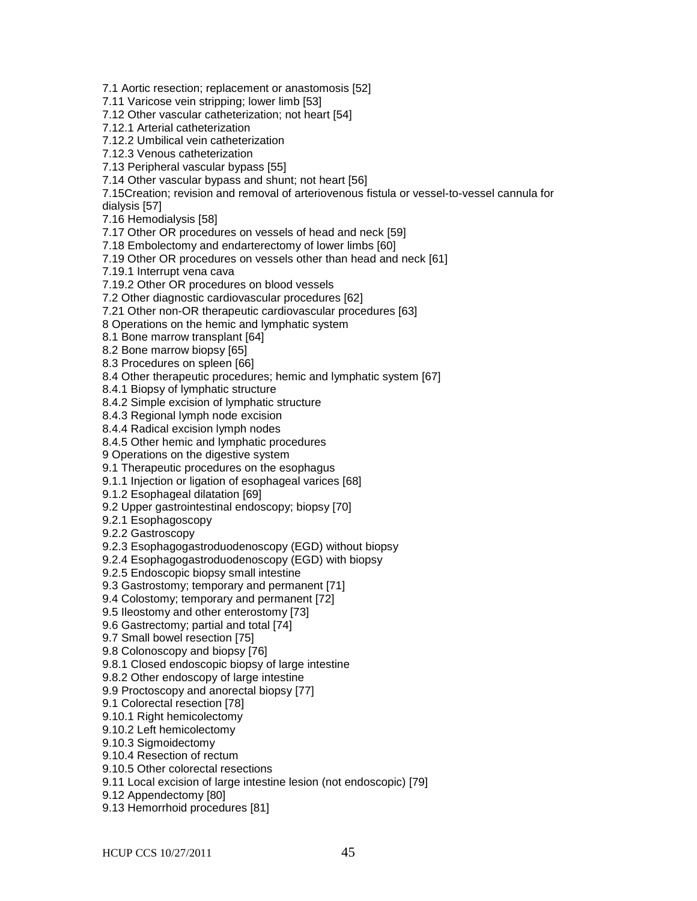7.1 Aortic resection; replacement or anastomosis [52]
7.11 Varicose vein stripping; lower limb [53]
7.12 Other vascular catheterization; not heart [54]
7.12.1 Arterial catheterization
7.12.2 Umbilical vein catheterization
7.12.3 Venous catheterization
7.13 Peripheral vascular bypass [55]
7.14 Other vascular bypass and shunt; not heart [56]
7.15Creation; revision and removal of arteriovenous fistula or vessel-to-vessel cannula for dialysis [57]
7.16 Hemodialysis [58]
7.17 Other OR procedures on vessels of head and neck [59]
7.18 Embolectomy and endarterectomy of lower limbs [60]
7.19 Other OR procedures on vessels other than head and neck [61]
7.19.1 Interrupt vena cava
7.19.2 Other OR procedures on blood vessels
7.2 Other diagnostic cardiovascular procedures [62]
7.21 Other non-OR therapeutic cardiovascular procedures [63]
8 Operations on the hemic and lymphatic system
8.1 Bone marrow transplant [64]
8.2 Bone marrow biopsy [65]
8.3 Procedures on spleen [66]
8.4 Other therapeutic procedures; hemic and lymphatic system [67]
8.4.1 Biopsy of lymphatic structure
8.4.2 Simple excision of lymphatic structure
8.4.3 Regional lymph node excision
8.4.4 Radical excision lymph nodes
8.4.5 Other hemic and lymphatic procedures
9 Operations on the digestive system
9.1 Therapeutic procedures on the esophagus
9.1.1 Injection or ligation of esophageal varices [68]
9.1.2 Esophageal dilatation [69]
9.2 Upper gastrointestinal endoscopy; biopsy [70]
9.2.1 Esophagoscopy
9.2.2 Gastroscopy
9.2.3 Esophagogastroduodenoscopy (EGD) without biopsy
9.2.4 Esophagogastroduodenoscopy (EGD) with biopsy
9.2.5 Endoscopic biopsy small intestine
9.3 Gastrostomy; temporary and permanent [71]
9.4 Colostomy; temporary and permanent [72]
9.5 Ileostomy and other enterostomy [73]
9.6 Gastrectomy; partial and total [74]
9.7 Small bowel resection [75]
9.8 Colonoscopy and biopsy [76]
9.8.1 Closed endoscopic biopsy of large intestine
9.8.2 Other endoscopy of large intestine
9.9 Proctoscopy and anorectal biopsy [77]
9.1 Colorectal resection [78]
9.10.1 Right hemicolectomy
9.10.2 Left hemicolectomy
9.10.3 Sigmoidectomy
9.10.4 Resection of rectum
9.10.5 Other colorectal resections
9.11 Local excision of large intestine lesion (not endoscopic) [79]
9.12 Appendectomy [80]
9.13 Hemorrhoid procedures [81]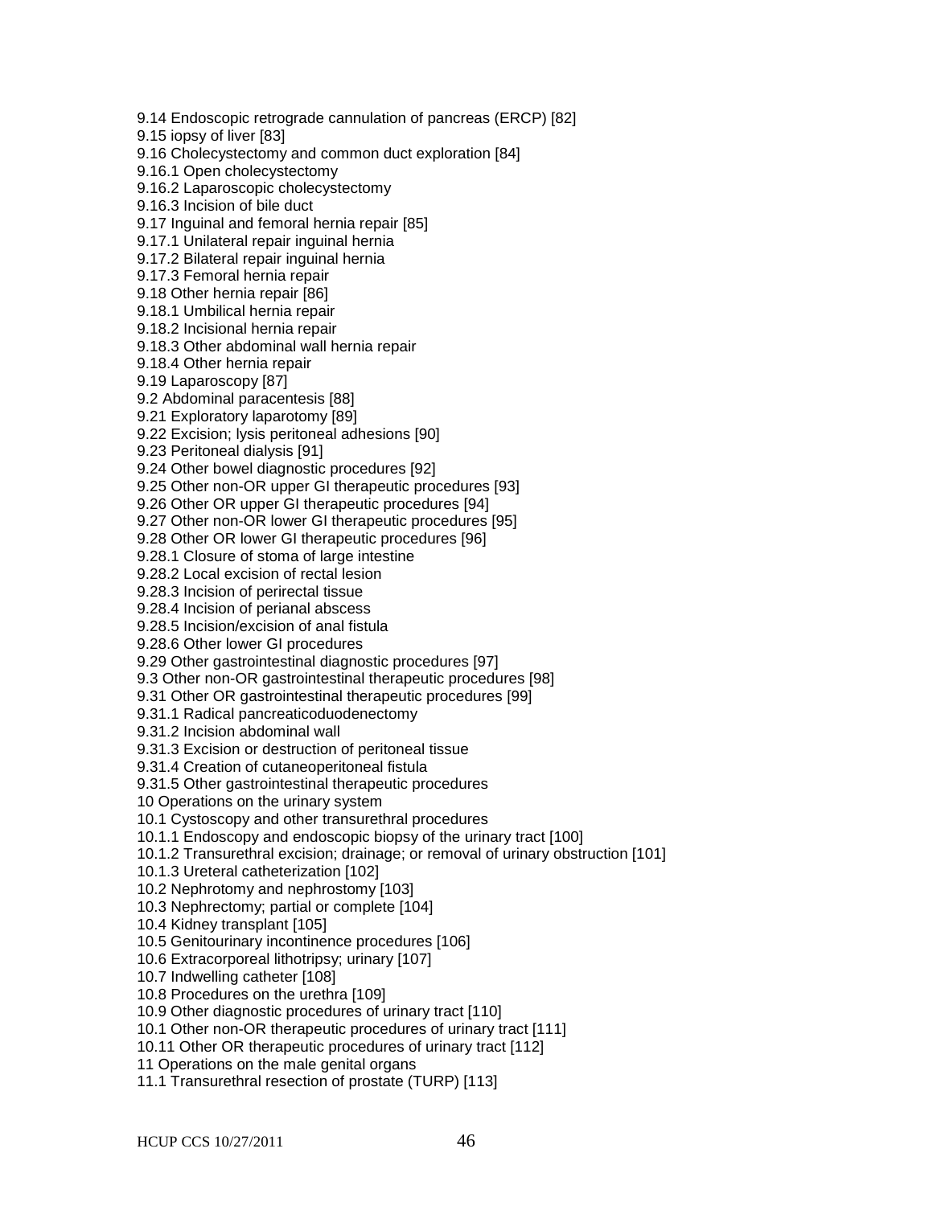9.14 Endoscopic retrograde cannulation of pancreas (ERCP) [82]
9.15 iopsy of liver [83]
9.16 Cholecystectomy and common duct exploration [84]
9.16.1 Open cholecystectomy
9.16.2 Laparoscopic cholecystectomy
9.16.3 Incision of bile duct
9.17 Inguinal and femoral hernia repair [85]
9.17.1 Unilateral repair inguinal hernia
9.17.2 Bilateral repair inguinal hernia
9.17.3 Femoral hernia repair
9.18 Other hernia repair [86]
9.18.1 Umbilical hernia repair
9.18.2 Incisional hernia repair
9.18.3 Other abdominal wall hernia repair
9.18.4 Other hernia repair
9.19 Laparoscopy [87]
9.2 Abdominal paracentesis [88]
9.21 Exploratory laparotomy [89]
9.22 Excision; lysis peritoneal adhesions [90]
9.23 Peritoneal dialysis [91]
9.24 Other bowel diagnostic procedures [92]
9.25 Other non-OR upper GI therapeutic procedures [93]
9.26 Other OR upper GI therapeutic procedures [94]
9.27 Other non-OR lower GI therapeutic procedures [95]
9.28 Other OR lower GI therapeutic procedures [96]
9.28.1 Closure of stoma of large intestine
9.28.2 Local excision of rectal lesion
9.28.3 Incision of perirectal tissue
9.28.4 Incision of perianal abscess
9.28.5 Incision/excision of anal fistula
9.28.6 Other lower GI procedures
9.29 Other gastrointestinal diagnostic procedures [97]
9.3 Other non-OR gastrointestinal therapeutic procedures [98]
9.31 Other OR gastrointestinal therapeutic procedures [99]
9.31.1 Radical pancreaticoduodenectomy
9.31.2 Incision abdominal wall
9.31.3 Excision or destruction of peritoneal tissue
9.31.4 Creation of cutaneoperitoneal fistula
9.31.5 Other gastrointestinal therapeutic procedures
10 Operations on the urinary system
10.1 Cystoscopy and other transurethral procedures
10.1.1 Endoscopy and endoscopic biopsy of the urinary tract [100]
10.1.2 Transurethral excision; drainage; or removal of urinary obstruction [101]
10.1.3 Ureteral catheterization [102]
10.2 Nephrotomy and nephrostomy [103]
10.3 Nephrectomy; partial or complete [104]
10.4 Kidney transplant [105]
10.5 Genitourinary incontinence procedures [106]
10.6 Extracorporeal lithotripsy; urinary [107]
10.7 Indwelling catheter [108]
10.8 Procedures on the urethra [109]
10.9 Other diagnostic procedures of urinary tract [110]
10.1 Other non-OR therapeutic procedures of urinary tract [111]
10.11 Other OR therapeutic procedures of urinary tract [112]
11 Operations on the male genital organs
11.1 Transurethral resection of prostate (TURP) [113]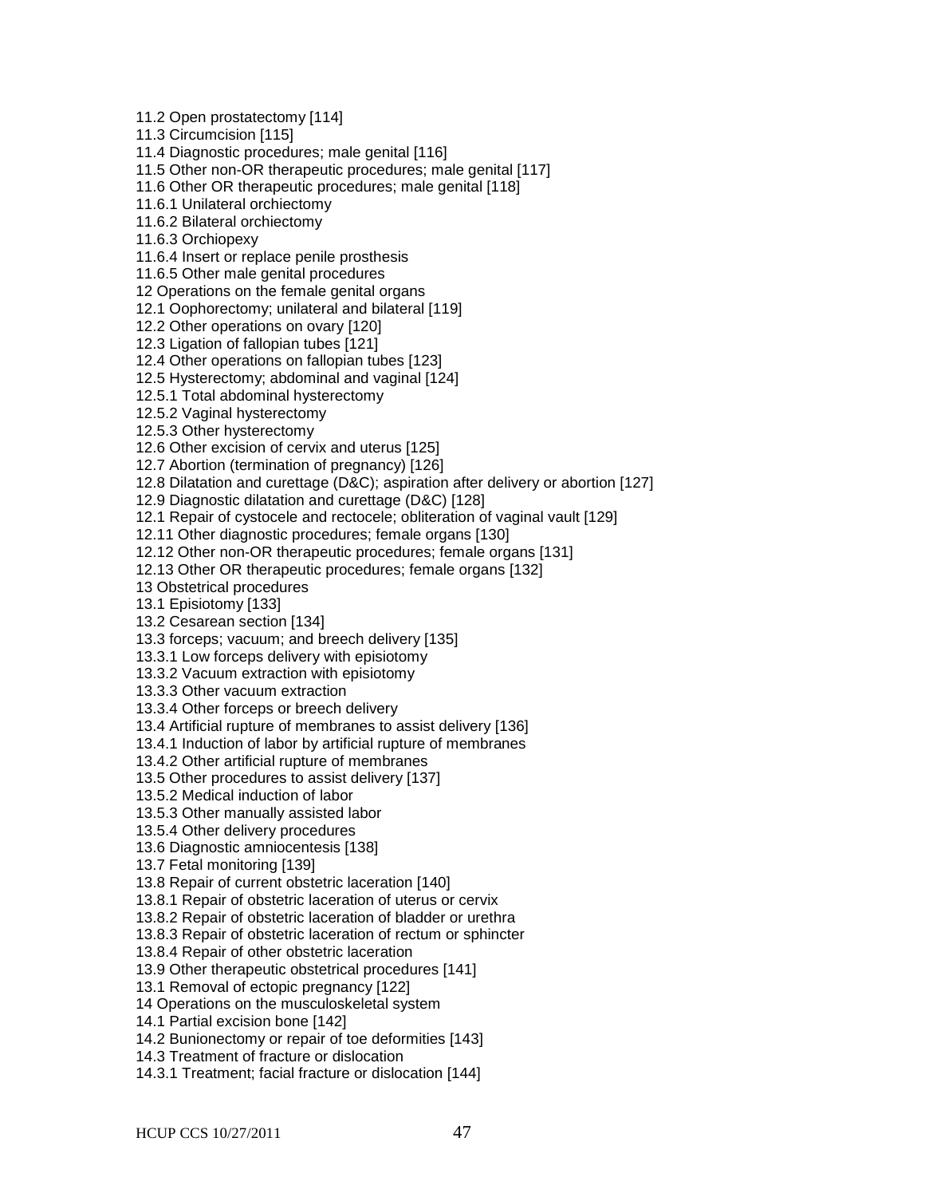11.2 Open prostatectomy [114]
11.3 Circumcision [115]
11.4 Diagnostic procedures; male genital [116]
11.5 Other non-OR therapeutic procedures; male genital [117]
11.6 Other OR therapeutic procedures; male genital [118]
11.6.1 Unilateral orchiectomy
11.6.2 Bilateral orchiectomy
11.6.3 Orchiopexy
11.6.4 Insert or replace penile prosthesis
11.6.5 Other male genital procedures
12 Operations on the female genital organs
12.1 Oophorectomy; unilateral and bilateral [119]
12.2 Other operations on ovary [120]
12.3 Ligation of fallopian tubes [121]
12.4 Other operations on fallopian tubes [123]
12.5 Hysterectomy; abdominal and vaginal [124]
12.5.1 Total abdominal hysterectomy
12.5.2 Vaginal hysterectomy
12.5.3 Other hysterectomy
12.6 Other excision of cervix and uterus [125]
12.7 Abortion (termination of pregnancy) [126]
12.8 Dilatation and curettage (D&C); aspiration after delivery or abortion [127]
12.9 Diagnostic dilatation and curettage (D&C) [128]
12.1 Repair of cystocele and rectocele; obliteration of vaginal vault [129]
12.11 Other diagnostic procedures; female organs [130]
12.12 Other non-OR therapeutic procedures; female organs [131]
12.13 Other OR therapeutic procedures; female organs [132]
13 Obstetrical procedures
13.1 Episiotomy [133]
13.2 Cesarean section [134]
13.3 forceps; vacuum; and breech delivery [135]
13.3.1 Low forceps delivery with episiotomy
13.3.2 Vacuum extraction with episiotomy
13.3.3 Other vacuum extraction
13.3.4 Other forceps or breech delivery
13.4 Artificial rupture of membranes to assist delivery [136]
13.4.1 Induction of labor by artificial rupture of membranes
13.4.2 Other artificial rupture of membranes
13.5 Other procedures to assist delivery [137]
13.5.2 Medical induction of labor
13.5.3 Other manually assisted labor
13.5.4 Other delivery procedures
13.6 Diagnostic amniocentesis [138]
13.7 Fetal monitoring [139]
13.8 Repair of current obstetric laceration [140]
13.8.1 Repair of obstetric laceration of uterus or cervix
13.8.2 Repair of obstetric laceration of bladder or urethra
13.8.3 Repair of obstetric laceration of rectum or sphincter
13.8.4 Repair of other obstetric laceration
13.9 Other therapeutic obstetrical procedures [141]
13.1 Removal of ectopic pregnancy [122]
14 Operations on the musculoskeletal system
14.1 Partial excision bone [142]
14.2 Bunionectomy or repair of toe deformities [143]
14.3 Treatment of fracture or dislocation
14.3.1 Treatment; facial fracture or dislocation [144]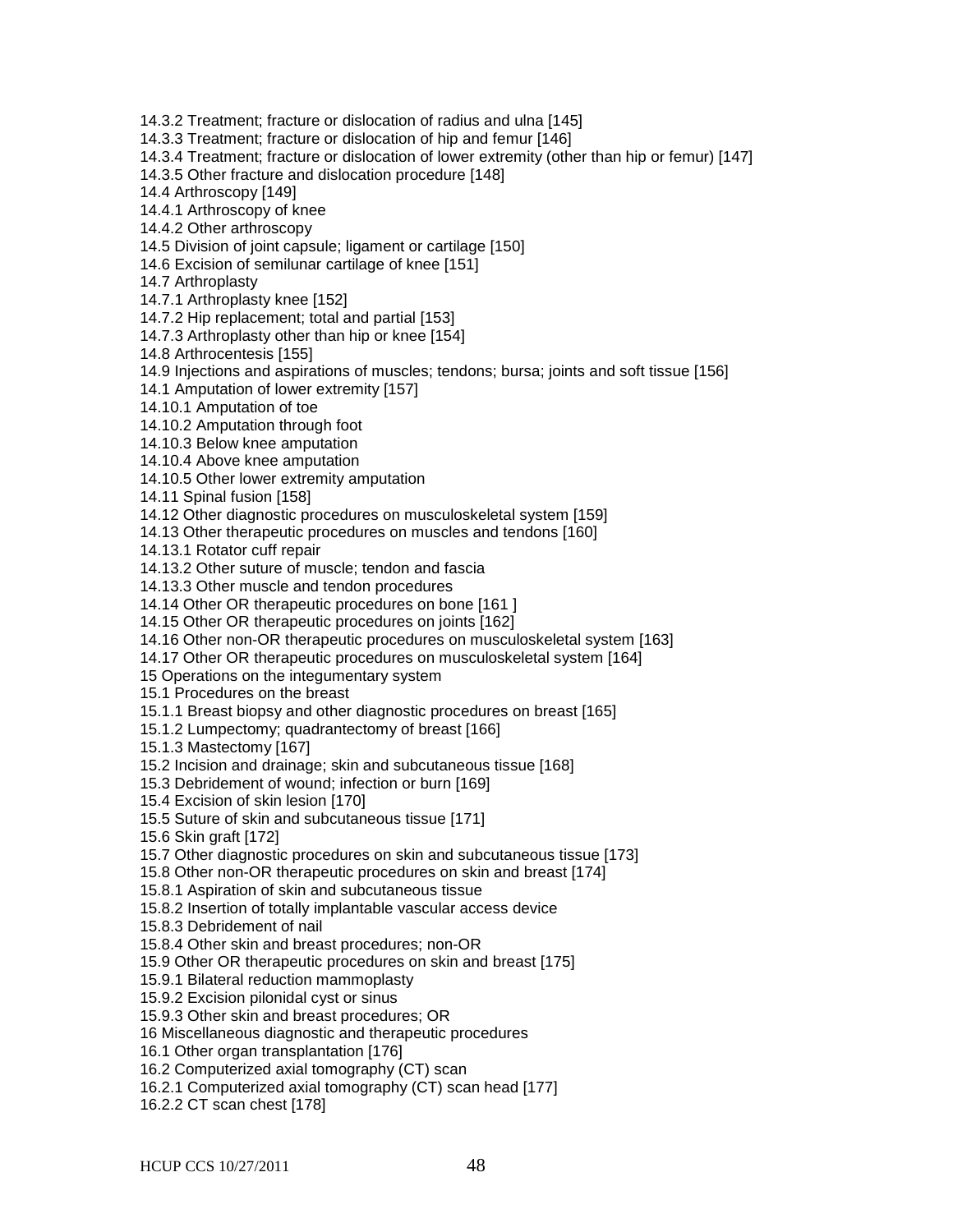14.3.2 Treatment; fracture or dislocation of radius and ulna [145]
14.3.3 Treatment; fracture or dislocation of hip and femur [146]
14.3.4 Treatment; fracture or dislocation of lower extremity (other than hip or femur) [147]
14.3.5 Other fracture and dislocation procedure [148]
14.4 Arthroscopy [149]
14.4.1 Arthroscopy of knee
14.4.2 Other arthroscopy
14.5 Division of joint capsule; ligament or cartilage [150]
14.6 Excision of semilunar cartilage of knee [151]
14.7 Arthroplasty
14.7.1 Arthroplasty knee [152]
14.7.2 Hip replacement; total and partial [153]
14.7.3 Arthroplasty other than hip or knee [154]
14.8 Arthrocentesis [155]
14.9 Injections and aspirations of muscles; tendons; bursa; joints and soft tissue [156]
14.1 Amputation of lower extremity [157]
14.10.1 Amputation of toe
14.10.2 Amputation through foot
14.10.3 Below knee amputation
14.10.4 Above knee amputation
14.10.5 Other lower extremity amputation
14.11 Spinal fusion [158]
14.12 Other diagnostic procedures on musculoskeletal system [159]
14.13 Other therapeutic procedures on muscles and tendons [160]
14.13.1 Rotator cuff repair
14.13.2 Other suture of muscle; tendon and fascia
14.13.3 Other muscle and tendon procedures
14.14 Other OR therapeutic procedures on bone [161 ]
14.15 Other OR therapeutic procedures on joints [162]
14.16 Other non-OR therapeutic procedures on musculoskeletal system [163]
14.17 Other OR therapeutic procedures on musculoskeletal system [164]
15 Operations on the integumentary system
15.1 Procedures on the breast
15.1.1 Breast biopsy and other diagnostic procedures on breast [165]
15.1.2 Lumpectomy; quadrantectomy of breast [166]
15.1.3 Mastectomy [167]
15.2 Incision and drainage; skin and subcutaneous tissue [168]
15.3 Debridement of wound; infection or burn [169]
15.4 Excision of skin lesion [170]
15.5 Suture of skin and subcutaneous tissue [171]
15.6 Skin graft [172]
15.7 Other diagnostic procedures on skin and subcutaneous tissue [173]
15.8 Other non-OR therapeutic procedures on skin and breast [174]
15.8.1 Aspiration of skin and subcutaneous tissue
15.8.2 Insertion of totally implantable vascular access device
15.8.3 Debridement of nail
15.8.4 Other skin and breast procedures; non-OR
15.9 Other OR therapeutic procedures on skin and breast [175]
15.9.1 Bilateral reduction mammoplasty
15.9.2 Excision pilonidal cyst or sinus
15.9.3 Other skin and breast procedures; OR
16 Miscellaneous diagnostic and therapeutic procedures
16.1 Other organ transplantation [176]
16.2 Computerized axial tomography (CT) scan
16.2.1 Computerized axial tomography (CT) scan head [177]
16.2.2 CT scan chest [178]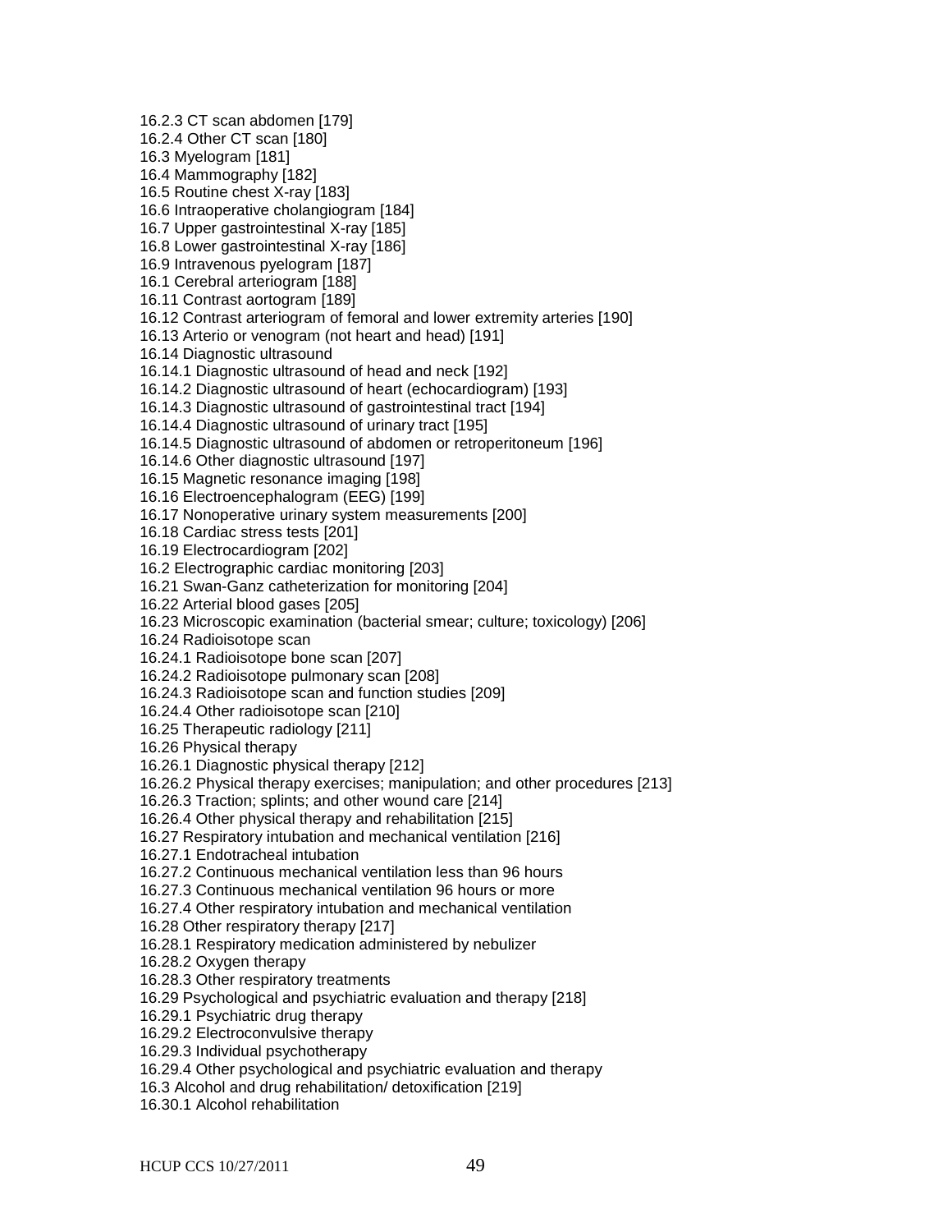16.2.3 CT scan abdomen [179]
16.2.4 Other CT scan [180]
16.3 Myelogram [181]
16.4 Mammography [182]
16.5 Routine chest X-ray [183]
16.6 Intraoperative cholangiogram [184]
16.7 Upper gastrointestinal X-ray [185]
16.8 Lower gastrointestinal X-ray [186]
16.9 Intravenous pyelogram [187]
16.1 Cerebral arteriogram [188]
16.11 Contrast aortogram [189]
16.12 Contrast arteriogram of femoral and lower extremity arteries [190]
16.13 Arterio or venogram (not heart and head) [191]
16.14 Diagnostic ultrasound
16.14.1 Diagnostic ultrasound of head and neck [192]
16.14.2 Diagnostic ultrasound of heart (echocardiogram) [193]
16.14.3 Diagnostic ultrasound of gastrointestinal tract [194]
16.14.4 Diagnostic ultrasound of urinary tract [195]
16.14.5 Diagnostic ultrasound of abdomen or retroperitoneum [196]
16.14.6 Other diagnostic ultrasound [197]
16.15 Magnetic resonance imaging [198]
16.16 Electroencephalogram (EEG) [199]
16.17 Nonoperative urinary system measurements [200]
16.18 Cardiac stress tests [201]
16.19 Electrocardiogram [202]
16.2 Electrographic cardiac monitoring [203]
16.21 Swan-Ganz catheterization for monitoring [204]
16.22 Arterial blood gases [205]
16.23 Microscopic examination (bacterial smear; culture; toxicology) [206]
16.24 Radioisotope scan
16.24.1 Radioisotope bone scan [207]
16.24.2 Radioisotope pulmonary scan [208]
16.24.3 Radioisotope scan and function studies [209]
16.24.4 Other radioisotope scan [210]
16.25 Therapeutic radiology [211]
16.26 Physical therapy
16.26.1 Diagnostic physical therapy [212]
16.26.2 Physical therapy exercises; manipulation; and other procedures [213]
16.26.3 Traction; splints; and other wound care [214]
16.26.4 Other physical therapy and rehabilitation [215]
16.27 Respiratory intubation and mechanical ventilation [216]
16.27.1 Endotracheal intubation
16.27.2 Continuous mechanical ventilation less than 96 hours
16.27.3 Continuous mechanical ventilation 96 hours or more
16.27.4 Other respiratory intubation and mechanical ventilation
16.28 Other respiratory therapy [217]
16.28.1 Respiratory medication administered by nebulizer
16.28.2 Oxygen therapy
16.28.3 Other respiratory treatments
16.29 Psychological and psychiatric evaluation and therapy [218]
16.29.1 Psychiatric drug therapy
16.29.2 Electroconvulsive therapy
16.29.3 Individual psychotherapy
16.29.4 Other psychological and psychiatric evaluation and therapy
16.3 Alcohol and drug rehabilitation/ detoxification [219]
16.30.1 Alcohol rehabilitation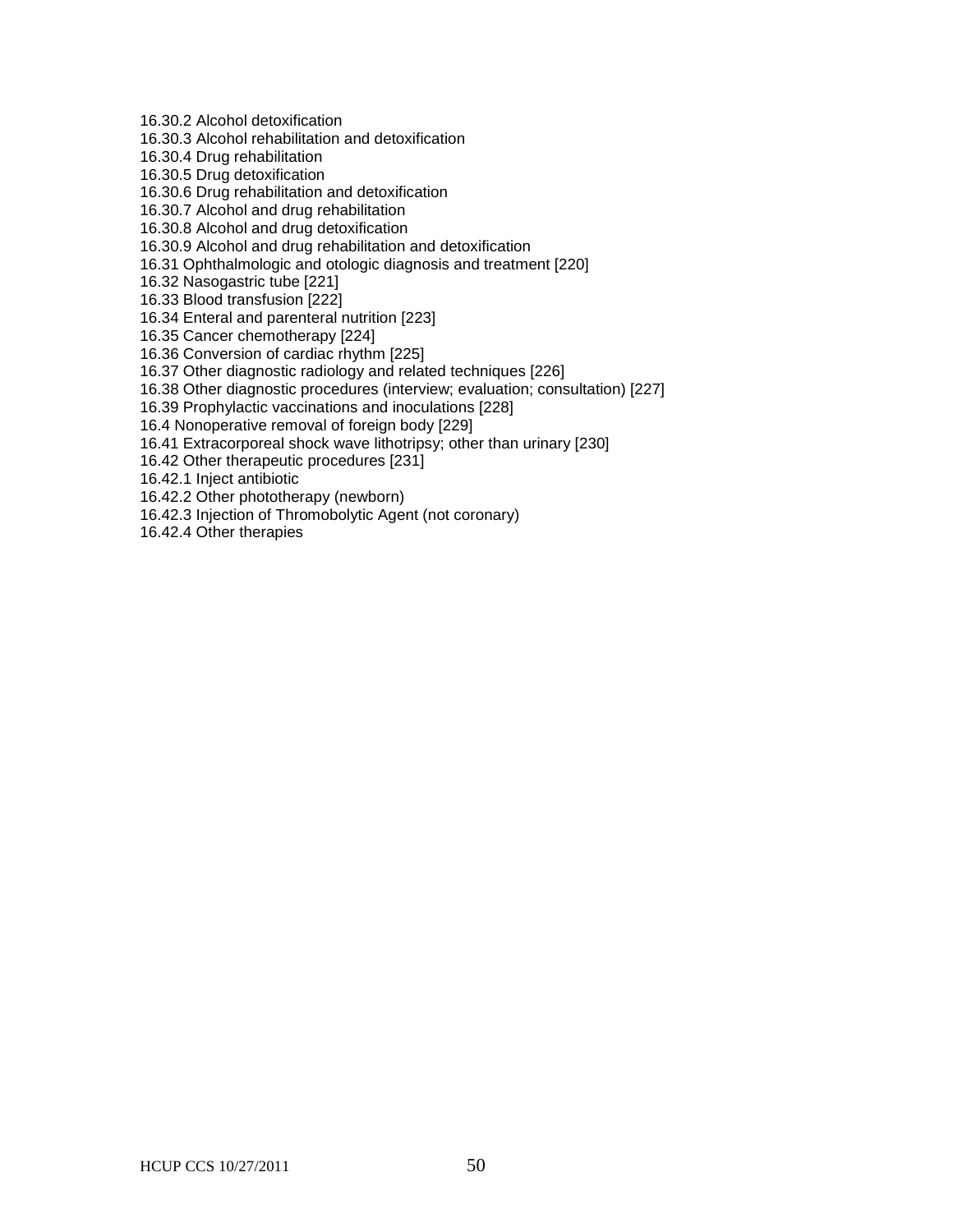16.30.2 Alcohol detoxification
16.30.3 Alcohol rehabilitation and detoxification
16.30.4 Drug rehabilitation
16.30.5 Drug detoxification
16.30.6 Drug rehabilitation and detoxification
16.30.7 Alcohol and drug rehabilitation
16.30.8 Alcohol and drug detoxification
16.30.9 Alcohol and drug rehabilitation and detoxification
16.31 Ophthalmologic and otologic diagnosis and treatment [220]
16.32 Nasogastric tube [221]
16.33 Blood transfusion [222]
16.34 Enteral and parenteral nutrition [223]
16.35 Cancer chemotherapy [224]
16.36 Conversion of cardiac rhythm [225]
16.37 Other diagnostic radiology and related techniques [226]
16.38 Other diagnostic procedures (interview; evaluation; consultation) [227]
16.39 Prophylactic vaccinations and inoculations [228]
16.4 Nonoperative removal of foreign body [229]
16.41 Extracorporeal shock wave lithotripsy; other than urinary [230]
16.42 Other therapeutic procedures [231]
16.42.1 Inject antibiotic
16.42.2 Other phototherapy (newborn)
16.42.3 Injection of Thromobolytic Agent (not coronary)
16.42.4 Other therapies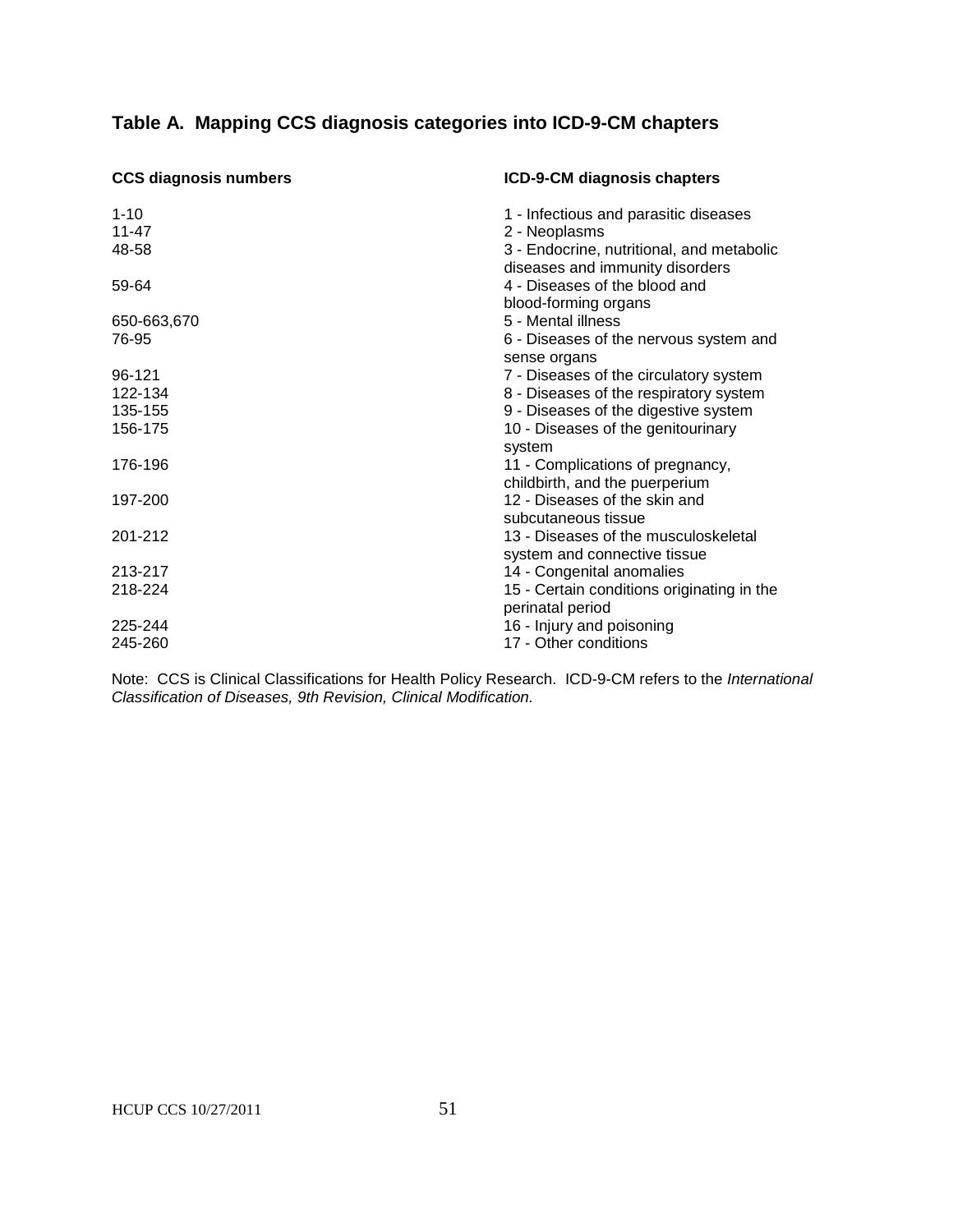## Table A. Mapping CCS diagnosis categories into ICD-9-CM chapters

| CCS diagnosis numbers | ICD-9-CM diagnosis chapters |
|---|---|
| 1-10 | 1 - Infectious and parasitic diseases |
| 11-47 | 2 - Neoplasms |
| 48-58 | 3 - Endocrine, nutritional, and metabolic diseases and immunity disorders |
| 59-64 | 4 - Diseases of the blood and blood-forming organs |
| 650-663,670 | 5 - Mental illness |
| 76-95 | 6 - Diseases of the nervous system and sense organs |
| 96-121 | 7 - Diseases of the circulatory system |
| 122-134 | 8 - Diseases of the respiratory system |
| 135-155 | 9 - Diseases of the digestive system |
| 156-175 | 10 - Diseases of the genitourinary system |
| 176-196 | 11 - Complications of pregnancy, childbirth, and the puerperium |
| 197-200 | 12 - Diseases of the skin and subcutaneous tissue |
| 201-212 | 13 - Diseases of the musculoskeletal system and connective tissue |
| 213-217 | 14 - Congenital anomalies |
| 218-224 | 15 - Certain conditions originating in the perinatal period |
| 225-244 | 16 - Injury and poisoning |
| 245-260 | 17 - Other conditions |

Note: CCS is Clinical Classifications for Health Policy Research. ICD-9-CM refers to the *International Classification of Diseases, 9th Revision, Clinical Modification.*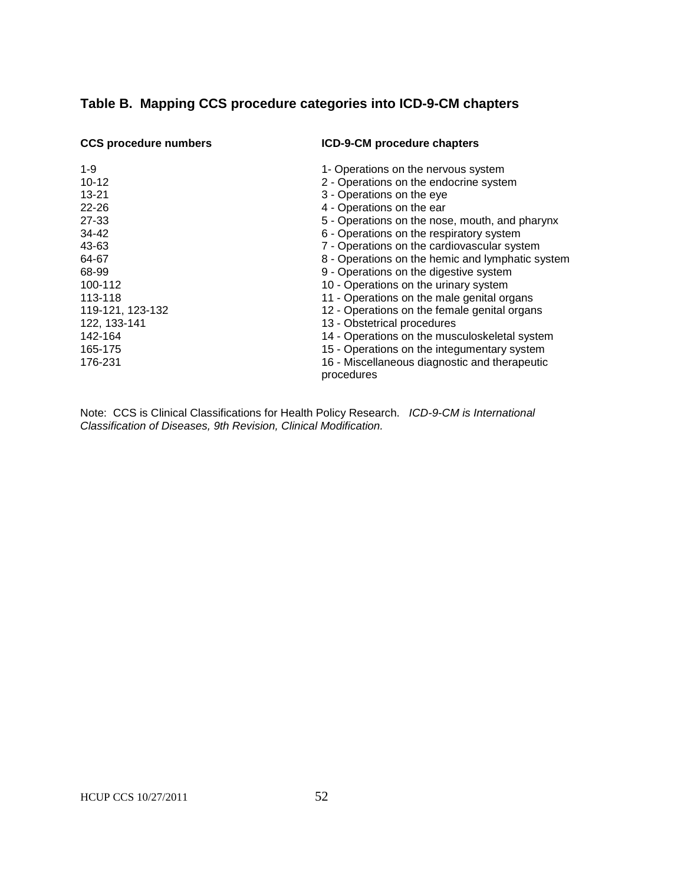## Table B. Mapping CCS procedure categories into ICD-9-CM chapters

| **CCS procedure numbers** | **ICD-9-CM procedure chapters** |
|---|---|
| 1-9 | 1- Operations on the nervous system |
| 10-12 | 2 - Operations on the endocrine system |
| 13-21 | 3 - Operations on the eye |
| 22-26 | 4 - Operations on the ear |
| 27-33 | 5 - Operations on the nose, mouth, and pharynx |
| 34-42 | 6 - Operations on the respiratory system |
| 43-63 | 7 - Operations on the cardiovascular system |
| 64-67 | 8 - Operations on the hemic and lymphatic system |
| 68-99 | 9 - Operations on the digestive system |
| 100-112 | 10 - Operations on the urinary system |
| 113-118 | 11 - Operations on the male genital organs |
| 119-121, 123-132 | 12 - Operations on the female genital organs |
| 122, 133-141 | 13 - Obstetrical procedures |
| 142-164 | 14 - Operations on the musculoskeletal system |
| 165-175 | 15 - Operations on the integumentary system |
| 176-231 | 16 - Miscellaneous diagnostic and therapeutic procedures |

Note: CCS is Clinical Classifications for Health Policy Research. *ICD-9-CM is International Classification of Diseases, 9th Revision, Clinical Modification.*